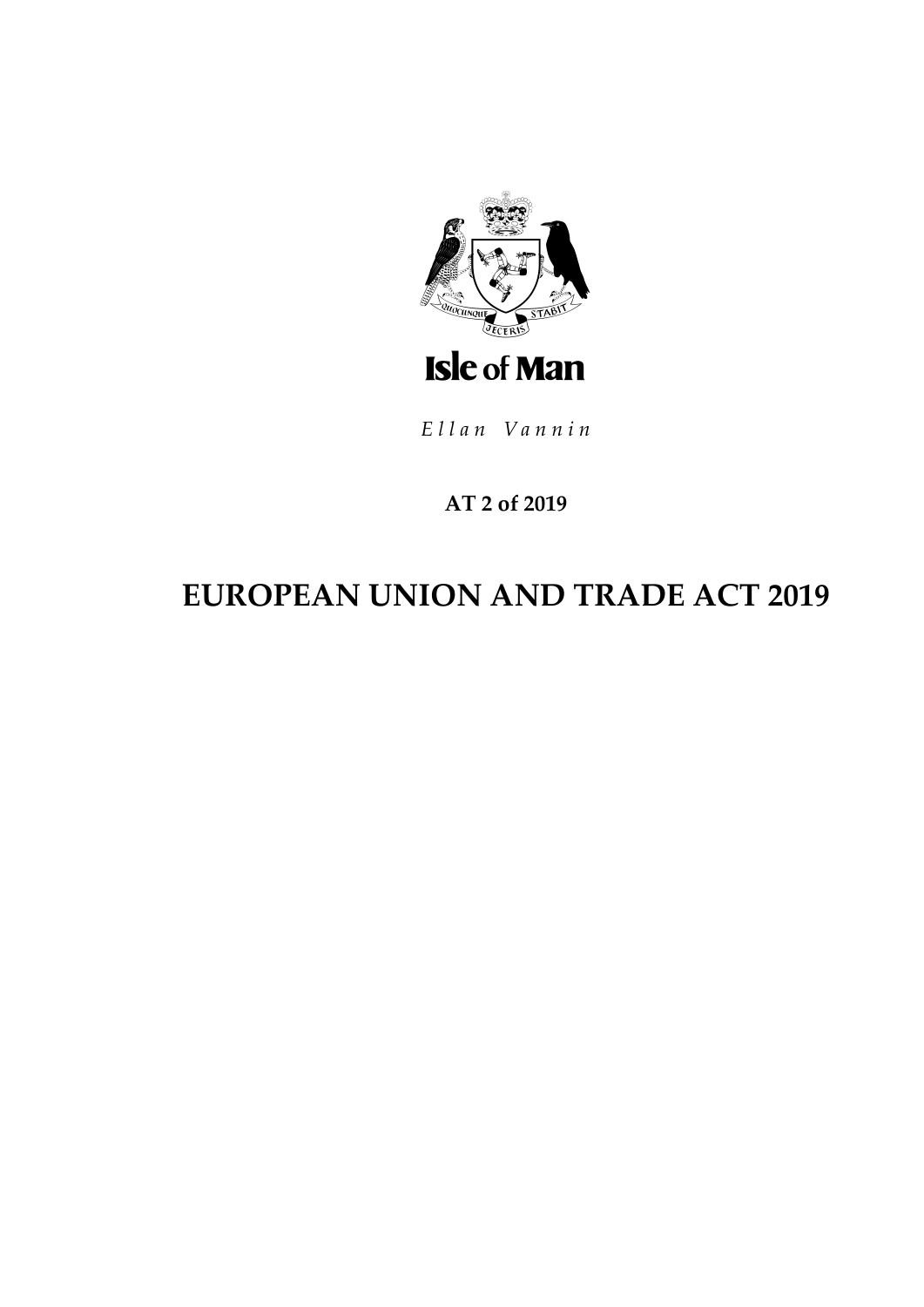Isle of Man

*Ellan Vannin*

**AT 2 of 2019**

# EUROPEAN UNION AND TRADE ACT 2019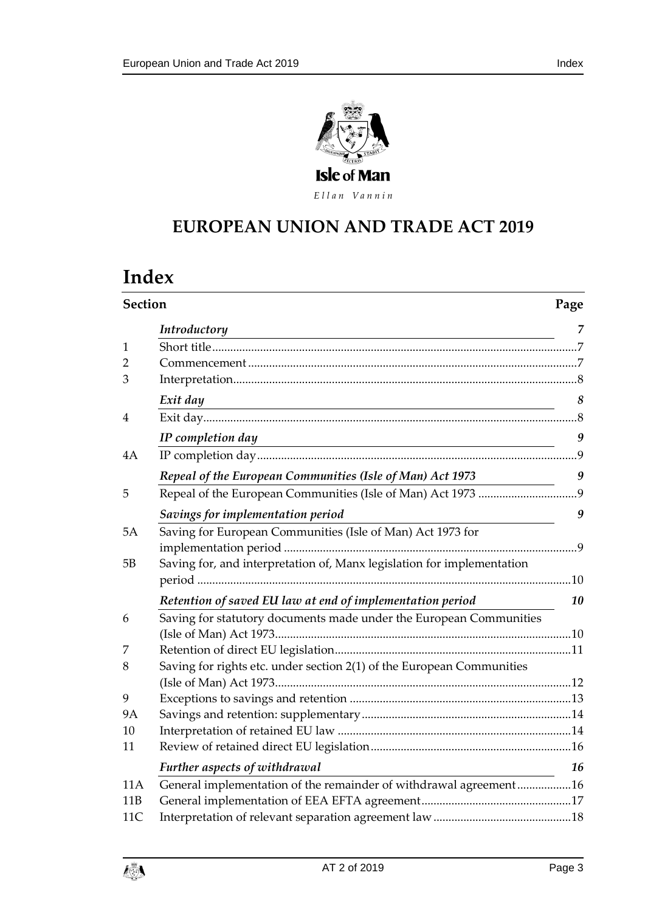# EUROPEAN UNION AND TRADE ACT 2019

# Index

| Section | | Page |
|---|---|---|
| | *Introductory* | *7* |
| 1 | Short title | 7 |
| 2 | Commencement | 7 |
| 3 | Interpretation | 8 |
| | *Exit day* | *8* |
| 4 | Exit day | 8 |
| | *IP completion day* | *9* |
| 4A | IP completion day | 9 |
| | *Repeal of the European Communities (Isle of Man) Act 1973* | *9* |
| 5 | Repeal of the European Communities (Isle of Man) Act 1973 | 9 |
| | *Savings for implementation period* | *9* |
| 5A | Saving for European Communities (Isle of Man) Act 1973 for implementation period | 9 |
| 5B | Saving for, and interpretation of, Manx legislation for implementation period | 10 |
| | *Retention of saved EU law at end of implementation period* | *10* |
| 6 | Saving for statutory documents made under the European Communities (Isle of Man) Act 1973 | 10 |
| 7 | Retention of direct EU legislation | 11 |
| 8 | Saving for rights etc. under section 2(1) of the European Communities (Isle of Man) Act 1973 | 12 |
| 9 | Exceptions to savings and retention | 13 |
| 9A | Savings and retention: supplementary | 14 |
| 10 | Interpretation of retained EU law | 14 |
| 11 | Review of retained direct EU legislation | 16 |
| | *Further aspects of withdrawal* | *16* |
| 11A | General implementation of the remainder of withdrawal agreement | 16 |
| 11B | General implementation of EEA EFTA agreement | 17 |
| 11C | Interpretation of relevant separation agreement law | 18 |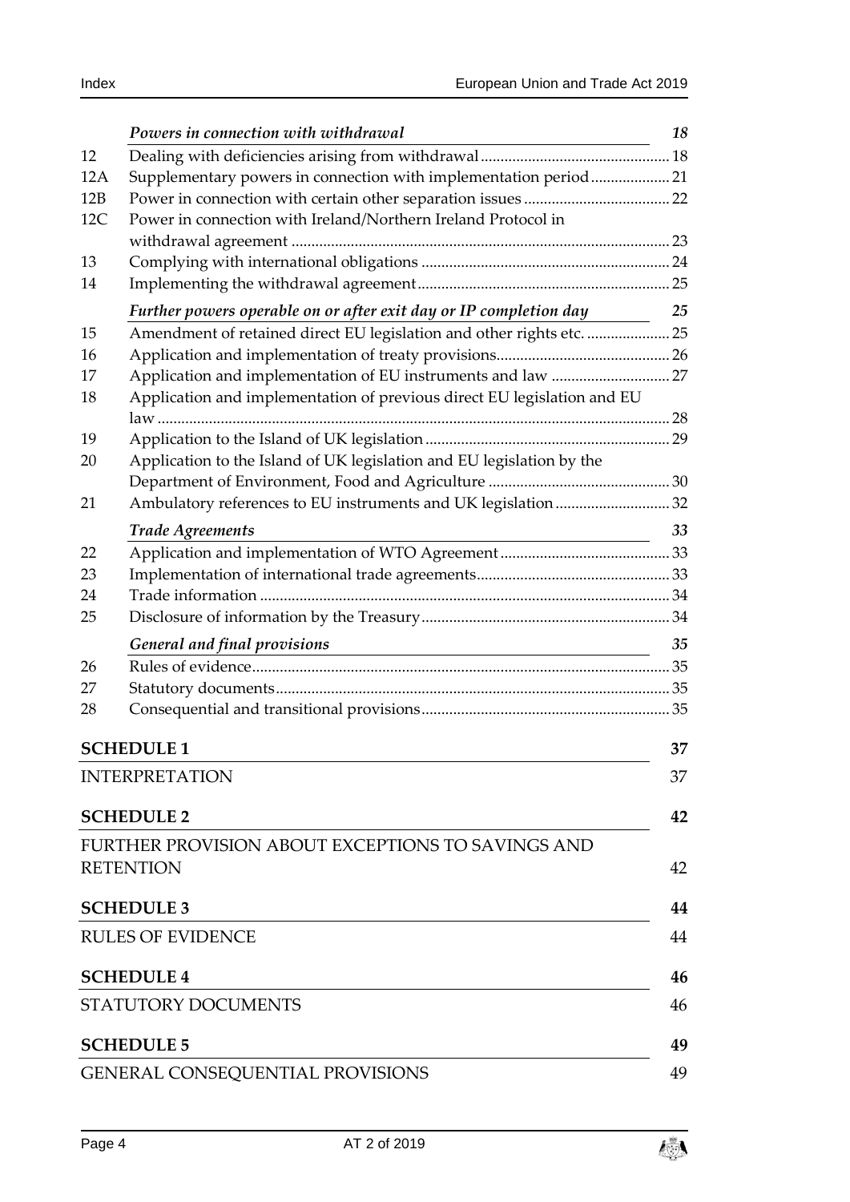| | *Powers in connection with withdrawal* | *18* |
|---|---|---|
| 12 | Dealing with deficiencies arising from withdrawal | 18 |
| 12A | Supplementary powers in connection with implementation period | 21 |
| 12B | Power in connection with certain other separation issues | 22 |
| 12C | Power in connection with Ireland/Northern Ireland Protocol in withdrawal agreement | 23 |
| 13 | Complying with international obligations | 24 |
| 14 | Implementing the withdrawal agreement | 25 |
| | *Further powers operable on or after exit day or IP completion day* | *25* |
| 15 | Amendment of retained direct EU legislation and other rights etc. | 25 |
| 16 | Application and implementation of treaty provisions | 26 |
| 17 | Application and implementation of EU instruments and law | 27 |
| 18 | Application and implementation of previous direct EU legislation and EU law | 28 |
| 19 | Application to the Island of UK legislation | 29 |
| 20 | Application to the Island of UK legislation and EU legislation by the Department of Environment, Food and Agriculture | 30 |
| 21 | Ambulatory references to EU instruments and UK legislation | 32 |
| | *Trade Agreements* | *33* |
| 22 | Application and implementation of WTO Agreement | 33 |
| 23 | Implementation of international trade agreements | 33 |
| 24 | Trade information | 34 |
| 25 | Disclosure of information by the Treasury | 34 |
| | *General and final provisions* | *35* |
| 26 | Rules of evidence | 35 |
| 27 | Statutory documents | 35 |
| 28 | Consequential and transitional provisions | 35 |

**SCHEDULE 1** — 37

INTERPRETATION — 37

**SCHEDULE 2** — 42

FURTHER PROVISION ABOUT EXCEPTIONS TO SAVINGS AND RETENTION — 42

**SCHEDULE 3** — 44

RULES OF EVIDENCE — 44

**SCHEDULE 4** — 46

STATUTORY DOCUMENTS — 46

**SCHEDULE 5** — 49

GENERAL CONSEQUENTIAL PROVISIONS — 49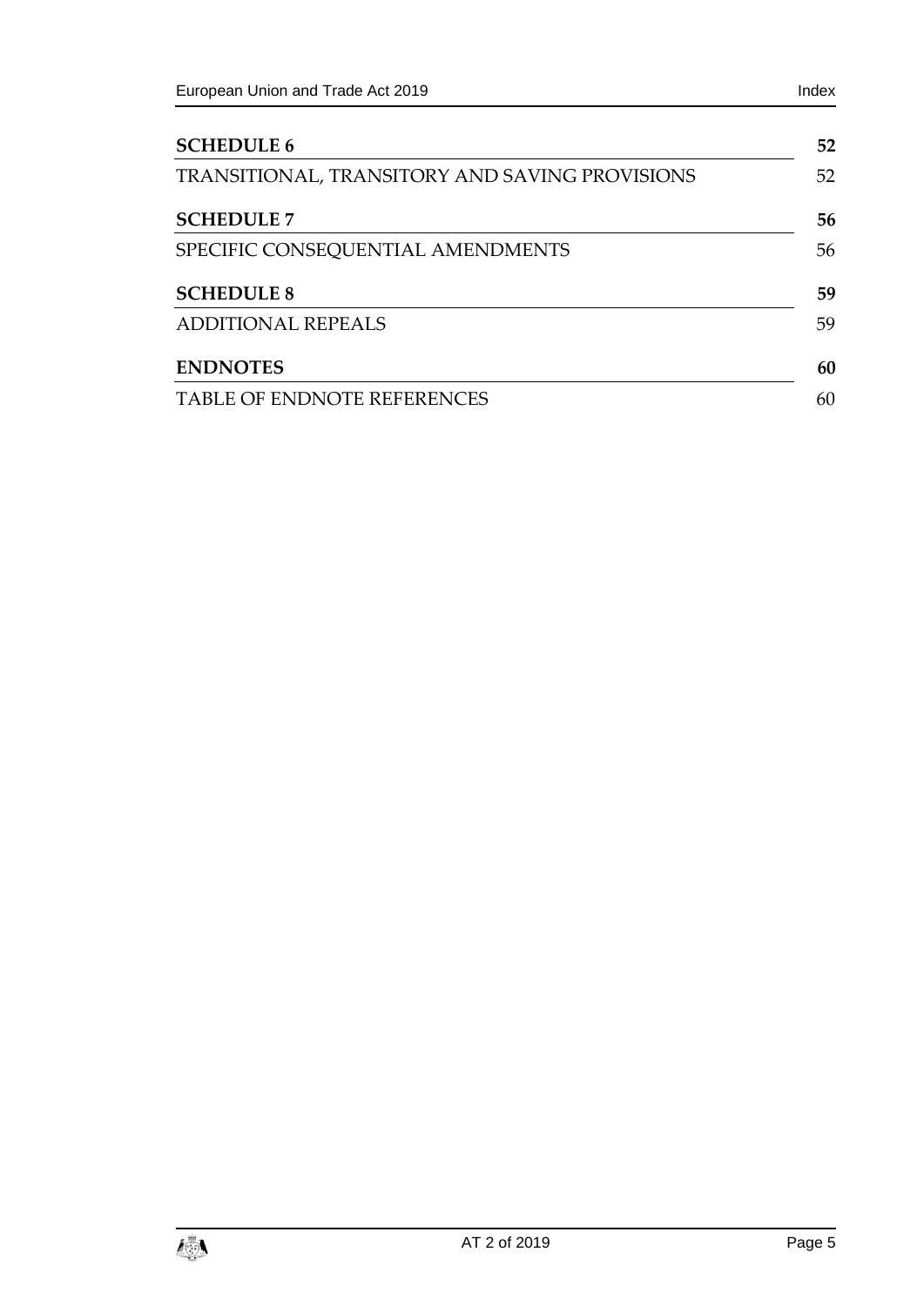**SCHEDULE 6** **52**

TRANSITIONAL, TRANSITORY AND SAVING PROVISIONS 52

**SCHEDULE 7** **56**

SPECIFIC CONSEQUENTIAL AMENDMENTS 56

**SCHEDULE 8** **59**

ADDITIONAL REPEALS 59

**ENDNOTES** **60**

TABLE OF ENDNOTE REFERENCES 60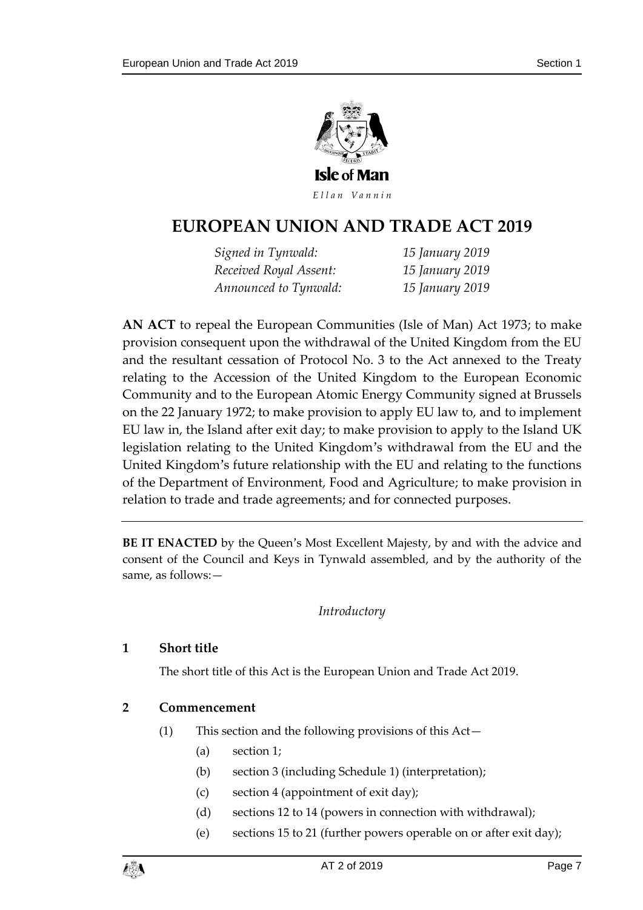Isle of Man

*Ellan Vannin*

# EUROPEAN UNION AND TRADE ACT 2019

| | |
|---|---|
| *Signed in Tynwald:* | *15 January 2019* |
| *Received Royal Assent:* | *15 January 2019* |
| *Announced to Tynwald:* | *15 January 2019* |

**AN ACT** to repeal the European Communities (Isle of Man) Act 1973; to make provision consequent upon the withdrawal of the United Kingdom from the EU and the resultant cessation of Protocol No. 3 to the Act annexed to the Treaty relating to the Accession of the United Kingdom to the European Economic Community and to the European Atomic Energy Community signed at Brussels on the 22 January 1972; to make provision to apply EU law to, and to implement EU law in, the Island after exit day; to make provision to apply to the Island UK legislation relating to the United Kingdom's withdrawal from the EU and the United Kingdom's future relationship with the EU and relating to the functions of the Department of Environment, Food and Agriculture; to make provision in relation to trade and trade agreements; and for connected purposes.

---

**BE IT ENACTED** by the Queen's Most Excellent Majesty, by and with the advice and consent of the Council and Keys in Tynwald assembled, and by the authority of the same, as follows:—

*Introductory*

### 1 Short title

The short title of this Act is the European Union and Trade Act 2019.

### 2 Commencement

(1) This section and the following provisions of this Act—

(a) section 1;

(b) section 3 (including Schedule 1) (interpretation);

(c) section 4 (appointment of exit day);

(d) sections 12 to 14 (powers in connection with withdrawal);

(e) sections 15 to 21 (further powers operable on or after exit day);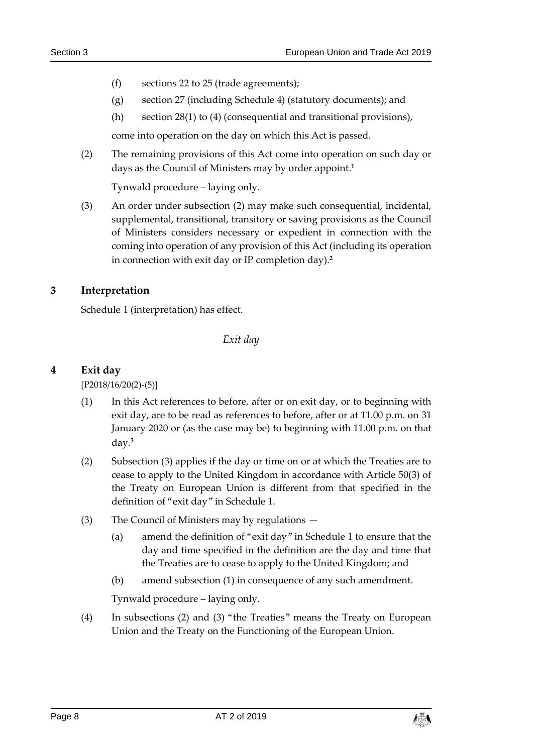(f) sections 22 to 25 (trade agreements);

(g) section 27 (including Schedule 4) (statutory documents); and

(h) section 28(1) to (4) (consequential and transitional provisions),

come into operation on the day on which this Act is passed.

(2) The remaining provisions of this Act come into operation on such day or days as the Council of Ministers may by order appoint.[1]

Tynwald procedure – laying only.

(3) An order under subsection (2) may make such consequential, incidental, supplemental, transitional, transitory or saving provisions as the Council of Ministers considers necessary or expedient in connection with the coming into operation of any provision of this Act (including its operation in connection with exit day or IP completion day).[2]

## 3 Interpretation

Schedule 1 (interpretation) has effect.

*Exit day*

## 4 Exit day

[P2018/16/20(2)-(5)]

(1) In this Act references to before, after or on exit day, or to beginning with exit day, are to be read as references to before, after or at 11.00 p.m. on 31 January 2020 or (as the case may be) to beginning with 11.00 p.m. on that day.[3]

(2) Subsection (3) applies if the day or time on or at which the Treaties are to cease to apply to the United Kingdom in accordance with Article 50(3) of the Treaty on European Union is different from that specified in the definition of "exit day" in Schedule 1.

(3) The Council of Ministers may by regulations —

(a) amend the definition of "exit day" in Schedule 1 to ensure that the day and time specified in the definition are the day and time that the Treaties are to cease to apply to the United Kingdom; and

(b) amend subsection (1) in consequence of any such amendment.

Tynwald procedure – laying only.

(4) In subsections (2) and (3) "the Treaties" means the Treaty on European Union and the Treaty on the Functioning of the European Union.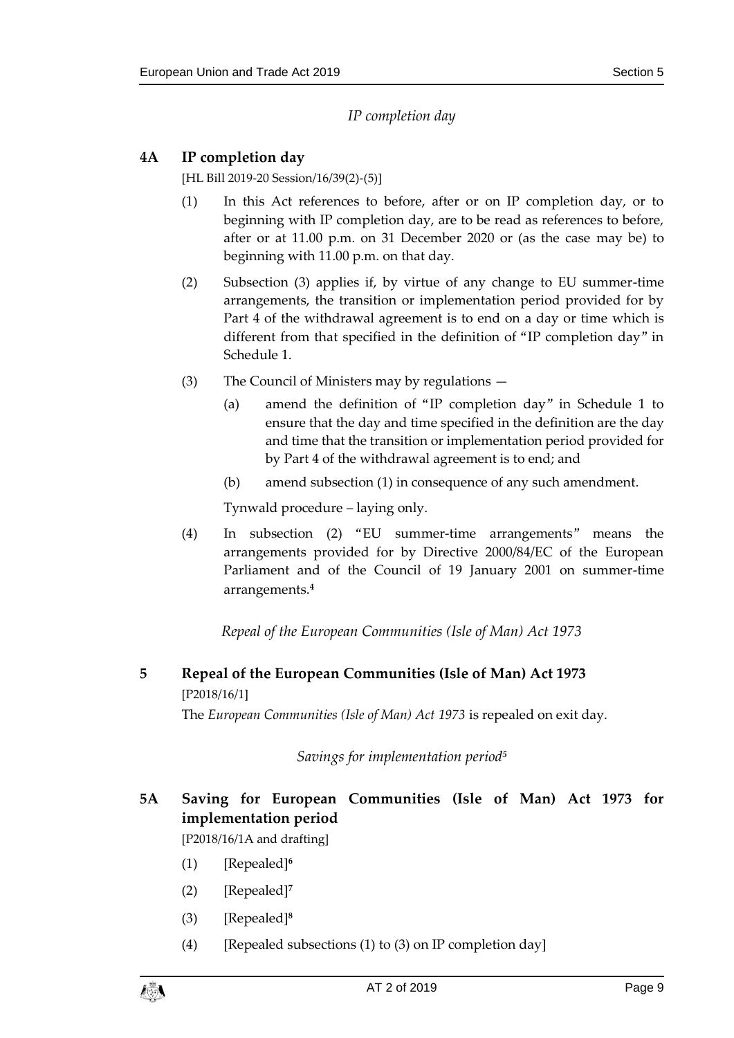*IP completion day*

## 4A IP completion day

[HL Bill 2019-20 Session/16/39(2)-(5)]

(1) In this Act references to before, after or on IP completion day, or to beginning with IP completion day, are to be read as references to before, after or at 11.00 p.m. on 31 December 2020 or (as the case may be) to beginning with 11.00 p.m. on that day.

(2) Subsection (3) applies if, by virtue of any change to EU summer-time arrangements, the transition or implementation period provided for by Part 4 of the withdrawal agreement is to end on a day or time which is different from that specified in the definition of "IP completion day" in Schedule 1.

(3) The Council of Ministers may by regulations —

(a) amend the definition of "IP completion day" in Schedule 1 to ensure that the day and time specified in the definition are the day and time that the transition or implementation period provided for by Part 4 of the withdrawal agreement is to end; and

(b) amend subsection (1) in consequence of any such amendment.

Tynwald procedure – laying only.

(4) In subsection (2) "EU summer-time arrangements" means the arrangements provided for by Directive 2000/84/EC of the European Parliament and of the Council of 19 January 2001 on summer-time arrangements.[4]

*Repeal of the European Communities (Isle of Man) Act 1973*

## 5 Repeal of the European Communities (Isle of Man) Act 1973

[P2018/16/1]

The *European Communities (Isle of Man) Act 1973* is repealed on exit day.

*Savings for implementation period[5]*

## 5A Saving for European Communities (Isle of Man) Act 1973 for implementation period

[P2018/16/1A and drafting]

(1) [Repealed][6]

(2) [Repealed][7]

(3) [Repealed][8]

(4) [Repealed subsections (1) to (3) on IP completion day]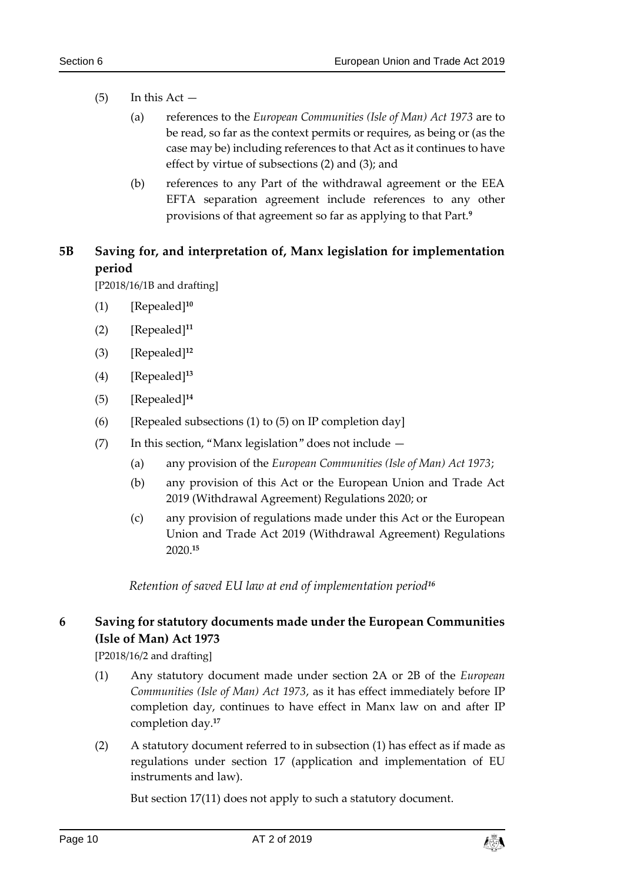(5) In this Act —

(a) references to the *European Communities (Isle of Man) Act 1973* are to be read, so far as the context permits or requires, as being or (as the case may be) including references to that Act as it continues to have effect by virtue of subsections (2) and (3); and

(b) references to any Part of the withdrawal agreement or the EEA EFTA separation agreement include references to any other provisions of that agreement so far as applying to that Part.[9]

## 5B Saving for, and interpretation of, Manx legislation for implementation period

[P2018/16/1B and drafting]

(1) [Repealed][10]

(2) [Repealed][11]

(3) [Repealed][12]

(4) [Repealed][13]

(5) [Repealed][14]

(6) [Repealed subsections (1) to (5) on IP completion day]

(7) In this section, "Manx legislation" does not include —

(a) any provision of the *European Communities (Isle of Man) Act 1973*;

(b) any provision of this Act or the European Union and Trade Act 2019 (Withdrawal Agreement) Regulations 2020; or

(c) any provision of regulations made under this Act or the European Union and Trade Act 2019 (Withdrawal Agreement) Regulations 2020.[15]

*Retention of saved EU law at end of implementation period*[16]

## 6 Saving for statutory documents made under the European Communities (Isle of Man) Act 1973

[P2018/16/2 and drafting]

(1) Any statutory document made under section 2A or 2B of the *European Communities (Isle of Man) Act 1973*, as it has effect immediately before IP completion day, continues to have effect in Manx law on and after IP completion day.[17]

(2) A statutory document referred to in subsection (1) has effect as if made as regulations under section 17 (application and implementation of EU instruments and law).

But section 17(11) does not apply to such a statutory document.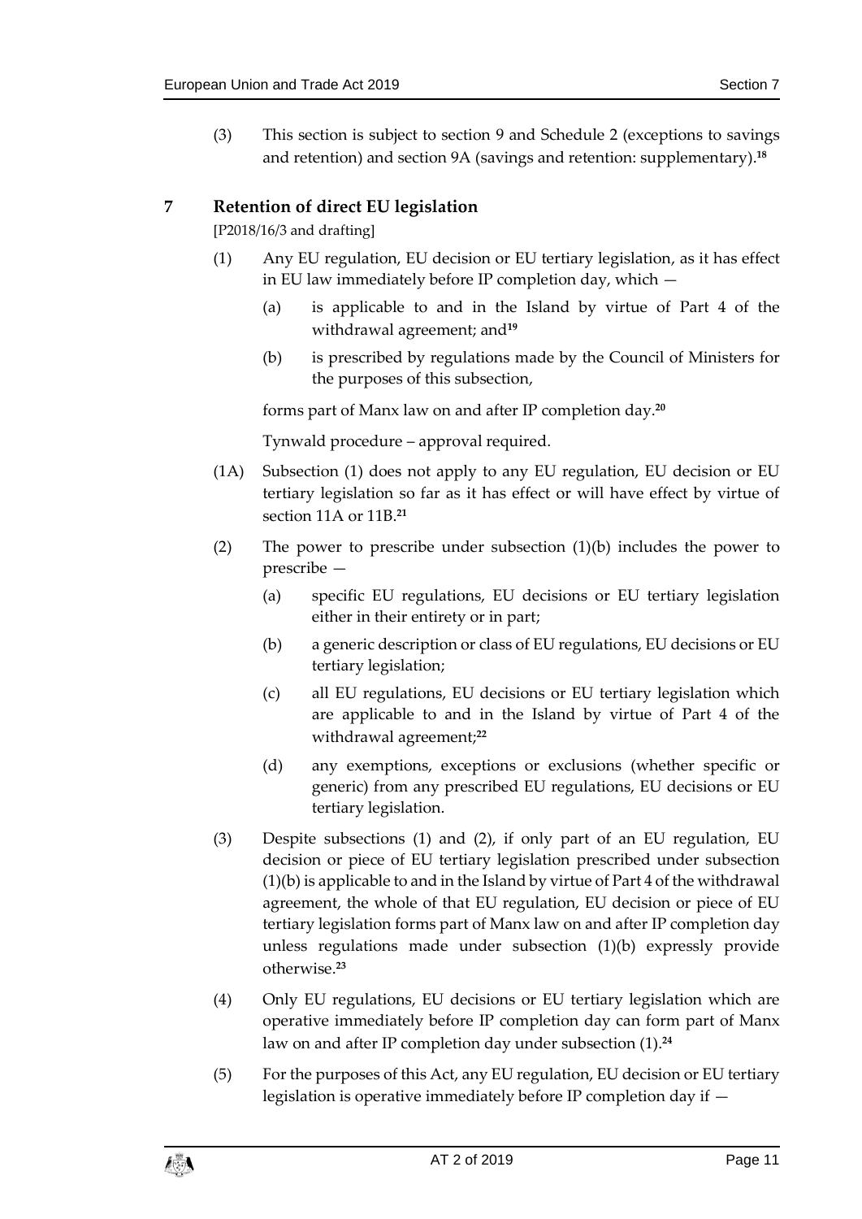(3) This section is subject to section 9 and Schedule 2 (exceptions to savings and retention) and section 9A (savings and retention: supplementary).[18]

## 7 Retention of direct EU legislation

[P2018/16/3 and drafting]

(1) Any EU regulation, EU decision or EU tertiary legislation, as it has effect in EU law immediately before IP completion day, which —

(a) is applicable to and in the Island by virtue of Part 4 of the withdrawal agreement; and[19]

(b) is prescribed by regulations made by the Council of Ministers for the purposes of this subsection,

forms part of Manx law on and after IP completion day.[20]

Tynwald procedure – approval required.

(1A) Subsection (1) does not apply to any EU regulation, EU decision or EU tertiary legislation so far as it has effect or will have effect by virtue of section 11A or 11B.[21]

(2) The power to prescribe under subsection (1)(b) includes the power to prescribe —

(a) specific EU regulations, EU decisions or EU tertiary legislation either in their entirety or in part;

(b) a generic description or class of EU regulations, EU decisions or EU tertiary legislation;

(c) all EU regulations, EU decisions or EU tertiary legislation which are applicable to and in the Island by virtue of Part 4 of the withdrawal agreement;[22]

(d) any exemptions, exceptions or exclusions (whether specific or generic) from any prescribed EU regulations, EU decisions or EU tertiary legislation.

(3) Despite subsections (1) and (2), if only part of an EU regulation, EU decision or piece of EU tertiary legislation prescribed under subsection (1)(b) is applicable to and in the Island by virtue of Part 4 of the withdrawal agreement, the whole of that EU regulation, EU decision or piece of EU tertiary legislation forms part of Manx law on and after IP completion day unless regulations made under subsection (1)(b) expressly provide otherwise.[23]

(4) Only EU regulations, EU decisions or EU tertiary legislation which are operative immediately before IP completion day can form part of Manx law on and after IP completion day under subsection (1).[24]

(5) For the purposes of this Act, any EU regulation, EU decision or EU tertiary legislation is operative immediately before IP completion day if —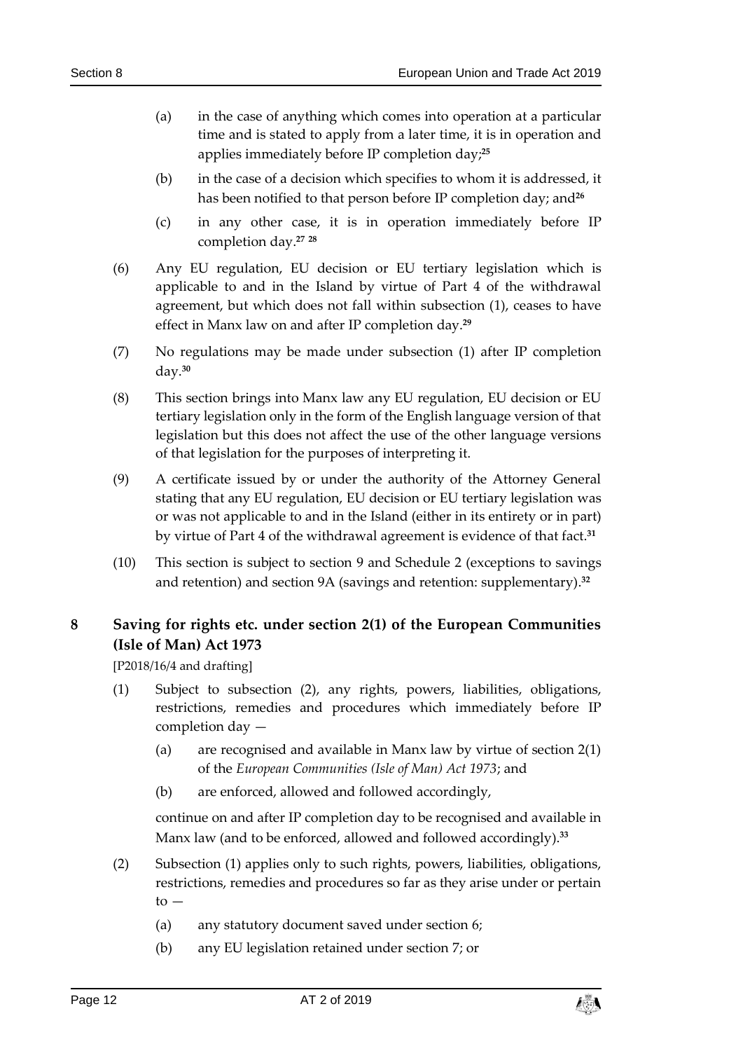(a) in the case of anything which comes into operation at a particular time and is stated to apply from a later time, it is in operation and applies immediately before IP completion day;[25]

(b) in the case of a decision which specifies to whom it is addressed, it has been notified to that person before IP completion day; and[26]

(c) in any other case, it is in operation immediately before IP completion day.[27] [28]

(6) Any EU regulation, EU decision or EU tertiary legislation which is applicable to and in the Island by virtue of Part 4 of the withdrawal agreement, but which does not fall within subsection (1), ceases to have effect in Manx law on and after IP completion day.[29]

(7) No regulations may be made under subsection (1) after IP completion day.[30]

(8) This section brings into Manx law any EU regulation, EU decision or EU tertiary legislation only in the form of the English language version of that legislation but this does not affect the use of the other language versions of that legislation for the purposes of interpreting it.

(9) A certificate issued by or under the authority of the Attorney General stating that any EU regulation, EU decision or EU tertiary legislation was or was not applicable to and in the Island (either in its entirety or in part) by virtue of Part 4 of the withdrawal agreement is evidence of that fact.[31]

(10) This section is subject to section 9 and Schedule 2 (exceptions to savings and retention) and section 9A (savings and retention: supplementary).[32]

## 8 Saving for rights etc. under section 2(1) of the European Communities (Isle of Man) Act 1973

[P2018/16/4 and drafting]

(1) Subject to subsection (2), any rights, powers, liabilities, obligations, restrictions, remedies and procedures which immediately before IP completion day —

(a) are recognised and available in Manx law by virtue of section 2(1) of the *European Communities (Isle of Man) Act 1973*; and

(b) are enforced, allowed and followed accordingly,

continue on and after IP completion day to be recognised and available in Manx law (and to be enforced, allowed and followed accordingly).[33]

(2) Subsection (1) applies only to such rights, powers, liabilities, obligations, restrictions, remedies and procedures so far as they arise under or pertain to —

(a) any statutory document saved under section 6;

(b) any EU legislation retained under section 7; or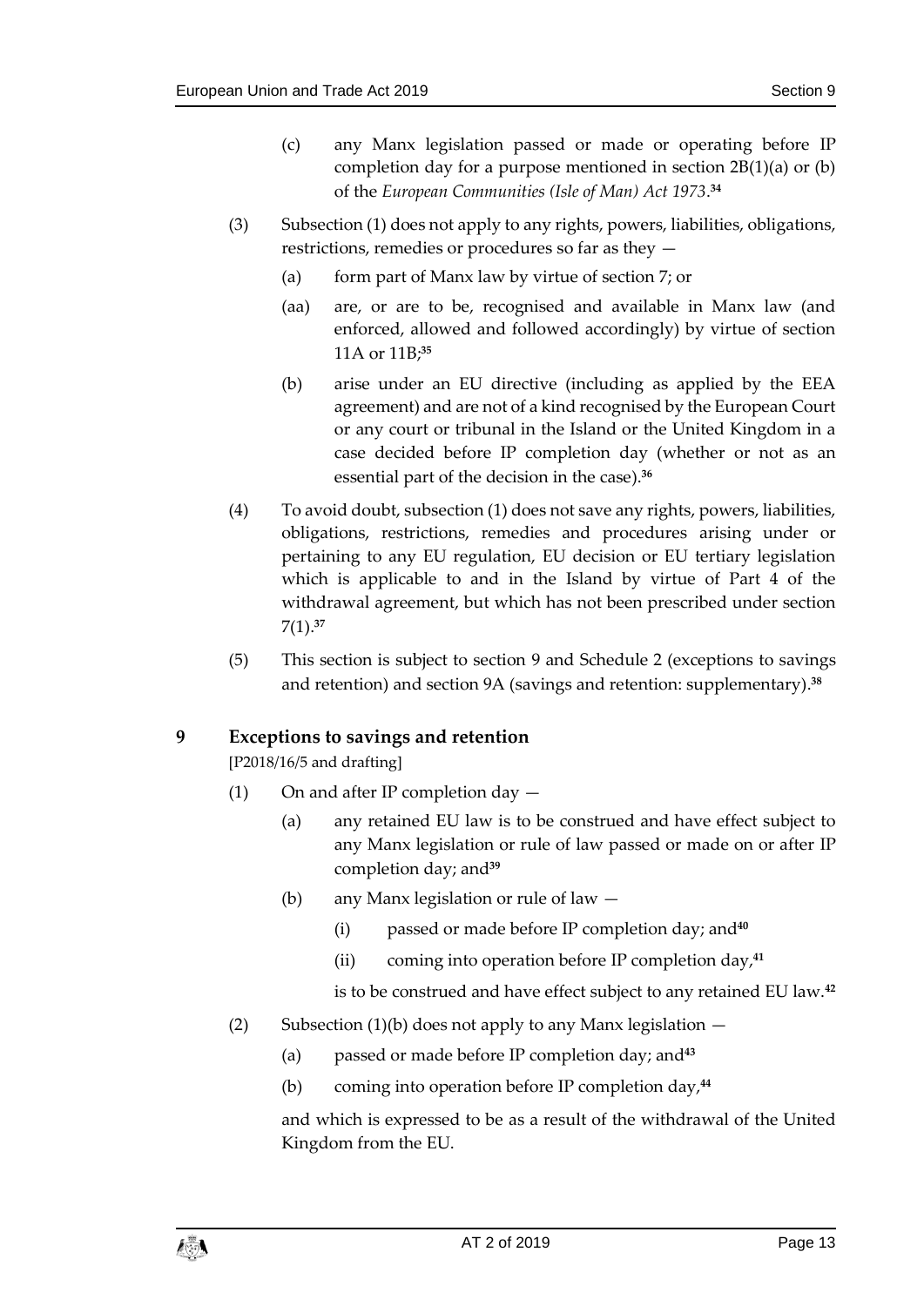(c) any Manx legislation passed or made or operating before IP completion day for a purpose mentioned in section 2B(1)(a) or (b) of the *European Communities (Isle of Man) Act 1973*.[34]

(3) Subsection (1) does not apply to any rights, powers, liabilities, obligations, restrictions, remedies or procedures so far as they —

(a) form part of Manx law by virtue of section 7; or

(aa) are, or are to be, recognised and available in Manx law (and enforced, allowed and followed accordingly) by virtue of section 11A or 11B;[35]

(b) arise under an EU directive (including as applied by the EEA agreement) and are not of a kind recognised by the European Court or any court or tribunal in the Island or the United Kingdom in a case decided before IP completion day (whether or not as an essential part of the decision in the case).[36]

(4) To avoid doubt, subsection (1) does not save any rights, powers, liabilities, obligations, restrictions, remedies and procedures arising under or pertaining to any EU regulation, EU decision or EU tertiary legislation which is applicable to and in the Island by virtue of Part 4 of the withdrawal agreement, but which has not been prescribed under section 7(1).[37]

(5) This section is subject to section 9 and Schedule 2 (exceptions to savings and retention) and section 9A (savings and retention: supplementary).[38]

## 9 Exceptions to savings and retention

[P2018/16/5 and drafting]

(1) On and after IP completion day —

(a) any retained EU law is to be construed and have effect subject to any Manx legislation or rule of law passed or made on or after IP completion day; and[39]

(b) any Manx legislation or rule of law —

(i) passed or made before IP completion day; and[40]

(ii) coming into operation before IP completion day,[41]

is to be construed and have effect subject to any retained EU law.[42]

(2) Subsection (1)(b) does not apply to any Manx legislation —

(a) passed or made before IP completion day; and[43]

(b) coming into operation before IP completion day,[44]

and which is expressed to be as a result of the withdrawal of the United Kingdom from the EU.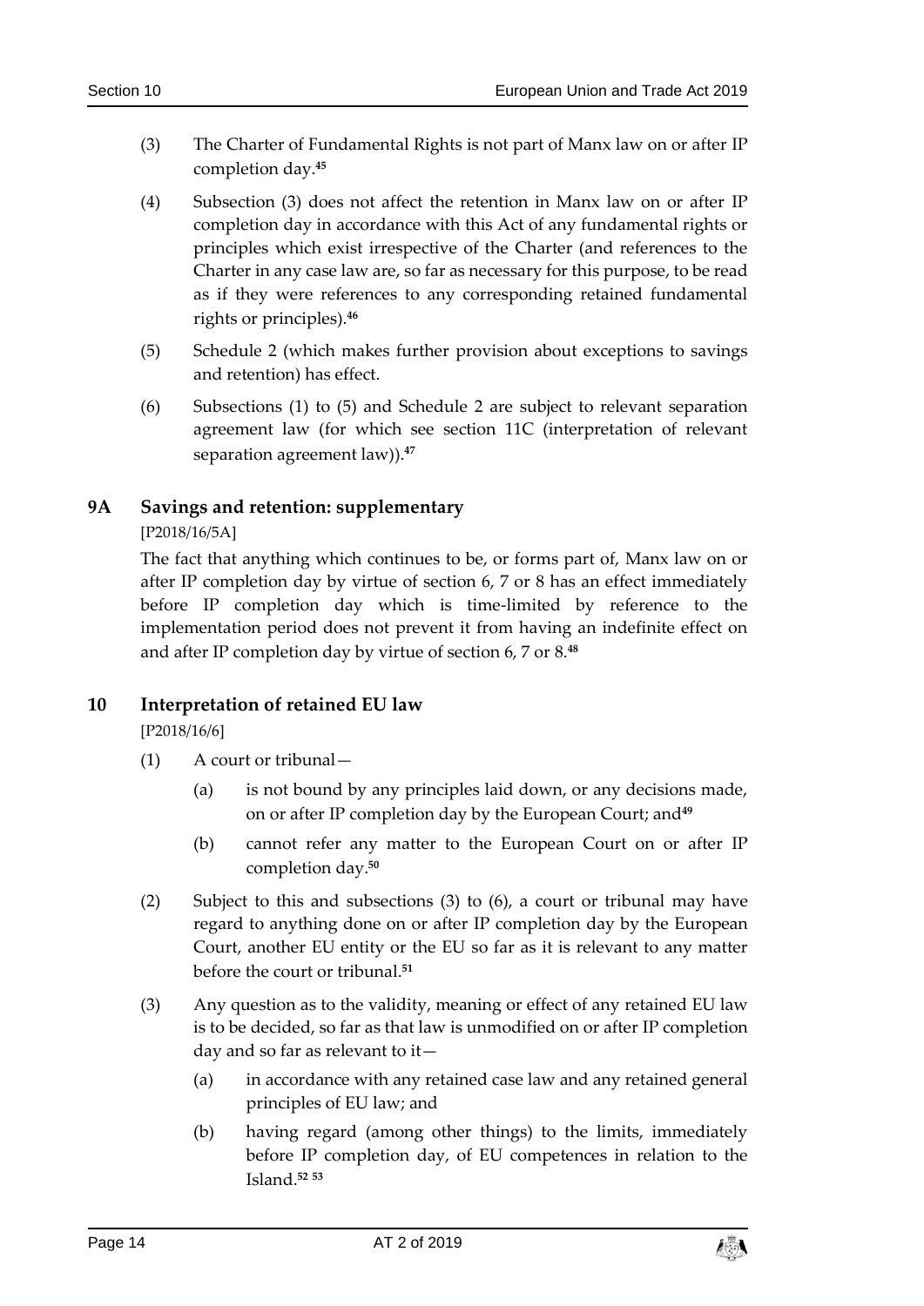(3) The Charter of Fundamental Rights is not part of Manx law on or after IP completion day.[45]

(4) Subsection (3) does not affect the retention in Manx law on or after IP completion day in accordance with this Act of any fundamental rights or principles which exist irrespective of the Charter (and references to the Charter in any case law are, so far as necessary for this purpose, to be read as if they were references to any corresponding retained fundamental rights or principles).[46]

(5) Schedule 2 (which makes further provision about exceptions to savings and retention) has effect.

(6) Subsections (1) to (5) and Schedule 2 are subject to relevant separation agreement law (for which see section 11C (interpretation of relevant separation agreement law)).[47]

## 9A Savings and retention: supplementary

[P2018/16/5A]

The fact that anything which continues to be, or forms part of, Manx law on or after IP completion day by virtue of section 6, 7 or 8 has an effect immediately before IP completion day which is time-limited by reference to the implementation period does not prevent it from having an indefinite effect on and after IP completion day by virtue of section 6, 7 or 8.[48]

## 10 Interpretation of retained EU law

[P2018/16/6]

(1) A court or tribunal—

(a) is not bound by any principles laid down, or any decisions made, on or after IP completion day by the European Court; and[49]

(b) cannot refer any matter to the European Court on or after IP completion day.[50]

(2) Subject to this and subsections (3) to (6), a court or tribunal may have regard to anything done on or after IP completion day by the European Court, another EU entity or the EU so far as it is relevant to any matter before the court or tribunal.[51]

(3) Any question as to the validity, meaning or effect of any retained EU law is to be decided, so far as that law is unmodified on or after IP completion day and so far as relevant to it—

(a) in accordance with any retained case law and any retained general principles of EU law; and

(b) having regard (among other things) to the limits, immediately before IP completion day, of EU competences in relation to the Island.[52] [53]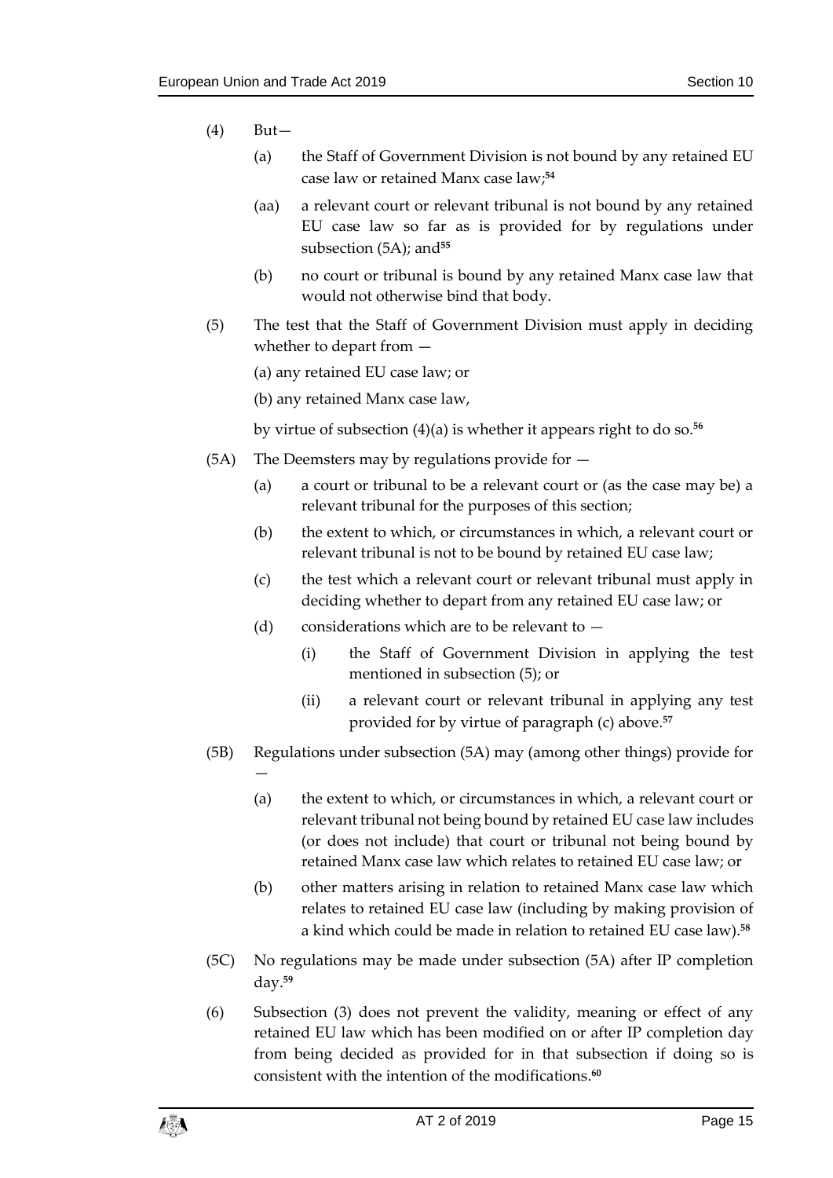(4) But—

(a) the Staff of Government Division is not bound by any retained EU case law or retained Manx case law;[54]

(aa) a relevant court or relevant tribunal is not bound by any retained EU case law so far as is provided for by regulations under subsection (5A); and[55]

(b) no court or tribunal is bound by any retained Manx case law that would not otherwise bind that body.

(5) The test that the Staff of Government Division must apply in deciding whether to depart from —

(a) any retained EU case law; or

(b) any retained Manx case law,

by virtue of subsection (4)(a) is whether it appears right to do so.[56]

(5A) The Deemsters may by regulations provide for —

(a) a court or tribunal to be a relevant court or (as the case may be) a relevant tribunal for the purposes of this section;

(b) the extent to which, or circumstances in which, a relevant court or relevant tribunal is not to be bound by retained EU case law;

(c) the test which a relevant court or relevant tribunal must apply in deciding whether to depart from any retained EU case law; or

(d) considerations which are to be relevant to —

(i) the Staff of Government Division in applying the test mentioned in subsection (5); or

(ii) a relevant court or relevant tribunal in applying any test provided for by virtue of paragraph (c) above.[57]

(5B) Regulations under subsection (5A) may (among other things) provide for —

(a) the extent to which, or circumstances in which, a relevant court or relevant tribunal not being bound by retained EU case law includes (or does not include) that court or tribunal not being bound by retained Manx case law which relates to retained EU case law; or

(b) other matters arising in relation to retained Manx case law which relates to retained EU case law (including by making provision of a kind which could be made in relation to retained EU case law).[58]

(5C) No regulations may be made under subsection (5A) after IP completion day.[59]

(6) Subsection (3) does not prevent the validity, meaning or effect of any retained EU law which has been modified on or after IP completion day from being decided as provided for in that subsection if doing so is consistent with the intention of the modifications.[60]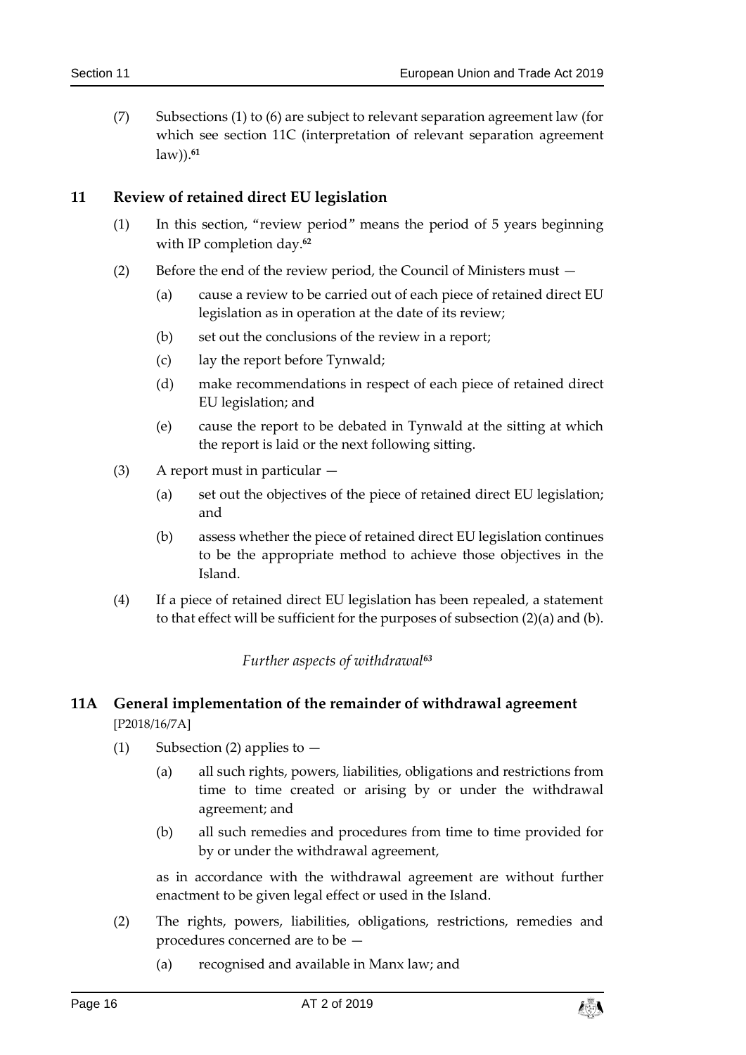(7) Subsections (1) to (6) are subject to relevant separation agreement law (for which see section 11C (interpretation of relevant separation agreement law)).[61]

## 11 Review of retained direct EU legislation

(1) In this section, "review period" means the period of 5 years beginning with IP completion day.[62]

(2) Before the end of the review period, the Council of Ministers must —

(a) cause a review to be carried out of each piece of retained direct EU legislation as in operation at the date of its review;

(b) set out the conclusions of the review in a report;

(c) lay the report before Tynwald;

(d) make recommendations in respect of each piece of retained direct EU legislation; and

(e) cause the report to be debated in Tynwald at the sitting at which the report is laid or the next following sitting.

(3) A report must in particular —

(a) set out the objectives of the piece of retained direct EU legislation; and

(b) assess whether the piece of retained direct EU legislation continues to be the appropriate method to achieve those objectives in the Island.

(4) If a piece of retained direct EU legislation has been repealed, a statement to that effect will be sufficient for the purposes of subsection (2)(a) and (b).

*Further aspects of withdrawal*[63]

## 11A General implementation of the remainder of withdrawal agreement

[P2018/16/7A]

(1) Subsection (2) applies to —

(a) all such rights, powers, liabilities, obligations and restrictions from time to time created or arising by or under the withdrawal agreement; and

(b) all such remedies and procedures from time to time provided for by or under the withdrawal agreement,

as in accordance with the withdrawal agreement are without further enactment to be given legal effect or used in the Island.

(2) The rights, powers, liabilities, obligations, restrictions, remedies and procedures concerned are to be —

(a) recognised and available in Manx law; and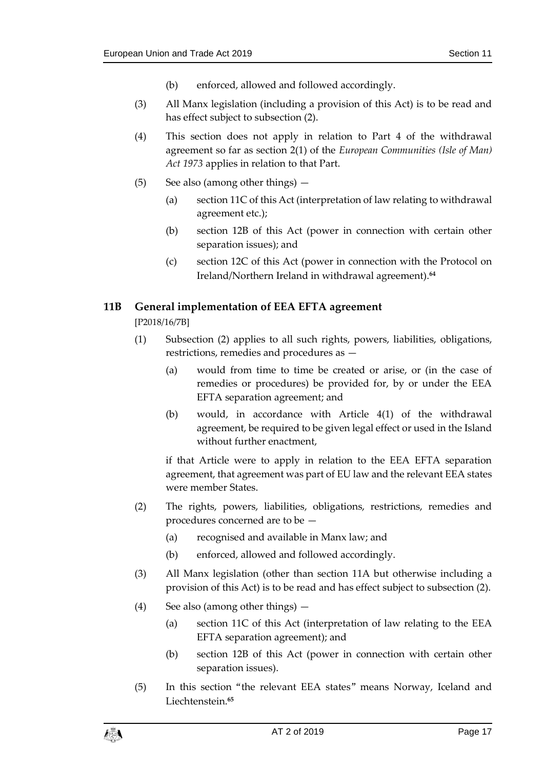(b) enforced, allowed and followed accordingly.

(3) All Manx legislation (including a provision of this Act) is to be read and has effect subject to subsection (2).

(4) This section does not apply in relation to Part 4 of the withdrawal agreement so far as section 2(1) of the *European Communities (Isle of Man) Act 1973* applies in relation to that Part.

(5) See also (among other things) —

(a) section 11C of this Act (interpretation of law relating to withdrawal agreement etc.);

(b) section 12B of this Act (power in connection with certain other separation issues); and

(c) section 12C of this Act (power in connection with the Protocol on Ireland/Northern Ireland in withdrawal agreement).[64]

## 11B General implementation of EEA EFTA agreement

[P2018/16/7B]

(1) Subsection (2) applies to all such rights, powers, liabilities, obligations, restrictions, remedies and procedures as —

(a) would from time to time be created or arise, or (in the case of remedies or procedures) be provided for, by or under the EEA EFTA separation agreement; and

(b) would, in accordance with Article 4(1) of the withdrawal agreement, be required to be given legal effect or used in the Island without further enactment,

if that Article were to apply in relation to the EEA EFTA separation agreement, that agreement was part of EU law and the relevant EEA states were member States.

(2) The rights, powers, liabilities, obligations, restrictions, remedies and procedures concerned are to be —

(a) recognised and available in Manx law; and

(b) enforced, allowed and followed accordingly.

(3) All Manx legislation (other than section 11A but otherwise including a provision of this Act) is to be read and has effect subject to subsection (2).

(4) See also (among other things) —

(a) section 11C of this Act (interpretation of law relating to the EEA EFTA separation agreement); and

(b) section 12B of this Act (power in connection with certain other separation issues).

(5) In this section "the relevant EEA states" means Norway, Iceland and Liechtenstein.[65]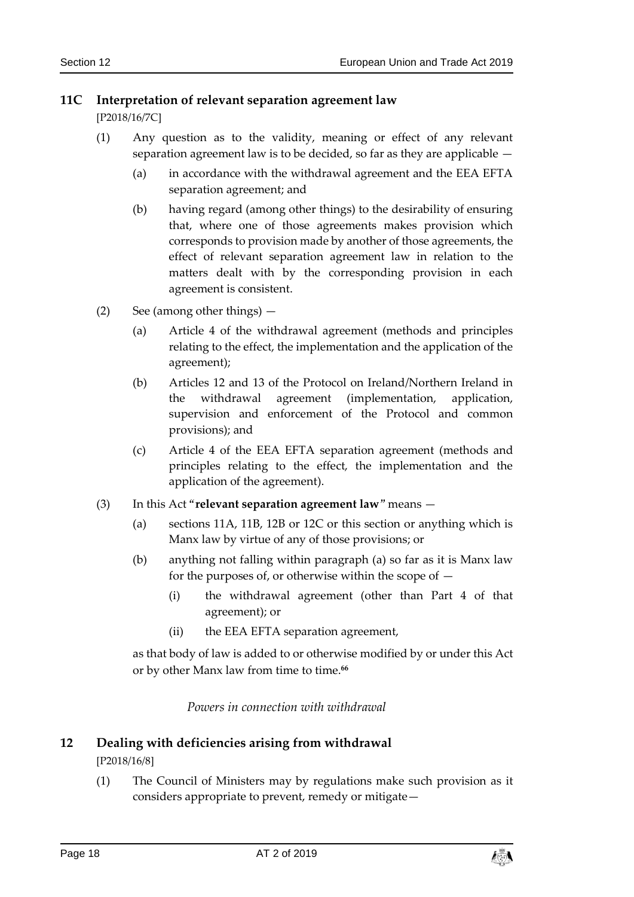## 11C Interpretation of relevant separation agreement law

[P2018/16/7C]

(1) Any question as to the validity, meaning or effect of any relevant separation agreement law is to be decided, so far as they are applicable —

(a) in accordance with the withdrawal agreement and the EEA EFTA separation agreement; and

(b) having regard (among other things) to the desirability of ensuring that, where one of those agreements makes provision which corresponds to provision made by another of those agreements, the effect of relevant separation agreement law in relation to the matters dealt with by the corresponding provision in each agreement is consistent.

(2) See (among other things) —

(a) Article 4 of the withdrawal agreement (methods and principles relating to the effect, the implementation and the application of the agreement);

(b) Articles 12 and 13 of the Protocol on Ireland/Northern Ireland in the withdrawal agreement (implementation, application, supervision and enforcement of the Protocol and common provisions); and

(c) Article 4 of the EEA EFTA separation agreement (methods and principles relating to the effect, the implementation and the application of the agreement).

(3) In this Act "**relevant separation agreement law**" means —

(a) sections 11A, 11B, 12B or 12C or this section or anything which is Manx law by virtue of any of those provisions; or

(b) anything not falling within paragraph (a) so far as it is Manx law for the purposes of, or otherwise within the scope of —

(i) the withdrawal agreement (other than Part 4 of that agreement); or

(ii) the EEA EFTA separation agreement,

as that body of law is added to or otherwise modified by or under this Act or by other Manx law from time to time.[66]

*Powers in connection with withdrawal*

## 12 Dealing with deficiencies arising from withdrawal

[P2018/16/8]

(1) The Council of Ministers may by regulations make such provision as it considers appropriate to prevent, remedy or mitigate—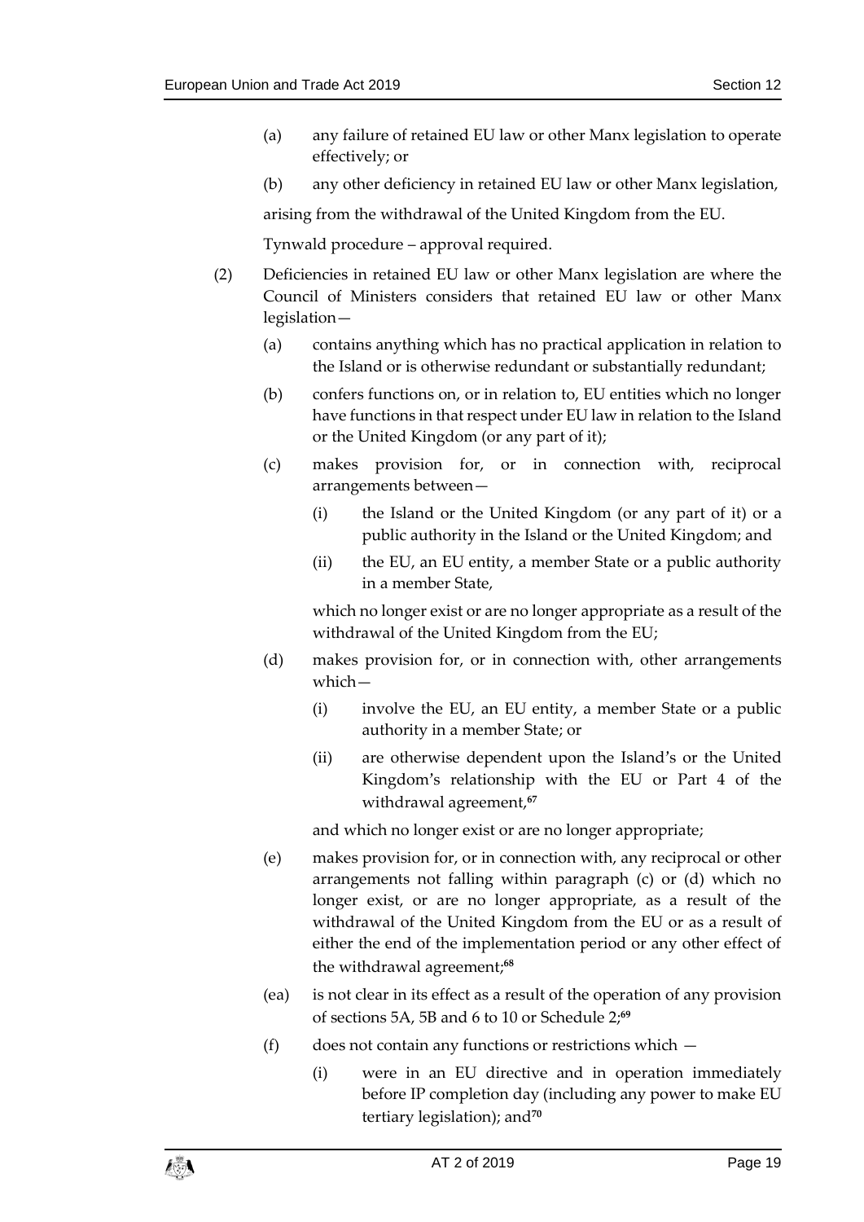(a) any failure of retained EU law or other Manx legislation to operate effectively; or

(b) any other deficiency in retained EU law or other Manx legislation,

arising from the withdrawal of the United Kingdom from the EU.

Tynwald procedure – approval required.

(2) Deficiencies in retained EU law or other Manx legislation are where the Council of Ministers considers that retained EU law or other Manx legislation—

(a) contains anything which has no practical application in relation to the Island or is otherwise redundant or substantially redundant;

(b) confers functions on, or in relation to, EU entities which no longer have functions in that respect under EU law in relation to the Island or the United Kingdom (or any part of it);

(c) makes provision for, or in connection with, reciprocal arrangements between—

(i) the Island or the United Kingdom (or any part of it) or a public authority in the Island or the United Kingdom; and

(ii) the EU, an EU entity, a member State or a public authority in a member State,

which no longer exist or are no longer appropriate as a result of the withdrawal of the United Kingdom from the EU;

(d) makes provision for, or in connection with, other arrangements which—

(i) involve the EU, an EU entity, a member State or a public authority in a member State; or

(ii) are otherwise dependent upon the Island's or the United Kingdom's relationship with the EU or Part 4 of the withdrawal agreement,[67]

and which no longer exist or are no longer appropriate;

(e) makes provision for, or in connection with, any reciprocal or other arrangements not falling within paragraph (c) or (d) which no longer exist, or are no longer appropriate, as a result of the withdrawal of the United Kingdom from the EU or as a result of either the end of the implementation period or any other effect of the withdrawal agreement;[68]

(ea) is not clear in its effect as a result of the operation of any provision of sections 5A, 5B and 6 to 10 or Schedule 2;[69]

(f) does not contain any functions or restrictions which —

(i) were in an EU directive and in operation immediately before IP completion day (including any power to make EU tertiary legislation); and[70]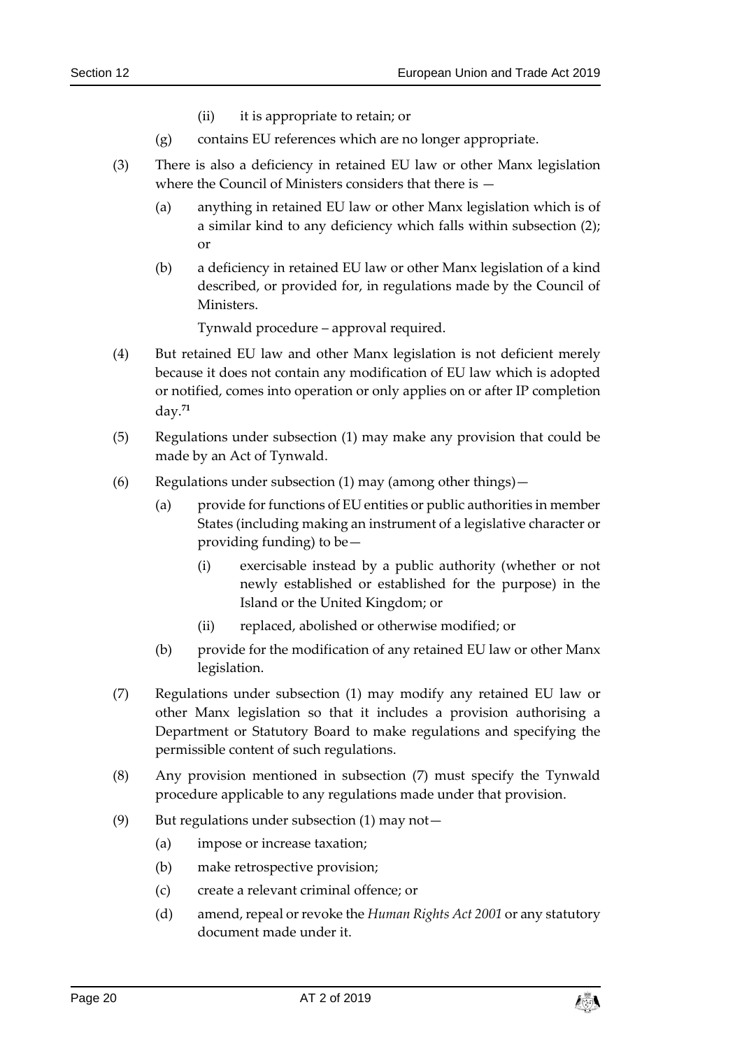(ii) it is appropriate to retain; or

(g) contains EU references which are no longer appropriate.

(3) There is also a deficiency in retained EU law or other Manx legislation where the Council of Ministers considers that there is —

(a) anything in retained EU law or other Manx legislation which is of a similar kind to any deficiency which falls within subsection (2); or

(b) a deficiency in retained EU law or other Manx legislation of a kind described, or provided for, in regulations made by the Council of Ministers.

Tynwald procedure – approval required.

(4) But retained EU law and other Manx legislation is not deficient merely because it does not contain any modification of EU law which is adopted or notified, comes into operation or only applies on or after IP completion day.[71]

(5) Regulations under subsection (1) may make any provision that could be made by an Act of Tynwald.

(6) Regulations under subsection (1) may (among other things)—

(a) provide for functions of EU entities or public authorities in member States (including making an instrument of a legislative character or providing funding) to be—

(i) exercisable instead by a public authority (whether or not newly established or established for the purpose) in the Island or the United Kingdom; or

(ii) replaced, abolished or otherwise modified; or

(b) provide for the modification of any retained EU law or other Manx legislation.

(7) Regulations under subsection (1) may modify any retained EU law or other Manx legislation so that it includes a provision authorising a Department or Statutory Board to make regulations and specifying the permissible content of such regulations.

(8) Any provision mentioned in subsection (7) must specify the Tynwald procedure applicable to any regulations made under that provision.

(9) But regulations under subsection (1) may not—

(a) impose or increase taxation;

(b) make retrospective provision;

(c) create a relevant criminal offence; or

(d) amend, repeal or revoke the *Human Rights Act 2001* or any statutory document made under it.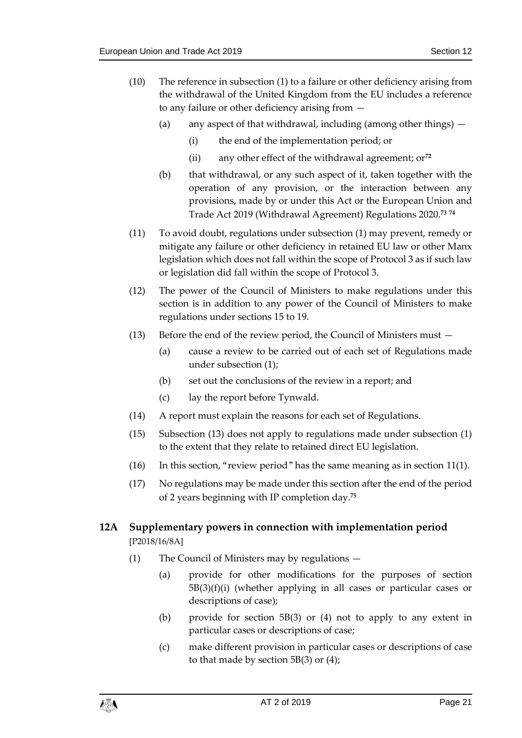(10) The reference in subsection (1) to a failure or other deficiency arising from the withdrawal of the United Kingdom from the EU includes a reference to any failure or other deficiency arising from —

(a) any aspect of that withdrawal, including (among other things) —

(i) the end of the implementation period; or

(ii) any other effect of the withdrawal agreement; or[72]

(b) that withdrawal, or any such aspect of it, taken together with the operation of any provision, or the interaction between any provisions, made by or under this Act or the European Union and Trade Act 2019 (Withdrawal Agreement) Regulations 2020.[73] [74]

(11) To avoid doubt, regulations under subsection (1) may prevent, remedy or mitigate any failure or other deficiency in retained EU law or other Manx legislation which does not fall within the scope of Protocol 3 as if such law or legislation did fall within the scope of Protocol 3.

(12) The power of the Council of Ministers to make regulations under this section is in addition to any power of the Council of Ministers to make regulations under sections 15 to 19.

(13) Before the end of the review period, the Council of Ministers must —

(a) cause a review to be carried out of each set of Regulations made under subsection (1);

(b) set out the conclusions of the review in a report; and

(c) lay the report before Tynwald.

(14) A report must explain the reasons for each set of Regulations.

(15) Subsection (13) does not apply to regulations made under subsection (1) to the extent that they relate to retained direct EU legislation.

(16) In this section, "review period" has the same meaning as in section 11(1).

(17) No regulations may be made under this section after the end of the period of 2 years beginning with IP completion day.[75]

## 12A Supplementary powers in connection with implementation period

[P2018/16/8A]

(1) The Council of Ministers may by regulations —

(a) provide for other modifications for the purposes of section 5B(3)(f)(i) (whether applying in all cases or particular cases or descriptions of case);

(b) provide for section 5B(3) or (4) not to apply to any extent in particular cases or descriptions of case;

(c) make different provision in particular cases or descriptions of case to that made by section 5B(3) or (4);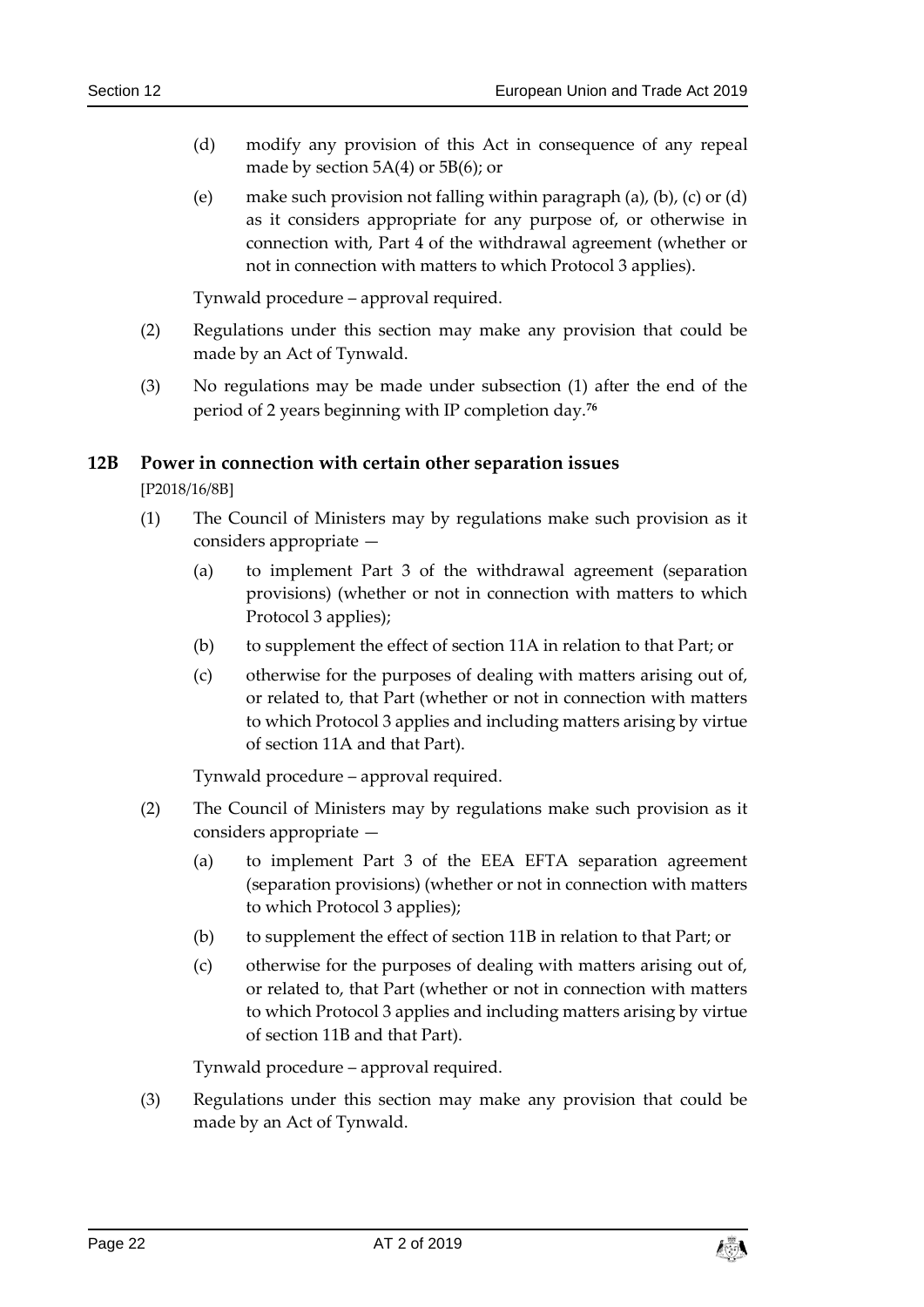(d) modify any provision of this Act in consequence of any repeal made by section 5A(4) or 5B(6); or

(e) make such provision not falling within paragraph (a), (b), (c) or (d) as it considers appropriate for any purpose of, or otherwise in connection with, Part 4 of the withdrawal agreement (whether or not in connection with matters to which Protocol 3 applies).

Tynwald procedure – approval required.

(2) Regulations under this section may make any provision that could be made by an Act of Tynwald.

(3) No regulations may be made under subsection (1) after the end of the period of 2 years beginning with IP completion day.[76]

## 12B Power in connection with certain other separation issues

[P2018/16/8B]

(1) The Council of Ministers may by regulations make such provision as it considers appropriate —

(a) to implement Part 3 of the withdrawal agreement (separation provisions) (whether or not in connection with matters to which Protocol 3 applies);

(b) to supplement the effect of section 11A in relation to that Part; or

(c) otherwise for the purposes of dealing with matters arising out of, or related to, that Part (whether or not in connection with matters to which Protocol 3 applies and including matters arising by virtue of section 11A and that Part).

Tynwald procedure – approval required.

(2) The Council of Ministers may by regulations make such provision as it considers appropriate —

(a) to implement Part 3 of the EEA EFTA separation agreement (separation provisions) (whether or not in connection with matters to which Protocol 3 applies);

(b) to supplement the effect of section 11B in relation to that Part; or

(c) otherwise for the purposes of dealing with matters arising out of, or related to, that Part (whether or not in connection with matters to which Protocol 3 applies and including matters arising by virtue of section 11B and that Part).

Tynwald procedure – approval required.

(3) Regulations under this section may make any provision that could be made by an Act of Tynwald.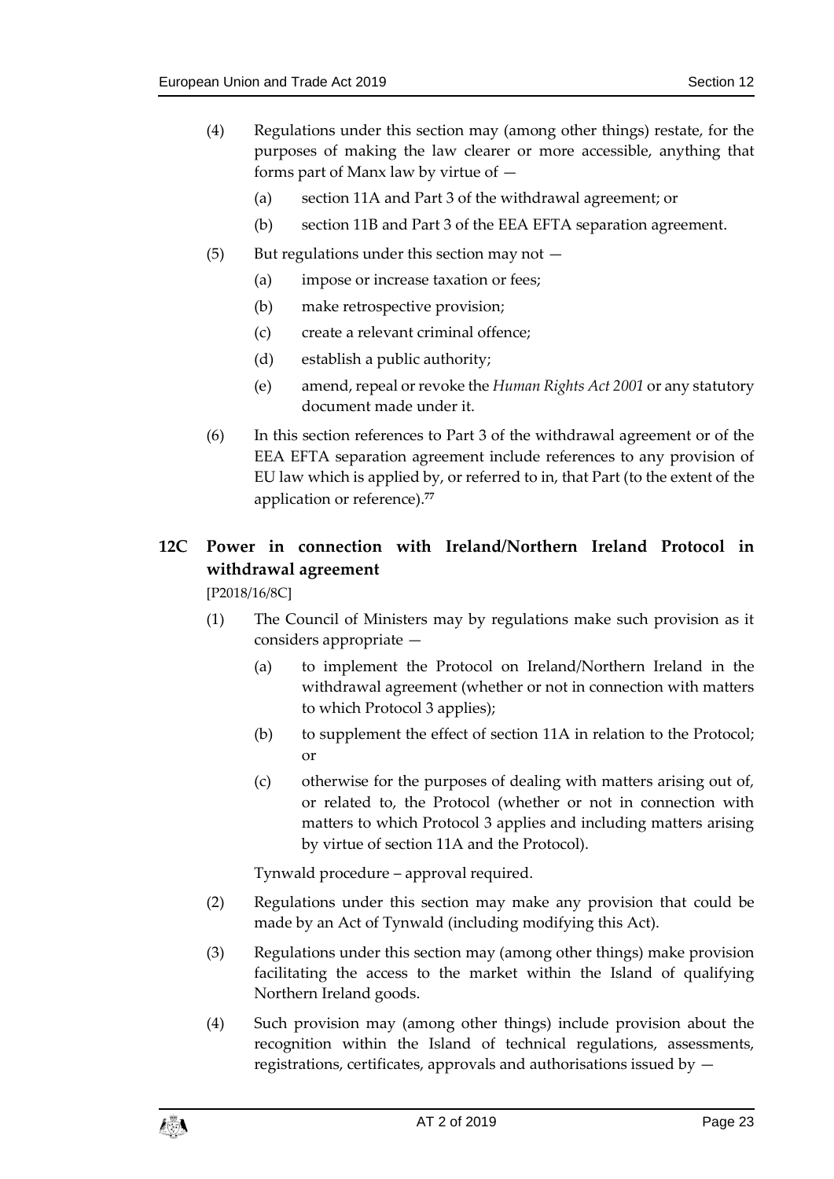(4) Regulations under this section may (among other things) restate, for the purposes of making the law clearer or more accessible, anything that forms part of Manx law by virtue of —

(a) section 11A and Part 3 of the withdrawal agreement; or

(b) section 11B and Part 3 of the EEA EFTA separation agreement.

(5) But regulations under this section may not —

(a) impose or increase taxation or fees;

(b) make retrospective provision;

(c) create a relevant criminal offence;

(d) establish a public authority;

(e) amend, repeal or revoke the *Human Rights Act 2001* or any statutory document made under it.

(6) In this section references to Part 3 of the withdrawal agreement or of the EEA EFTA separation agreement include references to any provision of EU law which is applied by, or referred to in, that Part (to the extent of the application or reference).[77]

## 12C Power in connection with Ireland/Northern Ireland Protocol in withdrawal agreement

[P2018/16/8C]

(1) The Council of Ministers may by regulations make such provision as it considers appropriate —

(a) to implement the Protocol on Ireland/Northern Ireland in the withdrawal agreement (whether or not in connection with matters to which Protocol 3 applies);

(b) to supplement the effect of section 11A in relation to the Protocol; or

(c) otherwise for the purposes of dealing with matters arising out of, or related to, the Protocol (whether or not in connection with matters to which Protocol 3 applies and including matters arising by virtue of section 11A and the Protocol).

Tynwald procedure – approval required.

(2) Regulations under this section may make any provision that could be made by an Act of Tynwald (including modifying this Act).

(3) Regulations under this section may (among other things) make provision facilitating the access to the market within the Island of qualifying Northern Ireland goods.

(4) Such provision may (among other things) include provision about the recognition within the Island of technical regulations, assessments, registrations, certificates, approvals and authorisations issued by —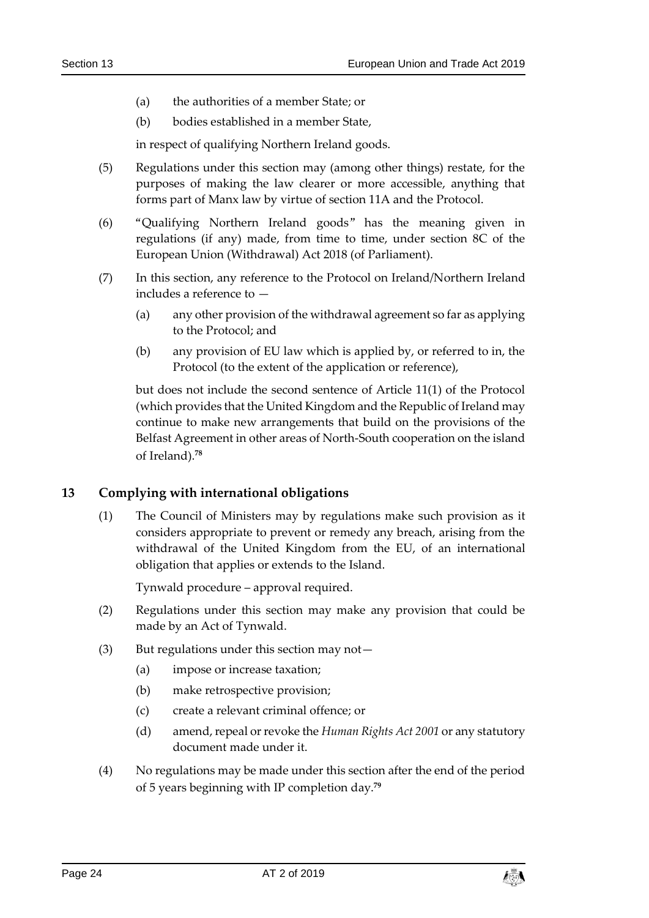(a) the authorities of a member State; or

(b) bodies established in a member State,

in respect of qualifying Northern Ireland goods.

(5) Regulations under this section may (among other things) restate, for the purposes of making the law clearer or more accessible, anything that forms part of Manx law by virtue of section 11A and the Protocol.

(6) "Qualifying Northern Ireland goods" has the meaning given in regulations (if any) made, from time to time, under section 8C of the European Union (Withdrawal) Act 2018 (of Parliament).

(7) In this section, any reference to the Protocol on Ireland/Northern Ireland includes a reference to —

(a) any other provision of the withdrawal agreement so far as applying to the Protocol; and

(b) any provision of EU law which is applied by, or referred to in, the Protocol (to the extent of the application or reference),

but does not include the second sentence of Article 11(1) of the Protocol (which provides that the United Kingdom and the Republic of Ireland may continue to make new arrangements that build on the provisions of the Belfast Agreement in other areas of North-South cooperation on the island of Ireland).[78]

## 13 Complying with international obligations

(1) The Council of Ministers may by regulations make such provision as it considers appropriate to prevent or remedy any breach, arising from the withdrawal of the United Kingdom from the EU, of an international obligation that applies or extends to the Island.

Tynwald procedure – approval required.

(2) Regulations under this section may make any provision that could be made by an Act of Tynwald.

(3) But regulations under this section may not—

(a) impose or increase taxation;

(b) make retrospective provision;

(c) create a relevant criminal offence; or

(d) amend, repeal or revoke the *Human Rights Act 2001* or any statutory document made under it.

(4) No regulations may be made under this section after the end of the period of 5 years beginning with IP completion day.[79]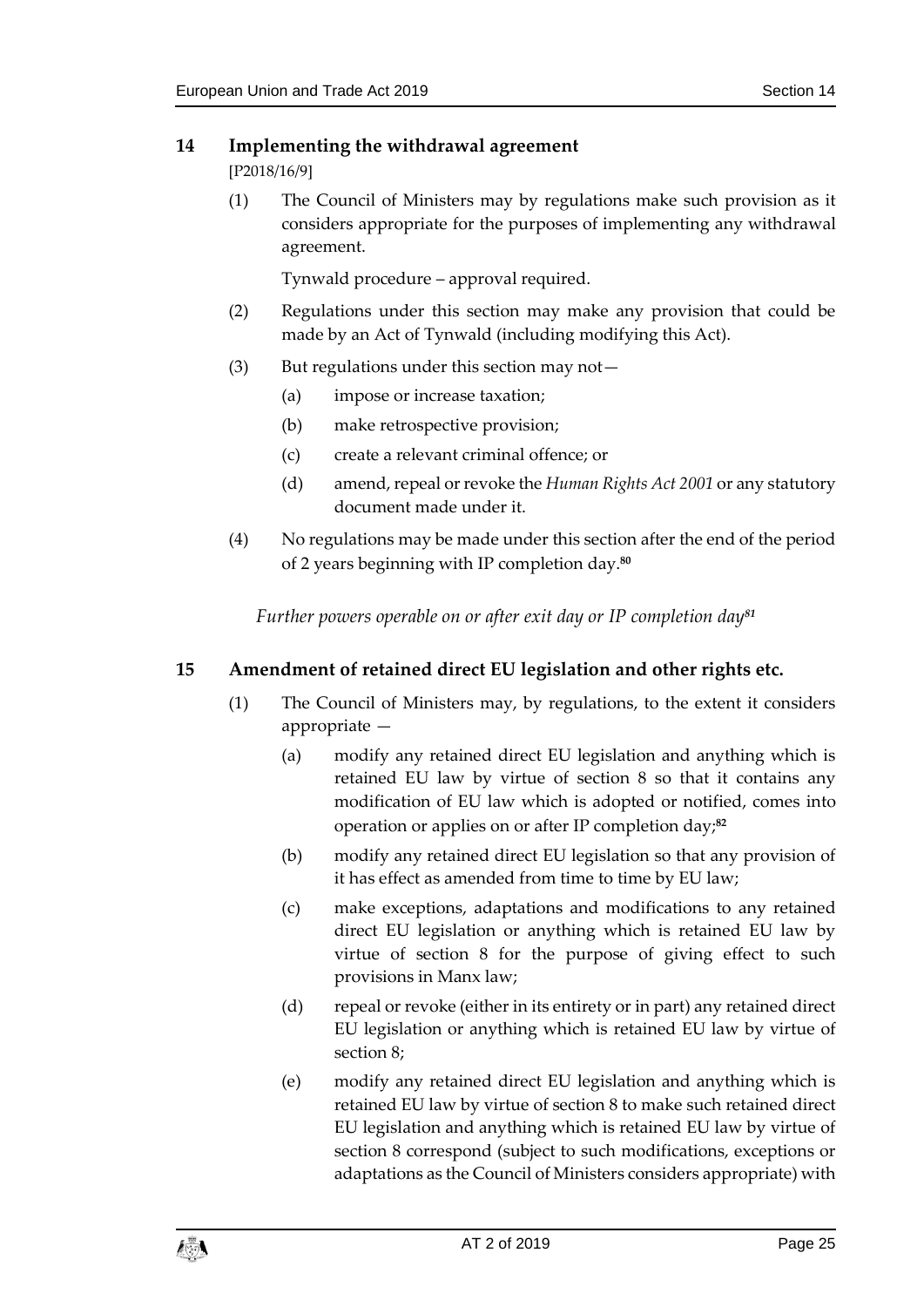## 14 Implementing the withdrawal agreement

[P2018/16/9]

(1) The Council of Ministers may by regulations make such provision as it considers appropriate for the purposes of implementing any withdrawal agreement.

Tynwald procedure – approval required.

(2) Regulations under this section may make any provision that could be made by an Act of Tynwald (including modifying this Act).

(3) But regulations under this section may not—

(a) impose or increase taxation;

(b) make retrospective provision;

(c) create a relevant criminal offence; or

(d) amend, repeal or revoke the *Human Rights Act 2001* or any statutory document made under it.

(4) No regulations may be made under this section after the end of the period of 2 years beginning with IP completion day.[80]

*Further powers operable on or after exit day or IP completion day[81]*

## 15 Amendment of retained direct EU legislation and other rights etc.

(1) The Council of Ministers may, by regulations, to the extent it considers appropriate —

(a) modify any retained direct EU legislation and anything which is retained EU law by virtue of section 8 so that it contains any modification of EU law which is adopted or notified, comes into operation or applies on or after IP completion day;[82]

(b) modify any retained direct EU legislation so that any provision of it has effect as amended from time to time by EU law;

(c) make exceptions, adaptations and modifications to any retained direct EU legislation or anything which is retained EU law by virtue of section 8 for the purpose of giving effect to such provisions in Manx law;

(d) repeal or revoke (either in its entirety or in part) any retained direct EU legislation or anything which is retained EU law by virtue of section 8;

(e) modify any retained direct EU legislation and anything which is retained EU law by virtue of section 8 to make such retained direct EU legislation and anything which is retained EU law by virtue of section 8 correspond (subject to such modifications, exceptions or adaptations as the Council of Ministers considers appropriate) with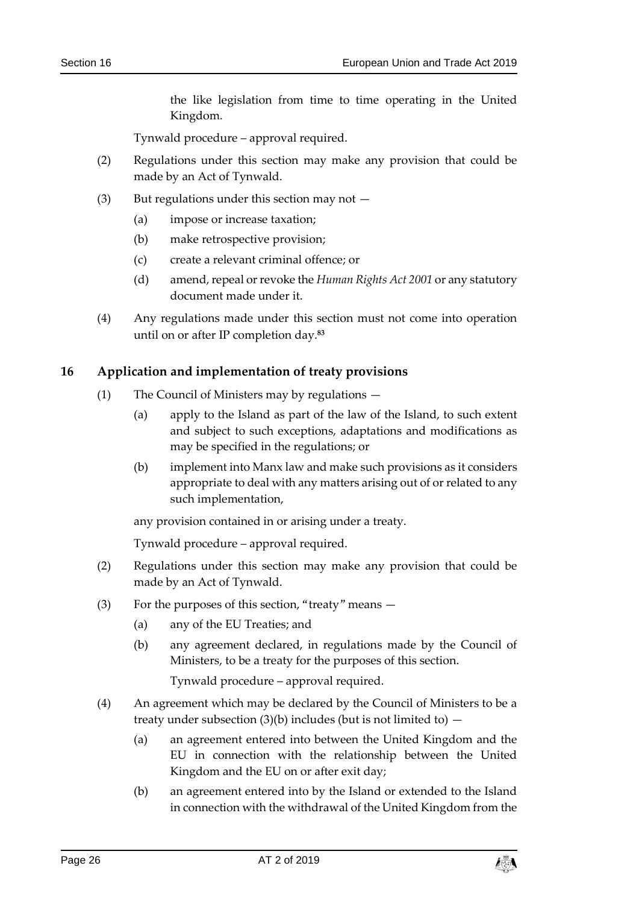the like legislation from time to time operating in the United Kingdom.

Tynwald procedure – approval required.

(2) Regulations under this section may make any provision that could be made by an Act of Tynwald.

(3) But regulations under this section may not —

(a) impose or increase taxation;

(b) make retrospective provision;

(c) create a relevant criminal offence; or

(d) amend, repeal or revoke the *Human Rights Act 2001* or any statutory document made under it.

(4) Any regulations made under this section must not come into operation until on or after IP completion day.[83]

## 16 Application and implementation of treaty provisions

(1) The Council of Ministers may by regulations —

(a) apply to the Island as part of the law of the Island, to such extent and subject to such exceptions, adaptations and modifications as may be specified in the regulations; or

(b) implement into Manx law and make such provisions as it considers appropriate to deal with any matters arising out of or related to any such implementation,

any provision contained in or arising under a treaty.

Tynwald procedure – approval required.

(2) Regulations under this section may make any provision that could be made by an Act of Tynwald.

(3) For the purposes of this section, "treaty" means —

(a) any of the EU Treaties; and

(b) any agreement declared, in regulations made by the Council of Ministers, to be a treaty for the purposes of this section.

Tynwald procedure – approval required.

(4) An agreement which may be declared by the Council of Ministers to be a treaty under subsection (3)(b) includes (but is not limited to) —

(a) an agreement entered into between the United Kingdom and the EU in connection with the relationship between the United Kingdom and the EU on or after exit day;

(b) an agreement entered into by the Island or extended to the Island in connection with the withdrawal of the United Kingdom from the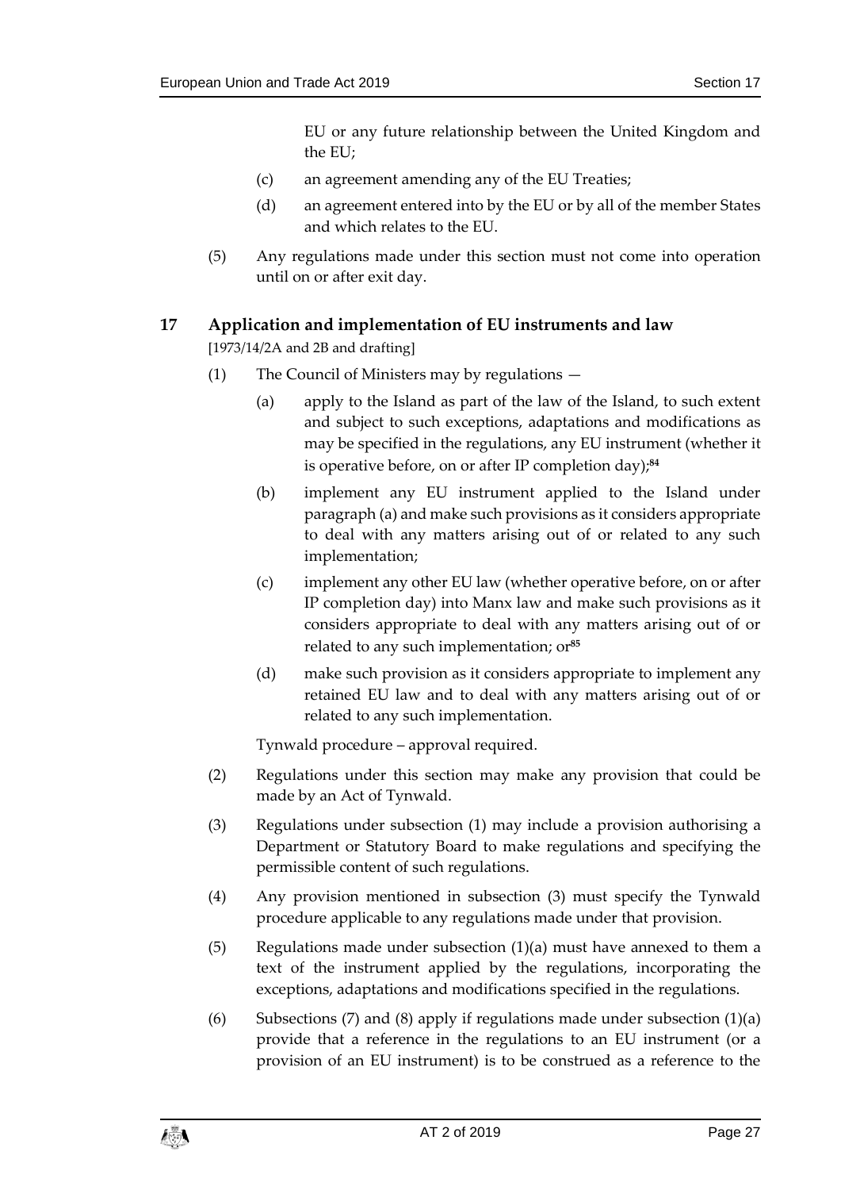EU or any future relationship between the United Kingdom and the EU;

(c) an agreement amending any of the EU Treaties;

(d) an agreement entered into by the EU or by all of the member States and which relates to the EU.

(5) Any regulations made under this section must not come into operation until on or after exit day.

## 17 Application and implementation of EU instruments and law

[1973/14/2A and 2B and drafting]

(1) The Council of Ministers may by regulations —

(a) apply to the Island as part of the law of the Island, to such extent and subject to such exceptions, adaptations and modifications as may be specified in the regulations, any EU instrument (whether it is operative before, on or after IP completion day);[84]

(b) implement any EU instrument applied to the Island under paragraph (a) and make such provisions as it considers appropriate to deal with any matters arising out of or related to any such implementation;

(c) implement any other EU law (whether operative before, on or after IP completion day) into Manx law and make such provisions as it considers appropriate to deal with any matters arising out of or related to any such implementation; or[85]

(d) make such provision as it considers appropriate to implement any retained EU law and to deal with any matters arising out of or related to any such implementation.

Tynwald procedure – approval required.

(2) Regulations under this section may make any provision that could be made by an Act of Tynwald.

(3) Regulations under subsection (1) may include a provision authorising a Department or Statutory Board to make regulations and specifying the permissible content of such regulations.

(4) Any provision mentioned in subsection (3) must specify the Tynwald procedure applicable to any regulations made under that provision.

(5) Regulations made under subsection (1)(a) must have annexed to them a text of the instrument applied by the regulations, incorporating the exceptions, adaptations and modifications specified in the regulations.

(6) Subsections (7) and (8) apply if regulations made under subsection (1)(a) provide that a reference in the regulations to an EU instrument (or a provision of an EU instrument) is to be construed as a reference to the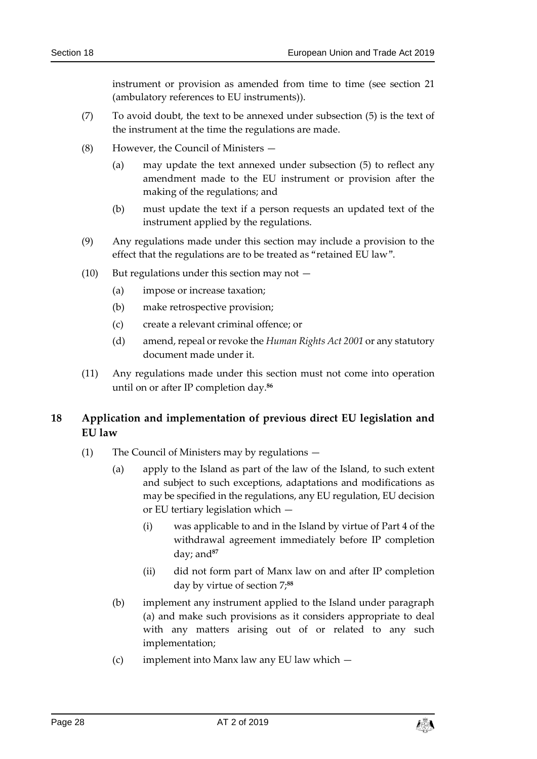instrument or provision as amended from time to time (see section 21 (ambulatory references to EU instruments)).

(7) To avoid doubt, the text to be annexed under subsection (5) is the text of the instrument at the time the regulations are made.

(8) However, the Council of Ministers —

(a) may update the text annexed under subsection (5) to reflect any amendment made to the EU instrument or provision after the making of the regulations; and

(b) must update the text if a person requests an updated text of the instrument applied by the regulations.

(9) Any regulations made under this section may include a provision to the effect that the regulations are to be treated as "retained EU law".

(10) But regulations under this section may not —

(a) impose or increase taxation;

(b) make retrospective provision;

(c) create a relevant criminal offence; or

(d) amend, repeal or revoke the *Human Rights Act 2001* or any statutory document made under it.

(11) Any regulations made under this section must not come into operation until on or after IP completion day.[86]

## 18 Application and implementation of previous direct EU legislation and EU law

(1) The Council of Ministers may by regulations —

(a) apply to the Island as part of the law of the Island, to such extent and subject to such exceptions, adaptations and modifications as may be specified in the regulations, any EU regulation, EU decision or EU tertiary legislation which —

(i) was applicable to and in the Island by virtue of Part 4 of the withdrawal agreement immediately before IP completion day; and[87]

(ii) did not form part of Manx law on and after IP completion day by virtue of section 7;[88]

(b) implement any instrument applied to the Island under paragraph (a) and make such provisions as it considers appropriate to deal with any matters arising out of or related to any such implementation;

(c) implement into Manx law any EU law which —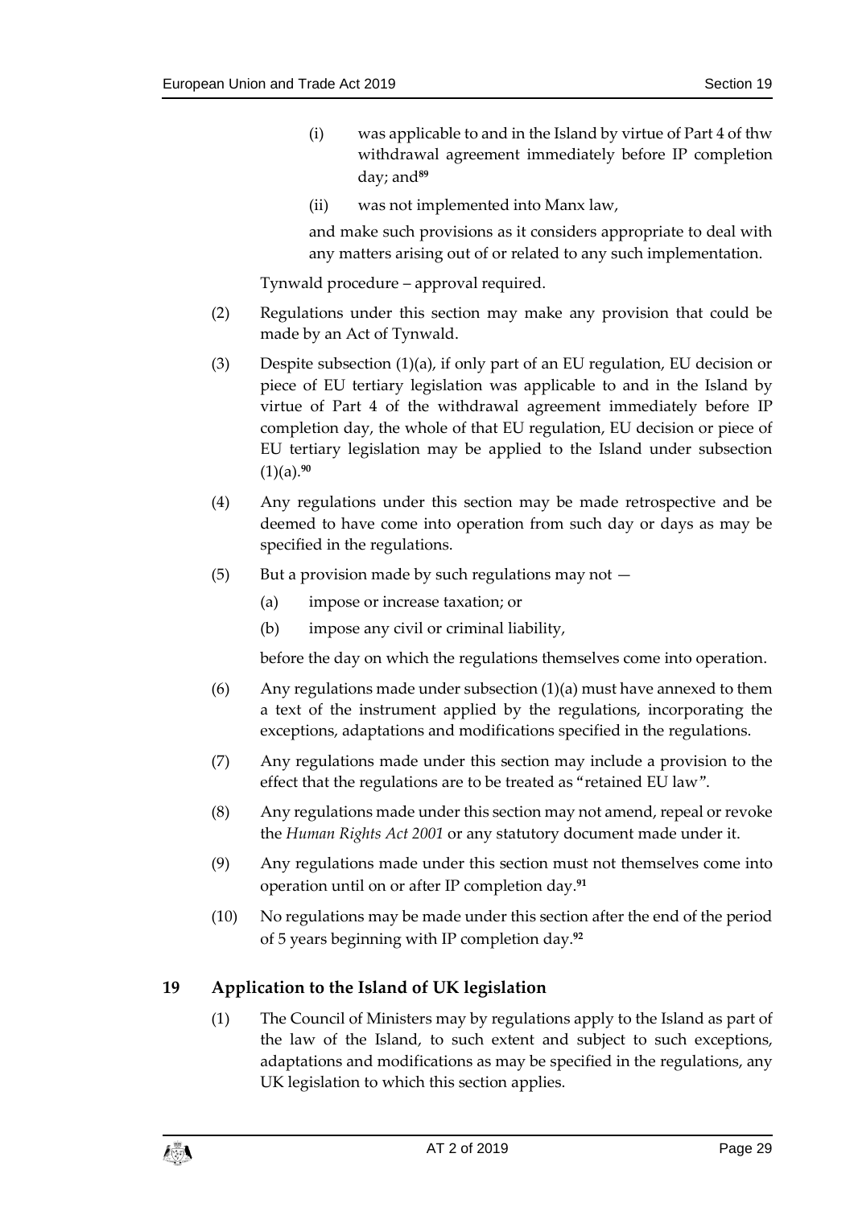(i) was applicable to and in the Island by virtue of Part 4 of thw withdrawal agreement immediately before IP completion day; and[89]

(ii) was not implemented into Manx law,

and make such provisions as it considers appropriate to deal with any matters arising out of or related to any such implementation.

Tynwald procedure – approval required.

(2) Regulations under this section may make any provision that could be made by an Act of Tynwald.

(3) Despite subsection (1)(a), if only part of an EU regulation, EU decision or piece of EU tertiary legislation was applicable to and in the Island by virtue of Part 4 of the withdrawal agreement immediately before IP completion day, the whole of that EU regulation, EU decision or piece of EU tertiary legislation may be applied to the Island under subsection (1)(a).[90]

(4) Any regulations under this section may be made retrospective and be deemed to have come into operation from such day or days as may be specified in the regulations.

(5) But a provision made by such regulations may not —

(a) impose or increase taxation; or

(b) impose any civil or criminal liability,

before the day on which the regulations themselves come into operation.

(6) Any regulations made under subsection (1)(a) must have annexed to them a text of the instrument applied by the regulations, incorporating the exceptions, adaptations and modifications specified in the regulations.

(7) Any regulations made under this section may include a provision to the effect that the regulations are to be treated as "retained EU law".

(8) Any regulations made under this section may not amend, repeal or revoke the *Human Rights Act 2001* or any statutory document made under it.

(9) Any regulations made under this section must not themselves come into operation until on or after IP completion day.[91]

(10) No regulations may be made under this section after the end of the period of 5 years beginning with IP completion day.[92]

## 19 Application to the Island of UK legislation

(1) The Council of Ministers may by regulations apply to the Island as part of the law of the Island, to such extent and subject to such exceptions, adaptations and modifications as may be specified in the regulations, any UK legislation to which this section applies.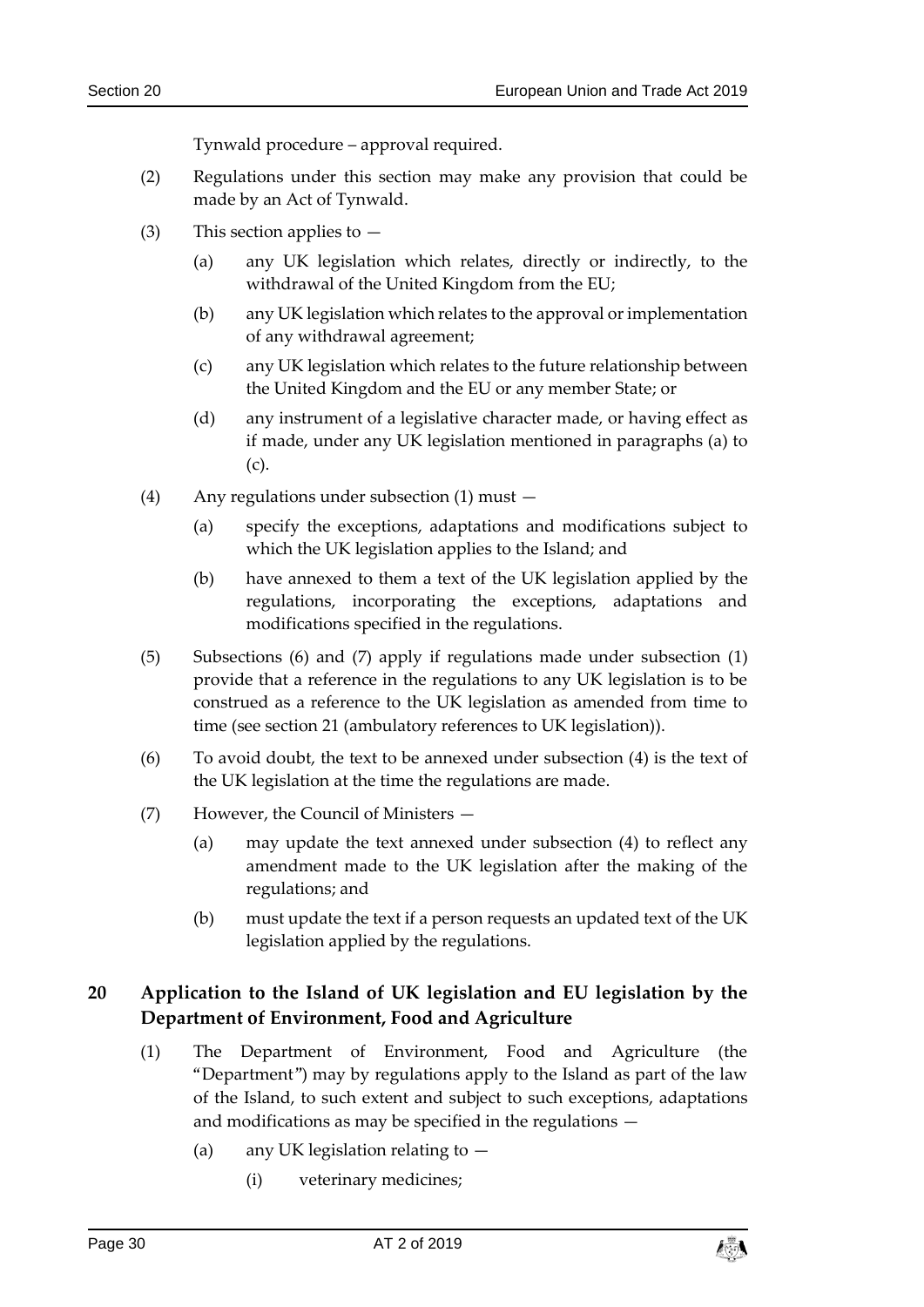Tynwald procedure – approval required.

(2) Regulations under this section may make any provision that could be made by an Act of Tynwald.

(3) This section applies to —

(a) any UK legislation which relates, directly or indirectly, to the withdrawal of the United Kingdom from the EU;

(b) any UK legislation which relates to the approval or implementation of any withdrawal agreement;

(c) any UK legislation which relates to the future relationship between the United Kingdom and the EU or any member State; or

(d) any instrument of a legislative character made, or having effect as if made, under any UK legislation mentioned in paragraphs (a) to (c).

(4) Any regulations under subsection (1) must —

(a) specify the exceptions, adaptations and modifications subject to which the UK legislation applies to the Island; and

(b) have annexed to them a text of the UK legislation applied by the regulations, incorporating the exceptions, adaptations and modifications specified in the regulations.

(5) Subsections (6) and (7) apply if regulations made under subsection (1) provide that a reference in the regulations to any UK legislation is to be construed as a reference to the UK legislation as amended from time to time (see section 21 (ambulatory references to UK legislation)).

(6) To avoid doubt, the text to be annexed under subsection (4) is the text of the UK legislation at the time the regulations are made.

(7) However, the Council of Ministers —

(a) may update the text annexed under subsection (4) to reflect any amendment made to the UK legislation after the making of the regulations; and

(b) must update the text if a person requests an updated text of the UK legislation applied by the regulations.

## 20 Application to the Island of UK legislation and EU legislation by the Department of Environment, Food and Agriculture

(1) The Department of Environment, Food and Agriculture (the "Department") may by regulations apply to the Island as part of the law of the Island, to such extent and subject to such exceptions, adaptations and modifications as may be specified in the regulations —

(a) any UK legislation relating to —

(i) veterinary medicines;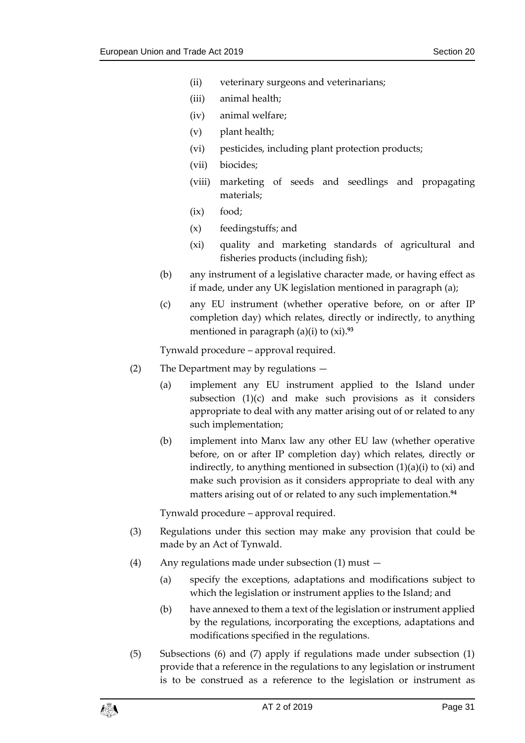- (ii) veterinary surgeons and veterinarians;
- (iii) animal health;
- (iv) animal welfare;
- (v) plant health;
- (vi) pesticides, including plant protection products;
- (vii) biocides;
- (viii) marketing of seeds and seedlings and propagating materials;
- (ix) food;
- (x) feedingstuffs; and
- (xi) quality and marketing standards of agricultural and fisheries products (including fish);

(b) any instrument of a legislative character made, or having effect as if made, under any UK legislation mentioned in paragraph (a);

(c) any EU instrument (whether operative before, on or after IP completion day) which relates, directly or indirectly, to anything mentioned in paragraph (a)(i) to (xi).[93]

Tynwald procedure – approval required.

(2) The Department may by regulations —

(a) implement any EU instrument applied to the Island under subsection (1)(c) and make such provisions as it considers appropriate to deal with any matter arising out of or related to any such implementation;

(b) implement into Manx law any other EU law (whether operative before, on or after IP completion day) which relates, directly or indirectly, to anything mentioned in subsection (1)(a)(i) to (xi) and make such provision as it considers appropriate to deal with any matters arising out of or related to any such implementation.[94]

Tynwald procedure – approval required.

(3) Regulations under this section may make any provision that could be made by an Act of Tynwald.

(4) Any regulations made under subsection (1) must —

(a) specify the exceptions, adaptations and modifications subject to which the legislation or instrument applies to the Island; and

(b) have annexed to them a text of the legislation or instrument applied by the regulations, incorporating the exceptions, adaptations and modifications specified in the regulations.

(5) Subsections (6) and (7) apply if regulations made under subsection (1) provide that a reference in the regulations to any legislation or instrument is to be construed as a reference to the legislation or instrument as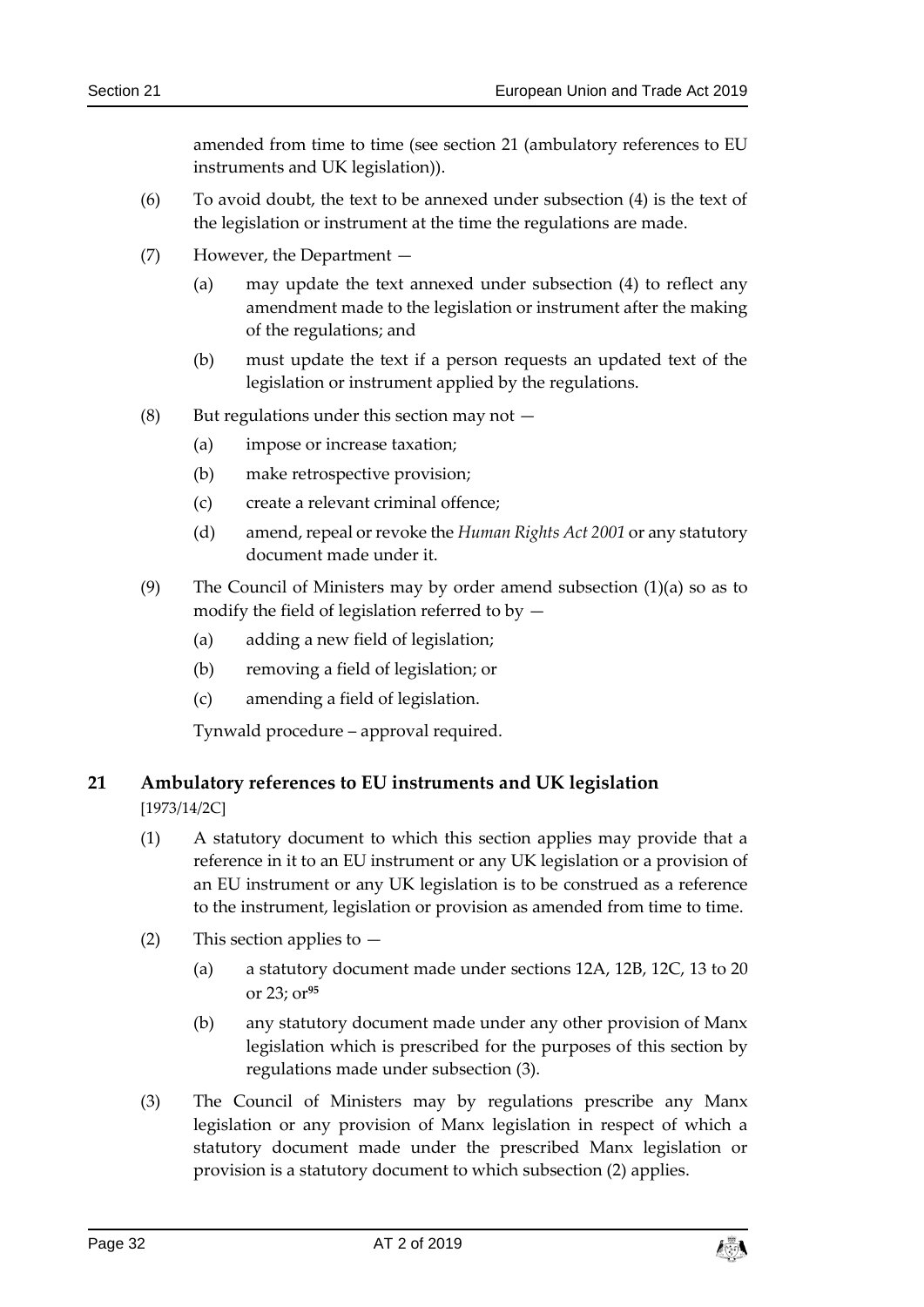amended from time to time (see section 21 (ambulatory references to EU instruments and UK legislation)).

(6) To avoid doubt, the text to be annexed under subsection (4) is the text of the legislation or instrument at the time the regulations are made.

(7) However, the Department —

(a) may update the text annexed under subsection (4) to reflect any amendment made to the legislation or instrument after the making of the regulations; and

(b) must update the text if a person requests an updated text of the legislation or instrument applied by the regulations.

(8) But regulations under this section may not —

(a) impose or increase taxation;

(b) make retrospective provision;

(c) create a relevant criminal offence;

(d) amend, repeal or revoke the *Human Rights Act 2001* or any statutory document made under it.

(9) The Council of Ministers may by order amend subsection (1)(a) so as to modify the field of legislation referred to by —

(a) adding a new field of legislation;

(b) removing a field of legislation; or

(c) amending a field of legislation.

Tynwald procedure – approval required.

## 21 Ambulatory references to EU instruments and UK legislation

[1973/14/2C]

(1) A statutory document to which this section applies may provide that a reference in it to an EU instrument or any UK legislation or a provision of an EU instrument or any UK legislation is to be construed as a reference to the instrument, legislation or provision as amended from time to time.

(2) This section applies to —

(a) a statutory document made under sections 12A, 12B, 12C, 13 to 20 or 23; or[95]

(b) any statutory document made under any other provision of Manx legislation which is prescribed for the purposes of this section by regulations made under subsection (3).

(3) The Council of Ministers may by regulations prescribe any Manx legislation or any provision of Manx legislation in respect of which a statutory document made under the prescribed Manx legislation or provision is a statutory document to which subsection (2) applies.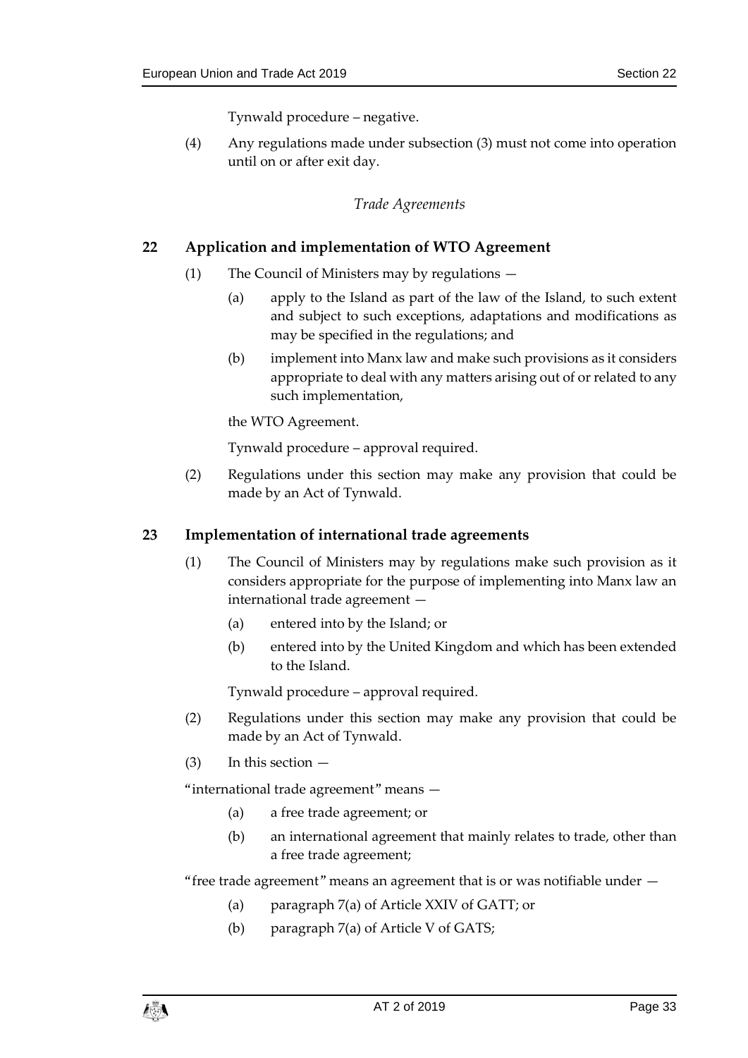Tynwald procedure – negative.

(4) Any regulations made under subsection (3) must not come into operation until on or after exit day.

*Trade Agreements*

### 22 Application and implementation of WTO Agreement

(1) The Council of Ministers may by regulations —

(a) apply to the Island as part of the law of the Island, to such extent and subject to such exceptions, adaptations and modifications as may be specified in the regulations; and

(b) implement into Manx law and make such provisions as it considers appropriate to deal with any matters arising out of or related to any such implementation,

the WTO Agreement.

Tynwald procedure – approval required.

(2) Regulations under this section may make any provision that could be made by an Act of Tynwald.

### 23 Implementation of international trade agreements

(1) The Council of Ministers may by regulations make such provision as it considers appropriate for the purpose of implementing into Manx law an international trade agreement —

(a) entered into by the Island; or

(b) entered into by the United Kingdom and which has been extended to the Island.

Tynwald procedure – approval required.

(2) Regulations under this section may make any provision that could be made by an Act of Tynwald.

(3) In this section —

"international trade agreement" means —

(a) a free trade agreement; or

(b) an international agreement that mainly relates to trade, other than a free trade agreement;

"free trade agreement" means an agreement that is or was notifiable under —

(a) paragraph 7(a) of Article XXIV of GATT; or

(b) paragraph 7(a) of Article V of GATS;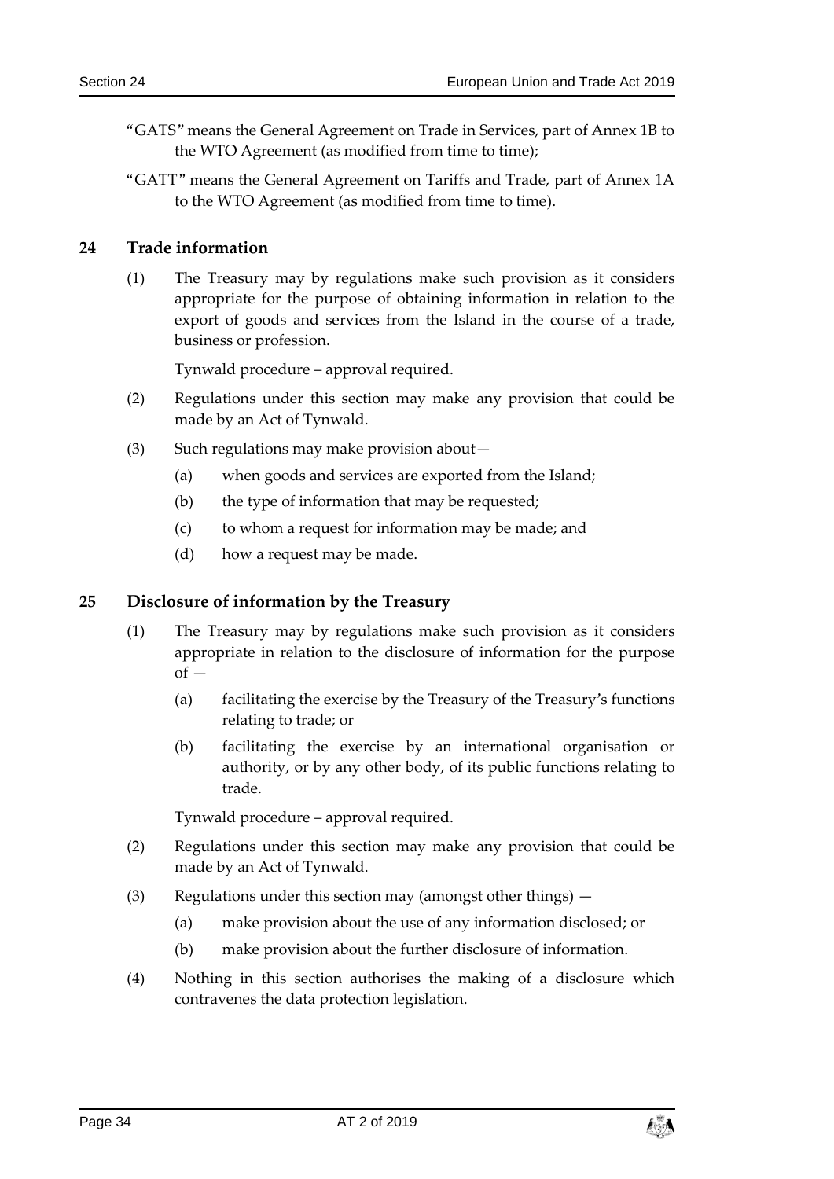"GATS" means the General Agreement on Trade in Services, part of Annex 1B to the WTO Agreement (as modified from time to time);

"GATT" means the General Agreement on Tariffs and Trade, part of Annex 1A to the WTO Agreement (as modified from time to time).

## 24 Trade information

(1) The Treasury may by regulations make such provision as it considers appropriate for the purpose of obtaining information in relation to the export of goods and services from the Island in the course of a trade, business or profession.

Tynwald procedure – approval required.

(2) Regulations under this section may make any provision that could be made by an Act of Tynwald.

(3) Such regulations may make provision about—

(a) when goods and services are exported from the Island;

(b) the type of information that may be requested;

(c) to whom a request for information may be made; and

(d) how a request may be made.

## 25 Disclosure of information by the Treasury

(1) The Treasury may by regulations make such provision as it considers appropriate in relation to the disclosure of information for the purpose of —

(a) facilitating the exercise by the Treasury of the Treasury's functions relating to trade; or

(b) facilitating the exercise by an international organisation or authority, or by any other body, of its public functions relating to trade.

Tynwald procedure – approval required.

(2) Regulations under this section may make any provision that could be made by an Act of Tynwald.

(3) Regulations under this section may (amongst other things) —

(a) make provision about the use of any information disclosed; or

(b) make provision about the further disclosure of information.

(4) Nothing in this section authorises the making of a disclosure which contravenes the data protection legislation.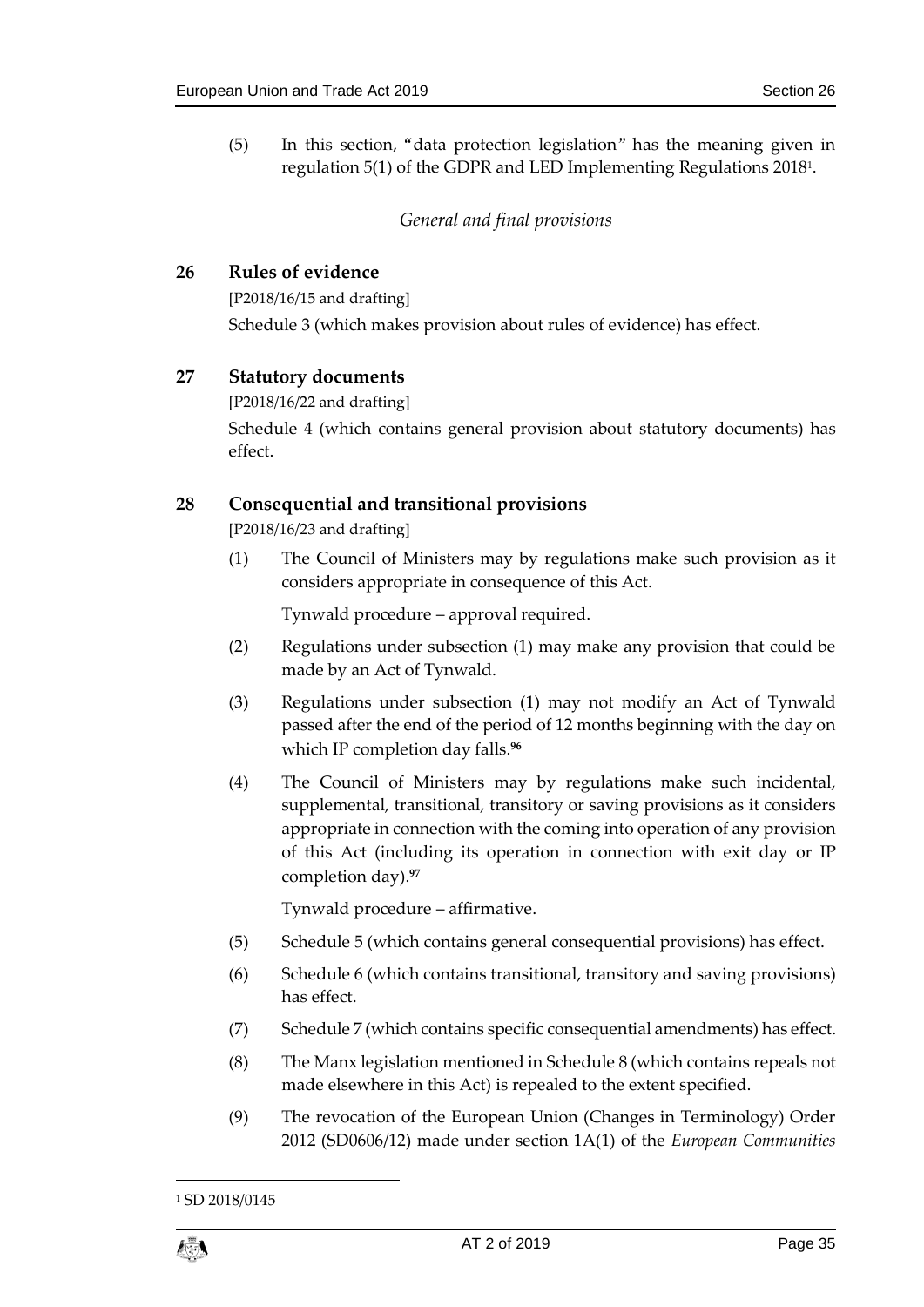(5) In this section, "data protection legislation" has the meaning given in regulation 5(1) of the GDPR and LED Implementing Regulations 2018[1].

*General and final provisions*

## 26 Rules of evidence

[P2018/16/15 and drafting]

Schedule 3 (which makes provision about rules of evidence) has effect.

## 27 Statutory documents

[P2018/16/22 and drafting]

Schedule 4 (which contains general provision about statutory documents) has effect.

## 28 Consequential and transitional provisions

[P2018/16/23 and drafting]

(1) The Council of Ministers may by regulations make such provision as it considers appropriate in consequence of this Act.

Tynwald procedure – approval required.

(2) Regulations under subsection (1) may make any provision that could be made by an Act of Tynwald.

(3) Regulations under subsection (1) may not modify an Act of Tynwald passed after the end of the period of 12 months beginning with the day on which IP completion day falls.[96]

(4) The Council of Ministers may by regulations make such incidental, supplemental, transitional, transitory or saving provisions as it considers appropriate in connection with the coming into operation of any provision of this Act (including its operation in connection with exit day or IP completion day).[97]

Tynwald procedure – affirmative.

(5) Schedule 5 (which contains general consequential provisions) has effect.

(6) Schedule 6 (which contains transitional, transitory and saving provisions) has effect.

(7) Schedule 7 (which contains specific consequential amendments) has effect.

(8) The Manx legislation mentioned in Schedule 8 (which contains repeals not made elsewhere in this Act) is repealed to the extent specified.

(9) The revocation of the European Union (Changes in Terminology) Order 2012 (SD0606/12) made under section 1A(1) of the *European Communities*

---

[1] SD 2018/0145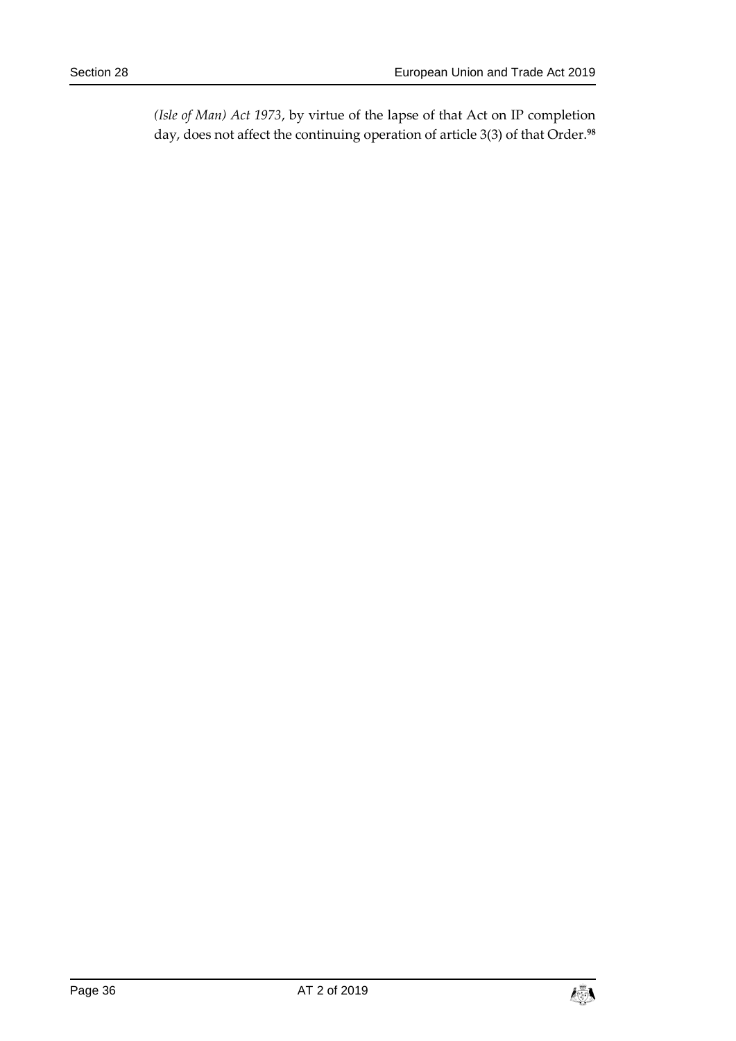*(Isle of Man) Act 1973*, by virtue of the lapse of that Act on IP completion day, does not affect the continuing operation of article 3(3) of that Order.[98]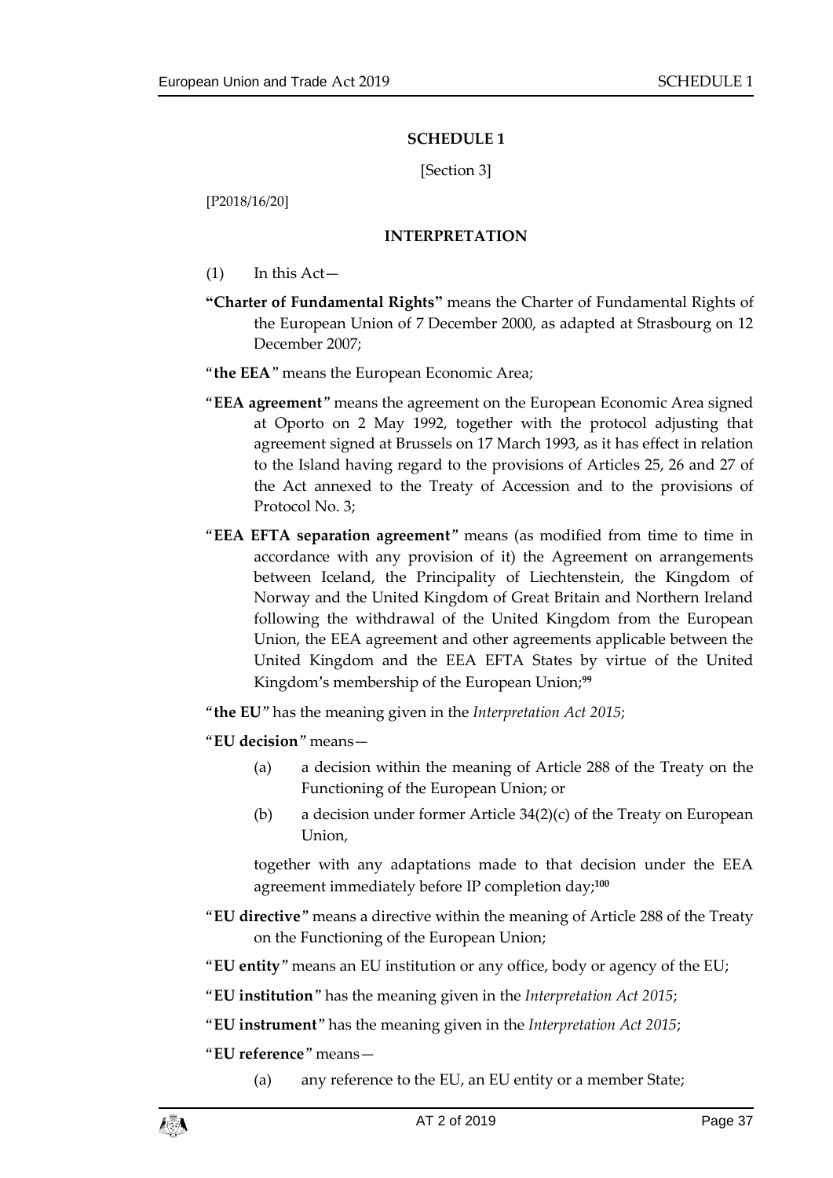## SCHEDULE 1

[Section 3]

[P2018/16/20]

### INTERPRETATION

(1) In this Act—

**"Charter of Fundamental Rights"** means the Charter of Fundamental Rights of the European Union of 7 December 2000, as adapted at Strasbourg on 12 December 2007;

"**the EEA**" means the European Economic Area;

"**EEA agreement**" means the agreement on the European Economic Area signed at Oporto on 2 May 1992, together with the protocol adjusting that agreement signed at Brussels on 17 March 1993, as it has effect in relation to the Island having regard to the provisions of Articles 25, 26 and 27 of the Act annexed to the Treaty of Accession and to the provisions of Protocol No. 3;

"**EEA EFTA separation agreement**" means (as modified from time to time in accordance with any provision of it) the Agreement on arrangements between Iceland, the Principality of Liechtenstein, the Kingdom of Norway and the United Kingdom of Great Britain and Northern Ireland following the withdrawal of the United Kingdom from the European Union, the EEA agreement and other agreements applicable between the United Kingdom and the EEA EFTA States by virtue of the United Kingdom's membership of the European Union;[99]

"**the EU**" has the meaning given in the *Interpretation Act 2015*;

"**EU decision**" means—

(a) a decision within the meaning of Article 288 of the Treaty on the Functioning of the European Union; or

(b) a decision under former Article 34(2)(c) of the Treaty on European Union,

together with any adaptations made to that decision under the EEA agreement immediately before IP completion day;[100]

"**EU directive**" means a directive within the meaning of Article 288 of the Treaty on the Functioning of the European Union;

"**EU entity**" means an EU institution or any office, body or agency of the EU;

"**EU institution**" has the meaning given in the *Interpretation Act 2015*;

"**EU instrument**" has the meaning given in the *Interpretation Act 2015*;

"**EU reference**" means—

(a) any reference to the EU, an EU entity or a member State;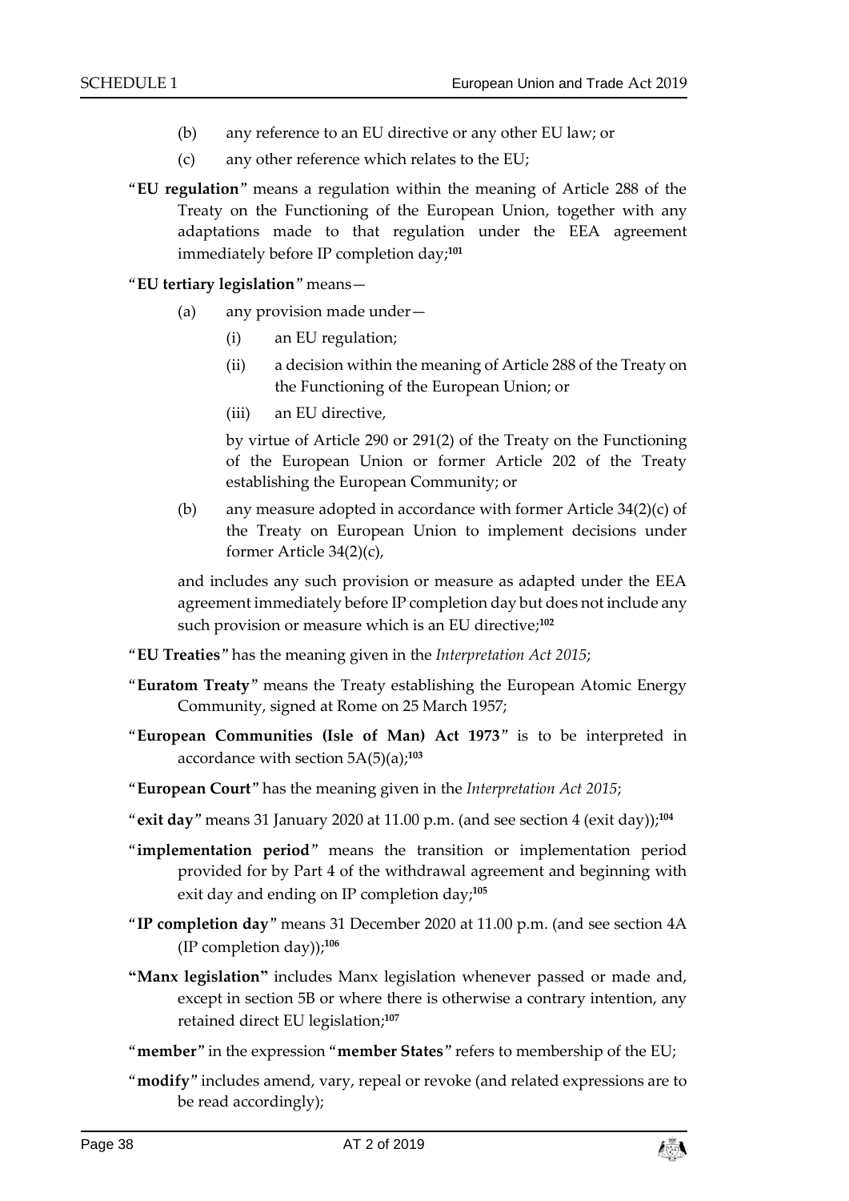(b) any reference to an EU directive or any other EU law; or

(c) any other reference which relates to the EU;

"**EU regulation**" means a regulation within the meaning of Article 288 of the Treaty on the Functioning of the European Union, together with any adaptations made to that regulation under the EEA agreement immediately before IP completion day;[101]

"**EU tertiary legislation**" means—

(a) any provision made under—

(i) an EU regulation;

(ii) a decision within the meaning of Article 288 of the Treaty on the Functioning of the European Union; or

(iii) an EU directive,

by virtue of Article 290 or 291(2) of the Treaty on the Functioning of the European Union or former Article 202 of the Treaty establishing the European Community; or

(b) any measure adopted in accordance with former Article 34(2)(c) of the Treaty on European Union to implement decisions under former Article 34(2)(c),

and includes any such provision or measure as adapted under the EEA agreement immediately before IP completion day but does not include any such provision or measure which is an EU directive;[102]

"**EU Treaties**" has the meaning given in the *Interpretation Act 2015*;

"**Euratom Treaty**" means the Treaty establishing the European Atomic Energy Community, signed at Rome on 25 March 1957;

"**European Communities (Isle of Man) Act 1973**" is to be interpreted in accordance with section 5A(5)(a);[103]

"**European Court**" has the meaning given in the *Interpretation Act 2015*;

"**exit day**" means 31 January 2020 at 11.00 p.m. (and see section 4 (exit day));[104]

"**implementation period**" means the transition or implementation period provided for by Part 4 of the withdrawal agreement and beginning with exit day and ending on IP completion day;[105]

"**IP completion day**" means 31 December 2020 at 11.00 p.m. (and see section 4A (IP completion day));[106]

"**Manx legislation**" includes Manx legislation whenever passed or made and, except in section 5B or where there is otherwise a contrary intention, any retained direct EU legislation;[107]

"**member**" in the expression "**member States**" refers to membership of the EU;

"**modify**" includes amend, vary, repeal or revoke (and related expressions are to be read accordingly);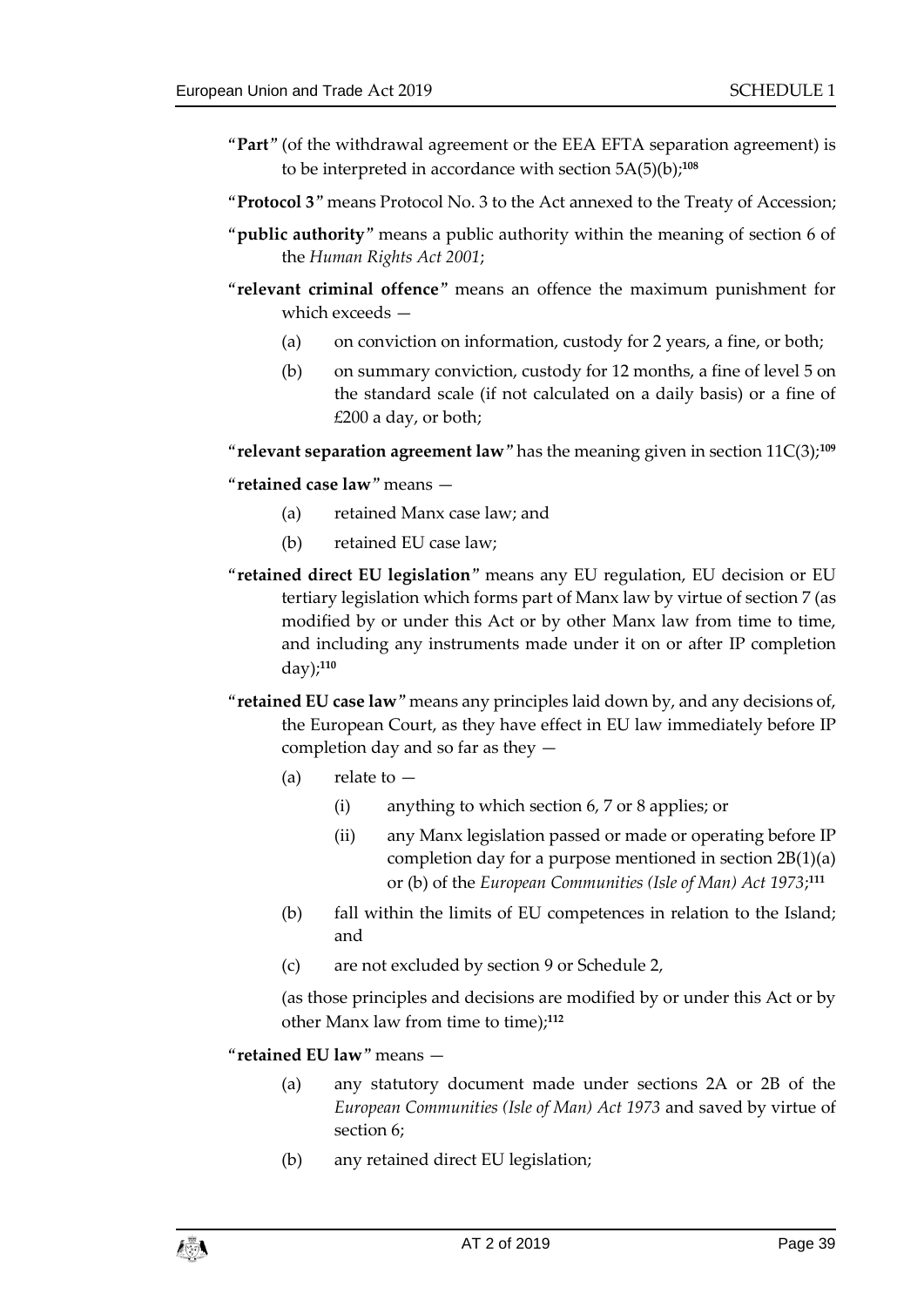"**Part**" (of the withdrawal agreement or the EEA EFTA separation agreement) is to be interpreted in accordance with section 5A(5)(b);[108]

"**Protocol 3**" means Protocol No. 3 to the Act annexed to the Treaty of Accession;

"**public authority**" means a public authority within the meaning of section 6 of the *Human Rights Act 2001*;

"**relevant criminal offence**" means an offence the maximum punishment for which exceeds —

(a) on conviction on information, custody for 2 years, a fine, or both;

(b) on summary conviction, custody for 12 months, a fine of level 5 on the standard scale (if not calculated on a daily basis) or a fine of £200 a day, or both;

"**relevant separation agreement law**" has the meaning given in section 11C(3);[109]

"**retained case law**" means —

(a) retained Manx case law; and

(b) retained EU case law;

"**retained direct EU legislation**" means any EU regulation, EU decision or EU tertiary legislation which forms part of Manx law by virtue of section 7 (as modified by or under this Act or by other Manx law from time to time, and including any instruments made under it on or after IP completion day);[110]

"**retained EU case law**" means any principles laid down by, and any decisions of, the European Court, as they have effect in EU law immediately before IP completion day and so far as they —

(a) relate to —

(i) anything to which section 6, 7 or 8 applies; or

(ii) any Manx legislation passed or made or operating before IP completion day for a purpose mentioned in section 2B(1)(a) or (b) of the *European Communities (Isle of Man) Act 1973*;[111]

(b) fall within the limits of EU competences in relation to the Island; and

(c) are not excluded by section 9 or Schedule 2,

(as those principles and decisions are modified by or under this Act or by other Manx law from time to time);[112]

"**retained EU law**" means —

(a) any statutory document made under sections 2A or 2B of the *European Communities (Isle of Man) Act 1973* and saved by virtue of section 6;

(b) any retained direct EU legislation;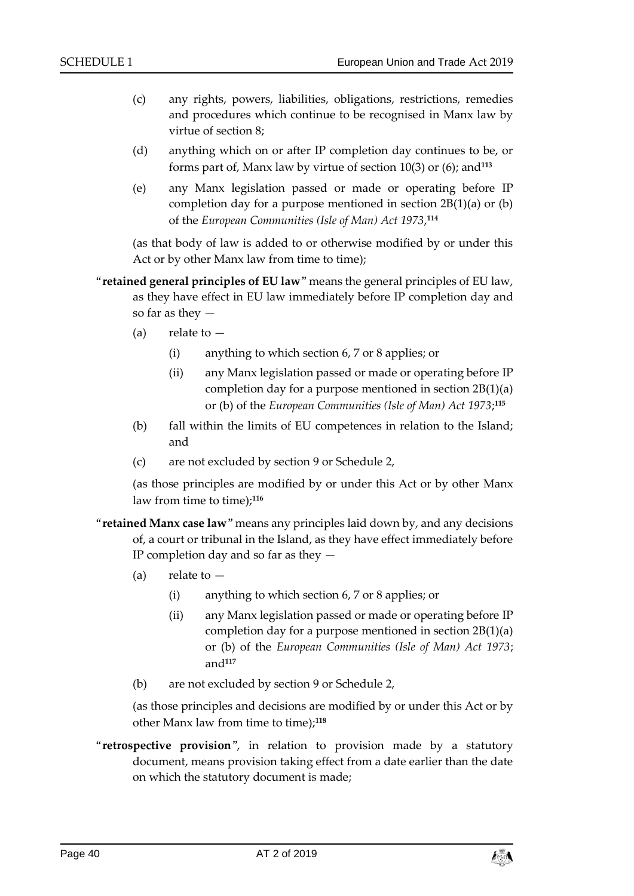(c) any rights, powers, liabilities, obligations, restrictions, remedies and procedures which continue to be recognised in Manx law by virtue of section 8;

(d) anything which on or after IP completion day continues to be, or forms part of, Manx law by virtue of section 10(3) or (6); and[113]

(e) any Manx legislation passed or made or operating before IP completion day for a purpose mentioned in section 2B(1)(a) or (b) of the *European Communities (Isle of Man) Act 1973*,[114]

(as that body of law is added to or otherwise modified by or under this Act or by other Manx law from time to time);

"**retained general principles of EU law**" means the general principles of EU law, as they have effect in EU law immediately before IP completion day and so far as they —

(a) relate to —

(i) anything to which section 6, 7 or 8 applies; or

(ii) any Manx legislation passed or made or operating before IP completion day for a purpose mentioned in section 2B(1)(a) or (b) of the *European Communities (Isle of Man) Act 1973*;[115]

(b) fall within the limits of EU competences in relation to the Island; and

(c) are not excluded by section 9 or Schedule 2,

(as those principles are modified by or under this Act or by other Manx law from time to time);[116]

"**retained Manx case law**" means any principles laid down by, and any decisions of, a court or tribunal in the Island, as they have effect immediately before IP completion day and so far as they —

(a) relate to —

(i) anything to which section 6, 7 or 8 applies; or

(ii) any Manx legislation passed or made or operating before IP completion day for a purpose mentioned in section 2B(1)(a) or (b) of the *European Communities (Isle of Man) Act 1973*; and[117]

(b) are not excluded by section 9 or Schedule 2,

(as those principles and decisions are modified by or under this Act or by other Manx law from time to time);[118]

"**retrospective provision**", in relation to provision made by a statutory document, means provision taking effect from a date earlier than the date on which the statutory document is made;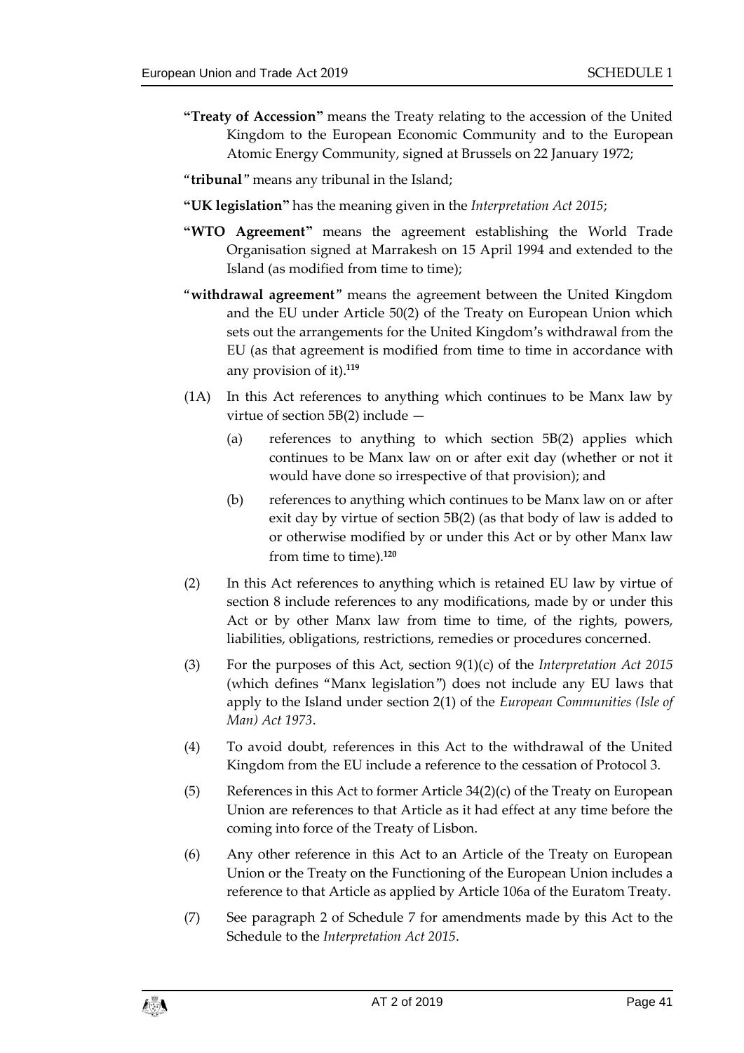**"Treaty of Accession"** means the Treaty relating to the accession of the United Kingdom to the European Economic Community and to the European Atomic Energy Community, signed at Brussels on 22 January 1972;

"**tribunal**" means any tribunal in the Island;

**"UK legislation"** has the meaning given in the *Interpretation Act 2015*;

**"WTO Agreement"** means the agreement establishing the World Trade Organisation signed at Marrakesh on 15 April 1994 and extended to the Island (as modified from time to time);

"**withdrawal agreement**" means the agreement between the United Kingdom and the EU under Article 50(2) of the Treaty on European Union which sets out the arrangements for the United Kingdom's withdrawal from the EU (as that agreement is modified from time to time in accordance with any provision of it).[119]

(1A) In this Act references to anything which continues to be Manx law by virtue of section 5B(2) include —

(a) references to anything to which section 5B(2) applies which continues to be Manx law on or after exit day (whether or not it would have done so irrespective of that provision); and

(b) references to anything which continues to be Manx law on or after exit day by virtue of section 5B(2) (as that body of law is added to or otherwise modified by or under this Act or by other Manx law from time to time).[120]

(2) In this Act references to anything which is retained EU law by virtue of section 8 include references to any modifications, made by or under this Act or by other Manx law from time to time, of the rights, powers, liabilities, obligations, restrictions, remedies or procedures concerned.

(3) For the purposes of this Act, section 9(1)(c) of the *Interpretation Act 2015* (which defines "Manx legislation") does not include any EU laws that apply to the Island under section 2(1) of the *European Communities (Isle of Man) Act 1973*.

(4) To avoid doubt, references in this Act to the withdrawal of the United Kingdom from the EU include a reference to the cessation of Protocol 3.

(5) References in this Act to former Article 34(2)(c) of the Treaty on European Union are references to that Article as it had effect at any time before the coming into force of the Treaty of Lisbon.

(6) Any other reference in this Act to an Article of the Treaty on European Union or the Treaty on the Functioning of the European Union includes a reference to that Article as applied by Article 106a of the Euratom Treaty.

(7) See paragraph 2 of Schedule 7 for amendments made by this Act to the Schedule to the *Interpretation Act 2015*.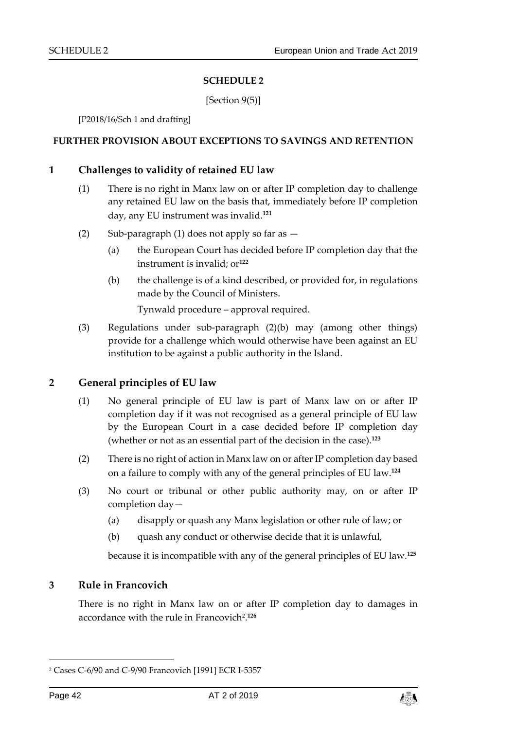# SCHEDULE 2

[Section 9(5)]

[P2018/16/Sch 1 and drafting]

## FURTHER PROVISION ABOUT EXCEPTIONS TO SAVINGS AND RETENTION

### 1 Challenges to validity of retained EU law

(1) There is no right in Manx law on or after IP completion day to challenge any retained EU law on the basis that, immediately before IP completion day, any EU instrument was invalid.[121]

(2) Sub-paragraph (1) does not apply so far as —

(a) the European Court has decided before IP completion day that the instrument is invalid; or[122]

(b) the challenge is of a kind described, or provided for, in regulations made by the Council of Ministers.

Tynwald procedure – approval required.

(3) Regulations under sub-paragraph (2)(b) may (among other things) provide for a challenge which would otherwise have been against an EU institution to be against a public authority in the Island.

### 2 General principles of EU law

(1) No general principle of EU law is part of Manx law on or after IP completion day if it was not recognised as a general principle of EU law by the European Court in a case decided before IP completion day (whether or not as an essential part of the decision in the case).[123]

(2) There is no right of action in Manx law on or after IP completion day based on a failure to comply with any of the general principles of EU law.[124]

(3) No court or tribunal or other public authority may, on or after IP completion day—

(a) disapply or quash any Manx legislation or other rule of law; or

(b) quash any conduct or otherwise decide that it is unlawful,

because it is incompatible with any of the general principles of EU law.[125]

### 3 Rule in Francovich

There is no right in Manx law on or after IP completion day to damages in accordance with the rule in Francovich[2].[126]

---

[2] Cases C-6/90 and C-9/90 Francovich [1991] ECR I-5357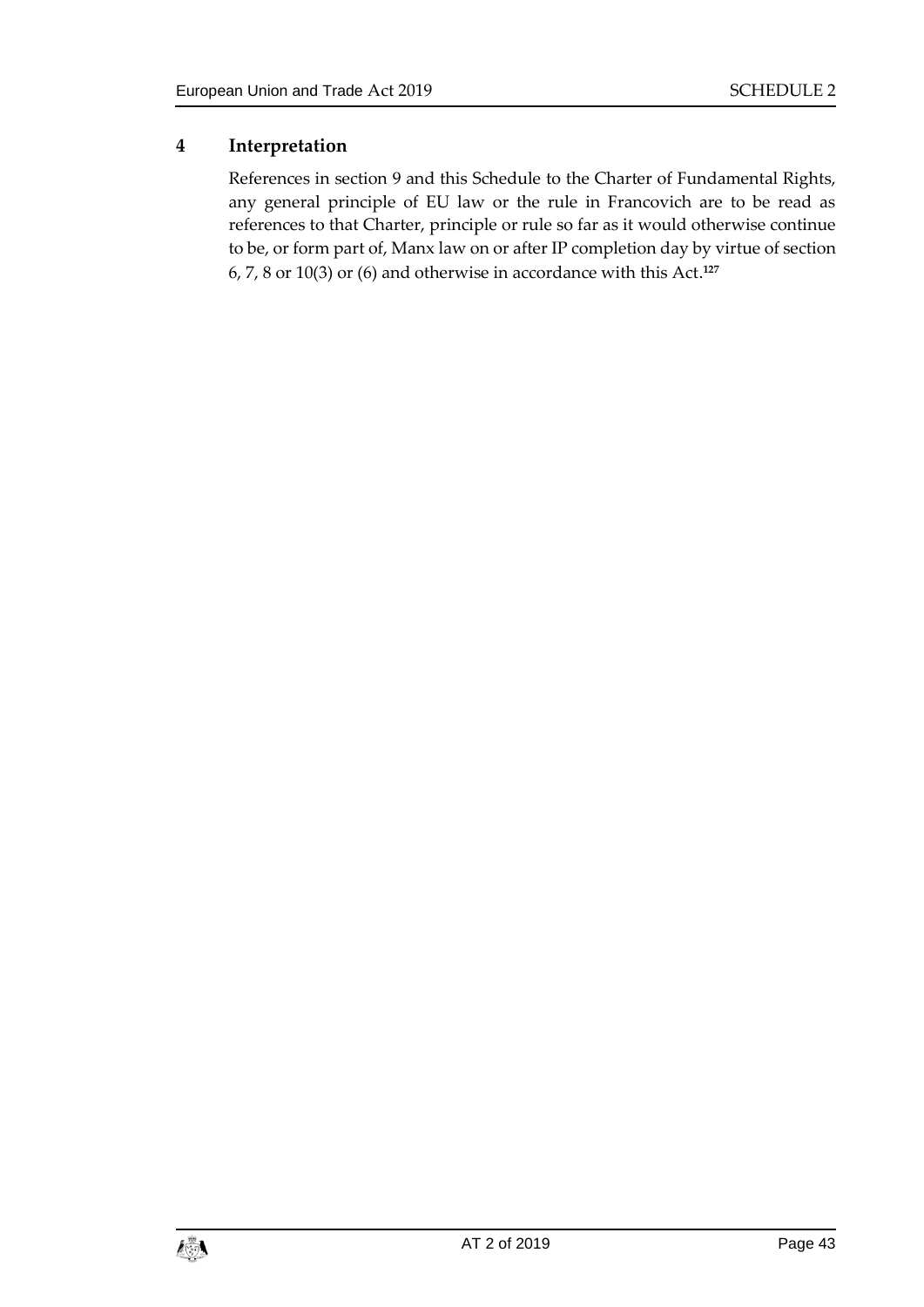## 4 Interpretation

References in section 9 and this Schedule to the Charter of Fundamental Rights, any general principle of EU law or the rule in Francovich are to be read as references to that Charter, principle or rule so far as it would otherwise continue to be, or form part of, Manx law on or after IP completion day by virtue of section 6, 7, 8 or 10(3) or (6) and otherwise in accordance with this Act.[127]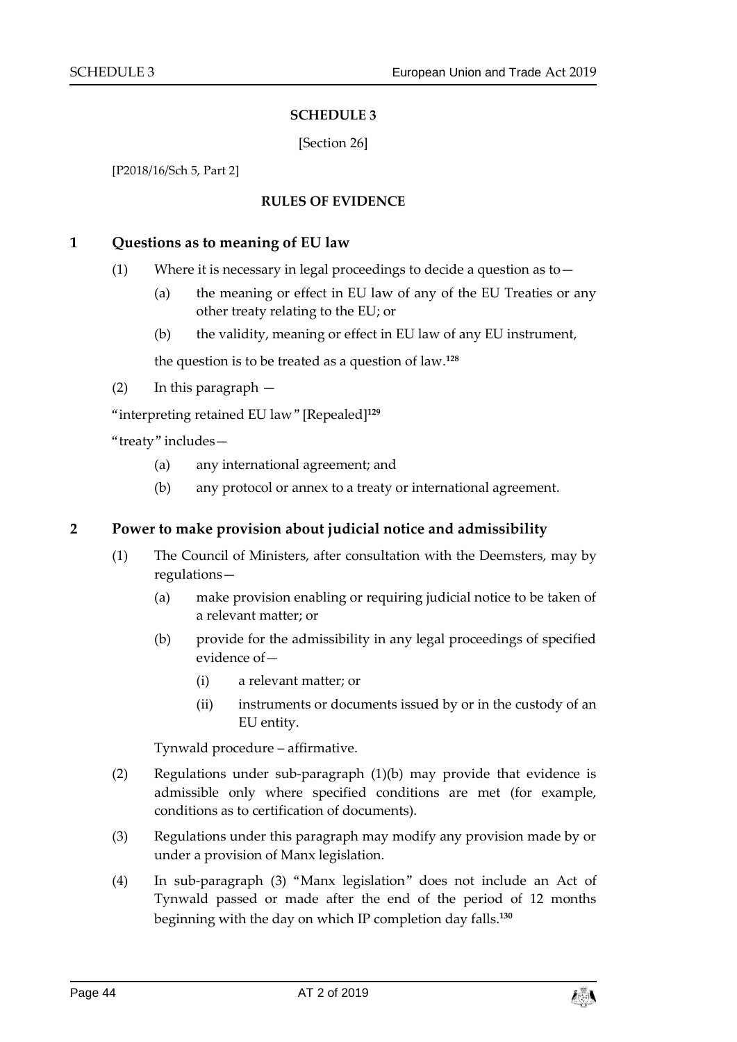# SCHEDULE 3

[Section 26]

[P2018/16/Sch 5, Part 2]

## RULES OF EVIDENCE

### 1 Questions as to meaning of EU law

(1) Where it is necessary in legal proceedings to decide a question as to—

(a) the meaning or effect in EU law of any of the EU Treaties or any other treaty relating to the EU; or

(b) the validity, meaning or effect in EU law of any EU instrument,

the question is to be treated as a question of law.[128]

(2) In this paragraph —

"interpreting retained EU law" [Repealed][129]

"treaty" includes—

(a) any international agreement; and

(b) any protocol or annex to a treaty or international agreement.

### 2 Power to make provision about judicial notice and admissibility

(1) The Council of Ministers, after consultation with the Deemsters, may by regulations—

(a) make provision enabling or requiring judicial notice to be taken of a relevant matter; or

(b) provide for the admissibility in any legal proceedings of specified evidence of—

(i) a relevant matter; or

(ii) instruments or documents issued by or in the custody of an EU entity.

Tynwald procedure – affirmative.

(2) Regulations under sub-paragraph (1)(b) may provide that evidence is admissible only where specified conditions are met (for example, conditions as to certification of documents).

(3) Regulations under this paragraph may modify any provision made by or under a provision of Manx legislation.

(4) In sub-paragraph (3) "Manx legislation" does not include an Act of Tynwald passed or made after the end of the period of 12 months beginning with the day on which IP completion day falls.[130]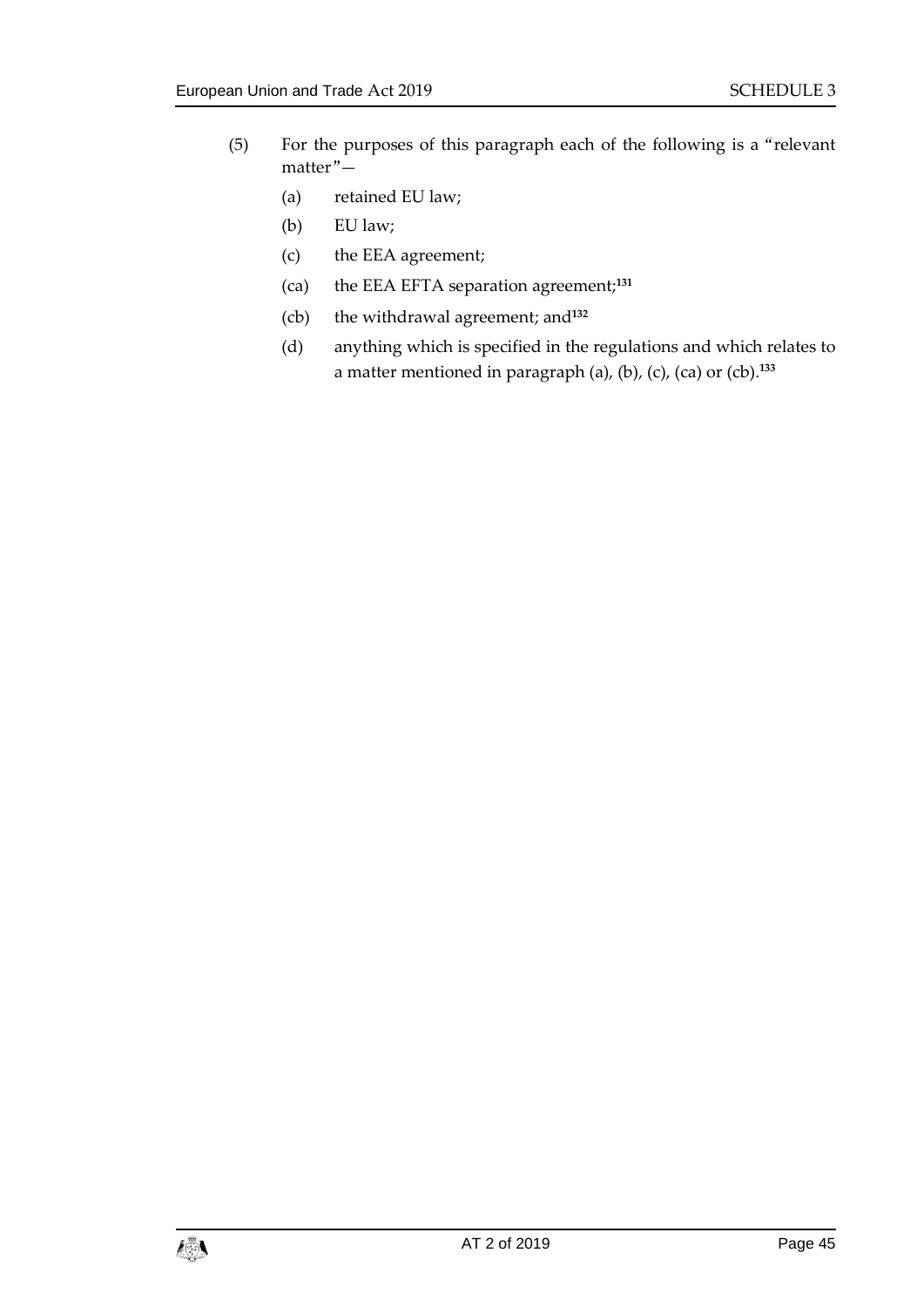(5) For the purposes of this paragraph each of the following is a "relevant matter"—

(a) retained EU law;

(b) EU law;

(c) the EEA agreement;

(ca) the EEA EFTA separation agreement;[131]

(cb) the withdrawal agreement; and[132]

(d) anything which is specified in the regulations and which relates to a matter mentioned in paragraph (a), (b), (c), (ca) or (cb).[133]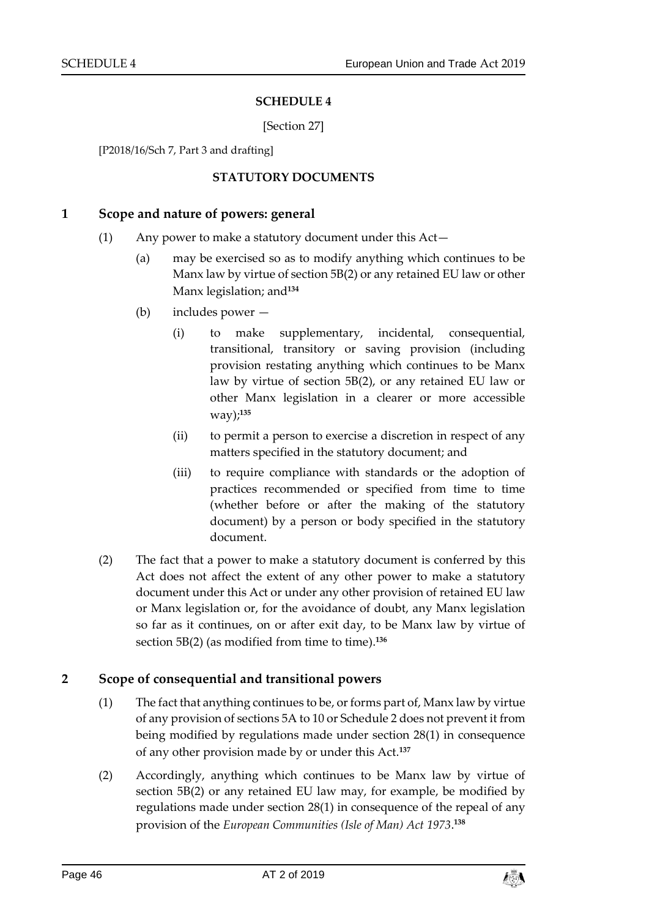# SCHEDULE 4

[Section 27]

[P2018/16/Sch 7, Part 3 and drafting]

## STATUTORY DOCUMENTS

### 1 Scope and nature of powers: general

(1) Any power to make a statutory document under this Act—

(a) may be exercised so as to modify anything which continues to be Manx law by virtue of section 5B(2) or any retained EU law or other Manx legislation; and[134]

(b) includes power —

(i) to make supplementary, incidental, consequential, transitional, transitory or saving provision (including provision restating anything which continues to be Manx law by virtue of section 5B(2), or any retained EU law or other Manx legislation in a clearer or more accessible way);[135]

(ii) to permit a person to exercise a discretion in respect of any matters specified in the statutory document; and

(iii) to require compliance with standards or the adoption of practices recommended or specified from time to time (whether before or after the making of the statutory document) by a person or body specified in the statutory document.

(2) The fact that a power to make a statutory document is conferred by this Act does not affect the extent of any other power to make a statutory document under this Act or under any other provision of retained EU law or Manx legislation or, for the avoidance of doubt, any Manx legislation so far as it continues, on or after exit day, to be Manx law by virtue of section 5B(2) (as modified from time to time).[136]

### 2 Scope of consequential and transitional powers

(1) The fact that anything continues to be, or forms part of, Manx law by virtue of any provision of sections 5A to 10 or Schedule 2 does not prevent it from being modified by regulations made under section 28(1) in consequence of any other provision made by or under this Act.[137]

(2) Accordingly, anything which continues to be Manx law by virtue of section 5B(2) or any retained EU law may, for example, be modified by regulations made under section 28(1) in consequence of the repeal of any provision of the *European Communities (Isle of Man) Act 1973*.[138]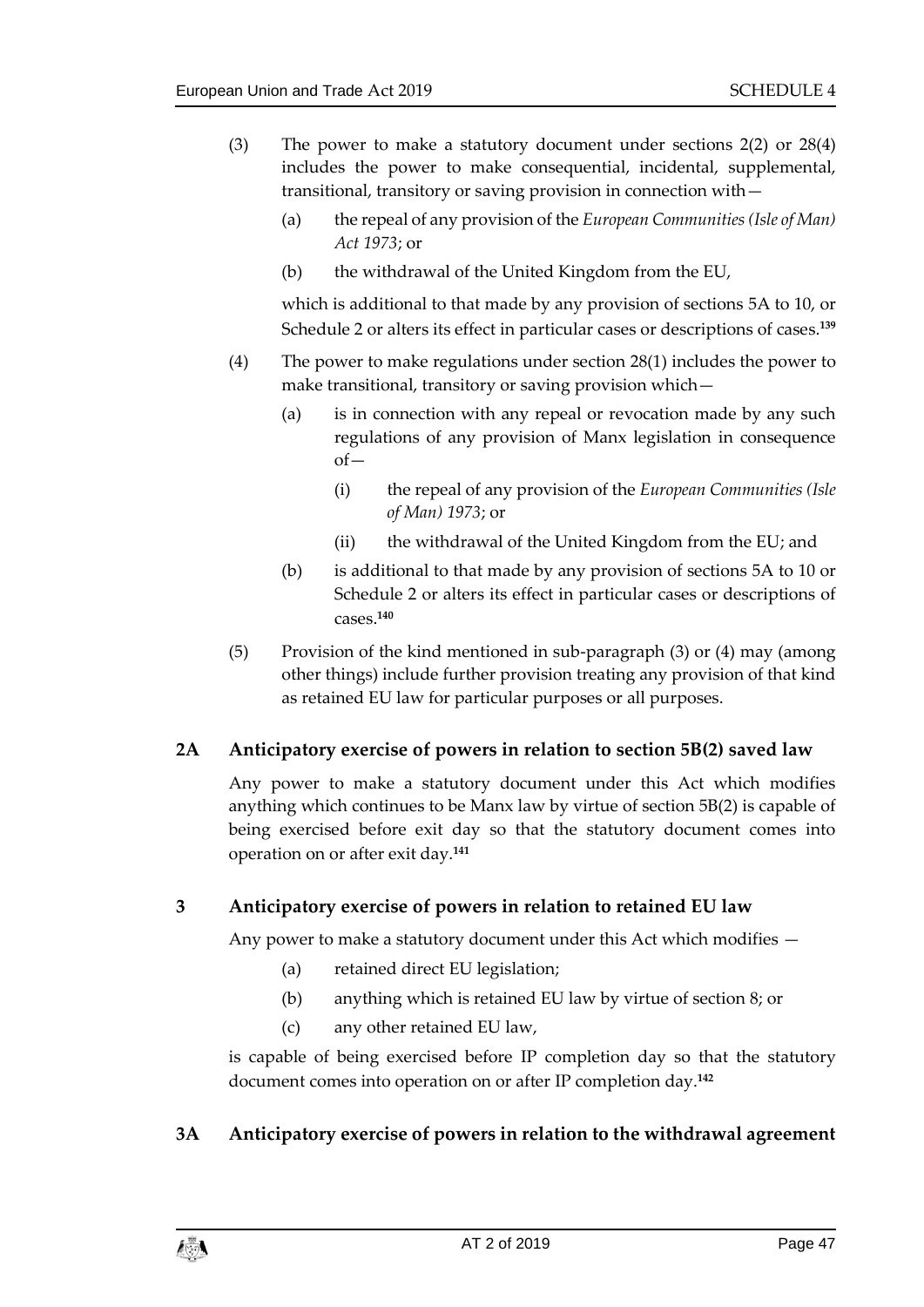(3) The power to make a statutory document under sections 2(2) or 28(4) includes the power to make consequential, incidental, supplemental, transitional, transitory or saving provision in connection with—

   (a) the repeal of any provision of the *European Communities (Isle of Man) Act 1973*; or

   (b) the withdrawal of the United Kingdom from the EU,

   which is additional to that made by any provision of sections 5A to 10, or Schedule 2 or alters its effect in particular cases or descriptions of cases.[139]

(4) The power to make regulations under section 28(1) includes the power to make transitional, transitory or saving provision which—

   (a) is in connection with any repeal or revocation made by any such regulations of any provision of Manx legislation in consequence of—

      (i) the repeal of any provision of the *European Communities (Isle of Man) 1973*; or

      (ii) the withdrawal of the United Kingdom from the EU; and

   (b) is additional to that made by any provision of sections 5A to 10 or Schedule 2 or alters its effect in particular cases or descriptions of cases.[140]

(5) Provision of the kind mentioned in sub-paragraph (3) or (4) may (among other things) include further provision treating any provision of that kind as retained EU law for particular purposes or all purposes.

### 2A Anticipatory exercise of powers in relation to section 5B(2) saved law

Any power to make a statutory document under this Act which modifies anything which continues to be Manx law by virtue of section 5B(2) is capable of being exercised before exit day so that the statutory document comes into operation on or after exit day.[141]

### 3 Anticipatory exercise of powers in relation to retained EU law

Any power to make a statutory document under this Act which modifies —

   (a) retained direct EU legislation;

   (b) anything which is retained EU law by virtue of section 8; or

   (c) any other retained EU law,

is capable of being exercised before IP completion day so that the statutory document comes into operation on or after IP completion day.[142]

### 3A Anticipatory exercise of powers in relation to the withdrawal agreement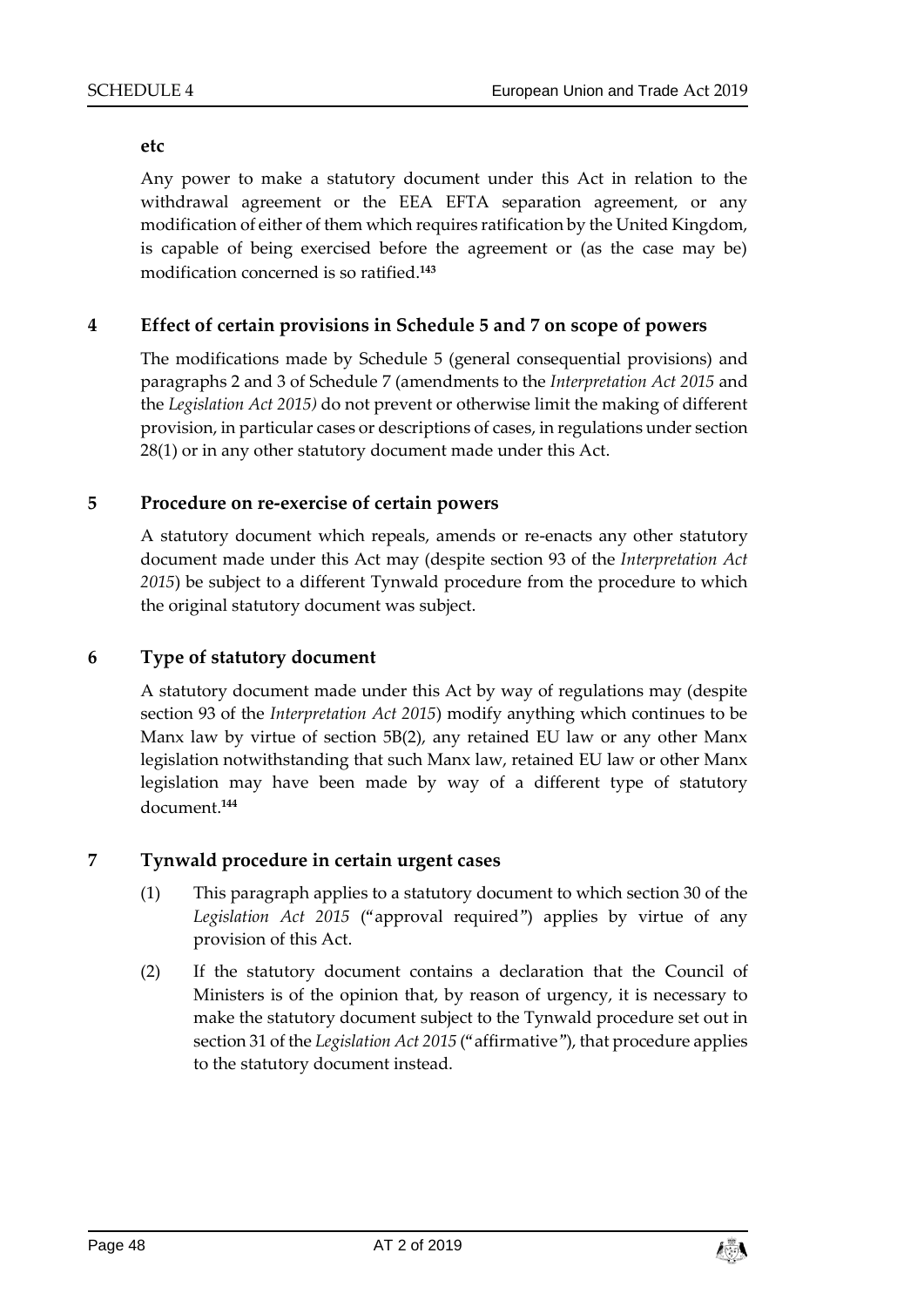**etc**

Any power to make a statutory document under this Act in relation to the withdrawal agreement or the EEA EFTA separation agreement, or any modification of either of them which requires ratification by the United Kingdom, is capable of being exercised before the agreement or (as the case may be) modification concerned is so ratified.[143]

## 4 Effect of certain provisions in Schedule 5 and 7 on scope of powers

The modifications made by Schedule 5 (general consequential provisions) and paragraphs 2 and 3 of Schedule 7 (amendments to the *Interpretation Act 2015* and the *Legislation Act 2015)* do not prevent or otherwise limit the making of different provision, in particular cases or descriptions of cases, in regulations under section 28(1) or in any other statutory document made under this Act.

## 5 Procedure on re-exercise of certain powers

A statutory document which repeals, amends or re-enacts any other statutory document made under this Act may (despite section 93 of the *Interpretation Act 2015*) be subject to a different Tynwald procedure from the procedure to which the original statutory document was subject.

## 6 Type of statutory document

A statutory document made under this Act by way of regulations may (despite section 93 of the *Interpretation Act 2015*) modify anything which continues to be Manx law by virtue of section 5B(2), any retained EU law or any other Manx legislation notwithstanding that such Manx law, retained EU law or other Manx legislation may have been made by way of a different type of statutory document.[144]

## 7 Tynwald procedure in certain urgent cases

(1) This paragraph applies to a statutory document to which section 30 of the *Legislation Act 2015* ("approval required") applies by virtue of any provision of this Act.

(2) If the statutory document contains a declaration that the Council of Ministers is of the opinion that, by reason of urgency, it is necessary to make the statutory document subject to the Tynwald procedure set out in section 31 of the *Legislation Act 2015* ("affirmative"), that procedure applies to the statutory document instead.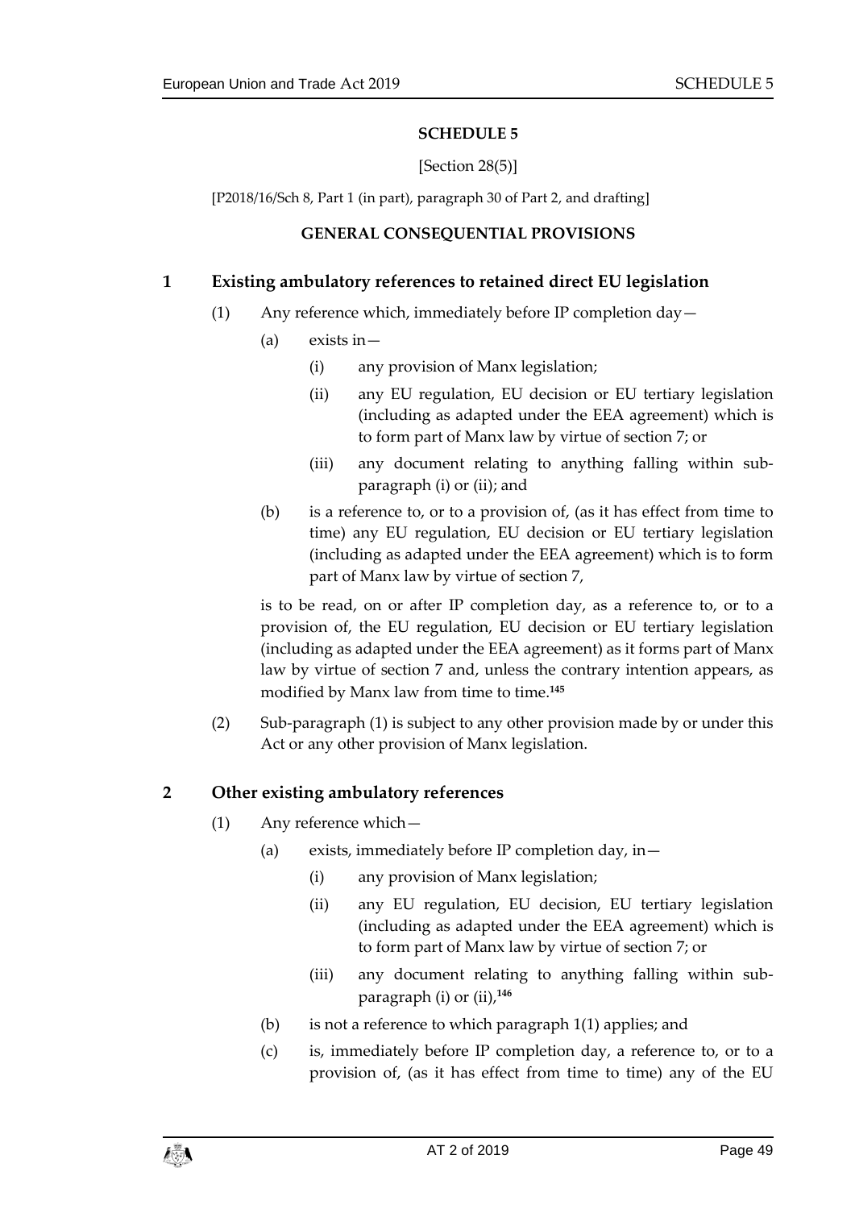# SCHEDULE 5

[Section 28(5)]

[P2018/16/Sch 8, Part 1 (in part), paragraph 30 of Part 2, and drafting]

## GENERAL CONSEQUENTIAL PROVISIONS

### 1 Existing ambulatory references to retained direct EU legislation

(1) Any reference which, immediately before IP completion day—

(a) exists in—

(i) any provision of Manx legislation;

(ii) any EU regulation, EU decision or EU tertiary legislation (including as adapted under the EEA agreement) which is to form part of Manx law by virtue of section 7; or

(iii) any document relating to anything falling within sub-paragraph (i) or (ii); and

(b) is a reference to, or to a provision of, (as it has effect from time to time) any EU regulation, EU decision or EU tertiary legislation (including as adapted under the EEA agreement) which is to form part of Manx law by virtue of section 7,

is to be read, on or after IP completion day, as a reference to, or to a provision of, the EU regulation, EU decision or EU tertiary legislation (including as adapted under the EEA agreement) as it forms part of Manx law by virtue of section 7 and, unless the contrary intention appears, as modified by Manx law from time to time.[145]

(2) Sub-paragraph (1) is subject to any other provision made by or under this Act or any other provision of Manx legislation.

### 2 Other existing ambulatory references

(1) Any reference which—

(a) exists, immediately before IP completion day, in—

(i) any provision of Manx legislation;

(ii) any EU regulation, EU decision, EU tertiary legislation (including as adapted under the EEA agreement) which is to form part of Manx law by virtue of section 7; or

(iii) any document relating to anything falling within sub-paragraph (i) or (ii),[146]

(b) is not a reference to which paragraph 1(1) applies; and

(c) is, immediately before IP completion day, a reference to, or to a provision of, (as it has effect from time to time) any of the EU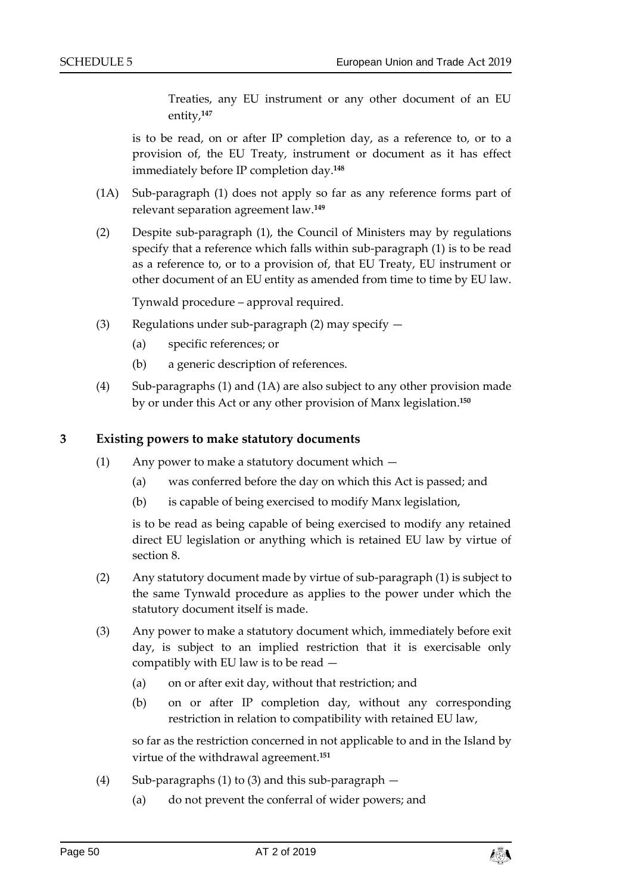Treaties, any EU instrument or any other document of an EU entity,[147]

is to be read, on or after IP completion day, as a reference to, or to a provision of, the EU Treaty, instrument or document as it has effect immediately before IP completion day.[148]

(1A) Sub-paragraph (1) does not apply so far as any reference forms part of relevant separation agreement law.[149]

(2) Despite sub-paragraph (1), the Council of Ministers may by regulations specify that a reference which falls within sub-paragraph (1) is to be read as a reference to, or to a provision of, that EU Treaty, EU instrument or other document of an EU entity as amended from time to time by EU law.

Tynwald procedure – approval required.

(3) Regulations under sub-paragraph (2) may specify —

(a) specific references; or

(b) a generic description of references.

(4) Sub-paragraphs (1) and (1A) are also subject to any other provision made by or under this Act or any other provision of Manx legislation.[150]

## 3 Existing powers to make statutory documents

(1) Any power to make a statutory document which —

(a) was conferred before the day on which this Act is passed; and

(b) is capable of being exercised to modify Manx legislation,

is to be read as being capable of being exercised to modify any retained direct EU legislation or anything which is retained EU law by virtue of section 8.

(2) Any statutory document made by virtue of sub-paragraph (1) is subject to the same Tynwald procedure as applies to the power under which the statutory document itself is made.

(3) Any power to make a statutory document which, immediately before exit day, is subject to an implied restriction that it is exercisable only compatibly with EU law is to be read —

(a) on or after exit day, without that restriction; and

(b) on or after IP completion day, without any corresponding restriction in relation to compatibility with retained EU law,

so far as the restriction concerned in not applicable to and in the Island by virtue of the withdrawal agreement.[151]

(4) Sub-paragraphs (1) to (3) and this sub-paragraph —

(a) do not prevent the conferral of wider powers; and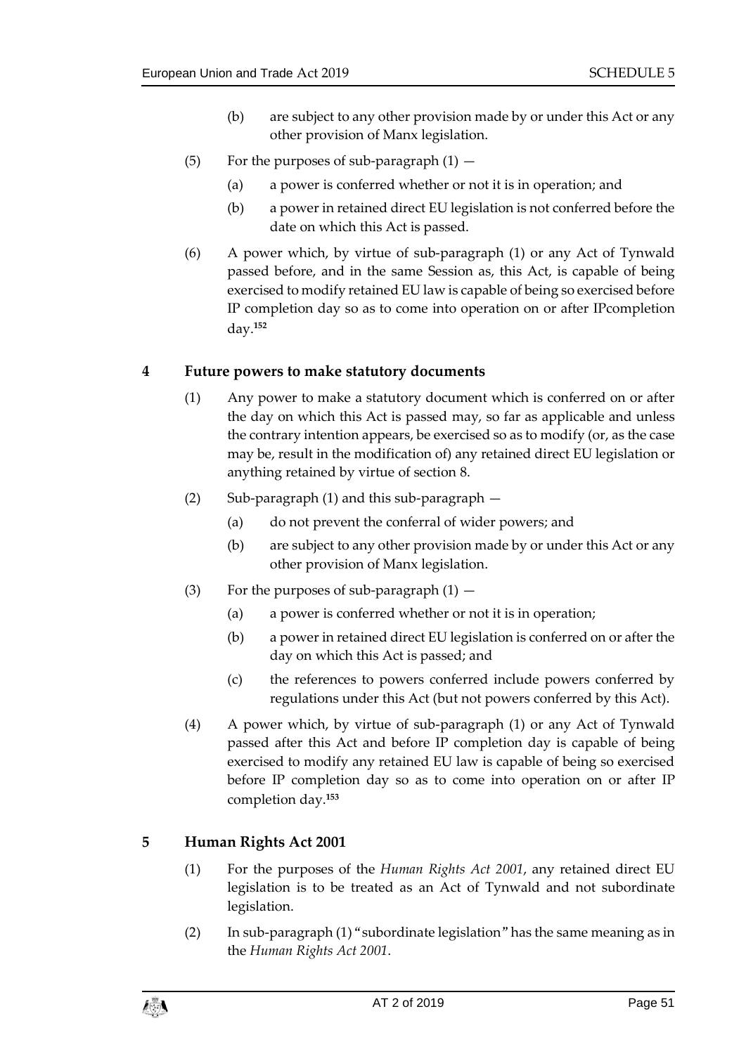(b) are subject to any other provision made by or under this Act or any other provision of Manx legislation.

(5) For the purposes of sub-paragraph (1) —

(a) a power is conferred whether or not it is in operation; and

(b) a power in retained direct EU legislation is not conferred before the date on which this Act is passed.

(6) A power which, by virtue of sub-paragraph (1) or any Act of Tynwald passed before, and in the same Session as, this Act, is capable of being exercised to modify retained EU law is capable of being so exercised before IP completion day so as to come into operation on or after IPcompletion day.[152]

### 4 Future powers to make statutory documents

(1) Any power to make a statutory document which is conferred on or after the day on which this Act is passed may, so far as applicable and unless the contrary intention appears, be exercised so as to modify (or, as the case may be, result in the modification of) any retained direct EU legislation or anything retained by virtue of section 8.

(2) Sub-paragraph (1) and this sub-paragraph —

(a) do not prevent the conferral of wider powers; and

(b) are subject to any other provision made by or under this Act or any other provision of Manx legislation.

(3) For the purposes of sub-paragraph (1) —

(a) a power is conferred whether or not it is in operation;

(b) a power in retained direct EU legislation is conferred on or after the day on which this Act is passed; and

(c) the references to powers conferred include powers conferred by regulations under this Act (but not powers conferred by this Act).

(4) A power which, by virtue of sub-paragraph (1) or any Act of Tynwald passed after this Act and before IP completion day is capable of being exercised to modify any retained EU law is capable of being so exercised before IP completion day so as to come into operation on or after IP completion day.[153]

### 5 Human Rights Act 2001

(1) For the purposes of the *Human Rights Act 2001*, any retained direct EU legislation is to be treated as an Act of Tynwald and not subordinate legislation.

(2) In sub-paragraph (1) "subordinate legislation" has the same meaning as in the *Human Rights Act 2001*.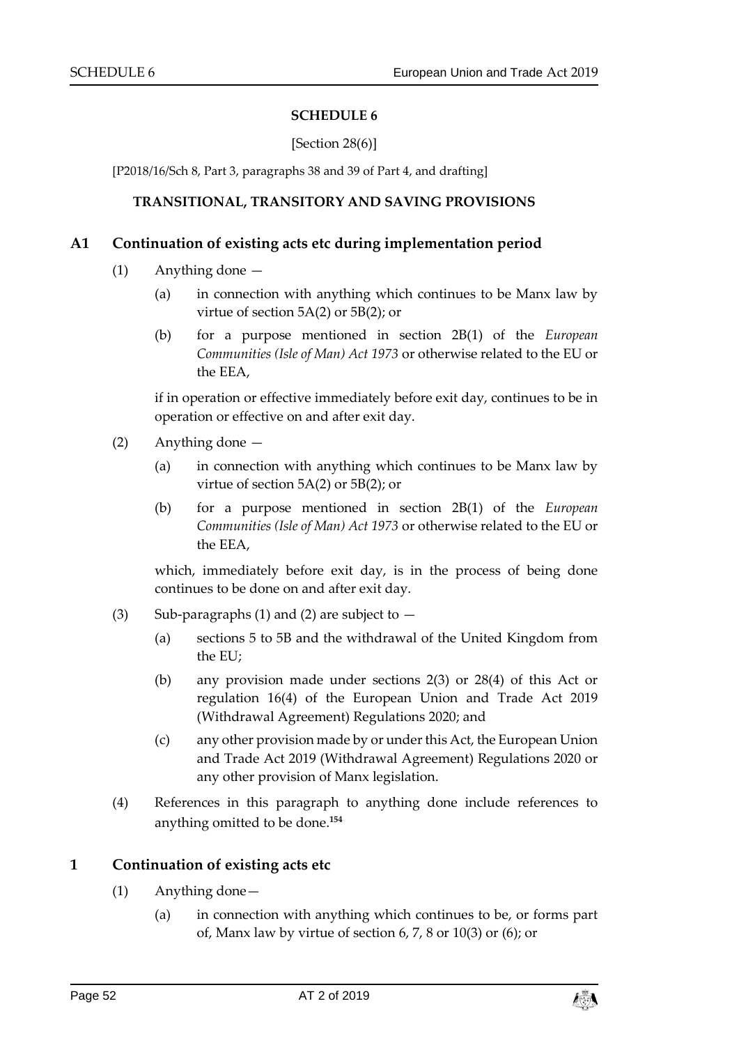# SCHEDULE 6

[Section 28(6)]

[P2018/16/Sch 8, Part 3, paragraphs 38 and 39 of Part 4, and drafting]

## TRANSITIONAL, TRANSITORY AND SAVING PROVISIONS

### A1 Continuation of existing acts etc during implementation period

(1) Anything done —

(a) in connection with anything which continues to be Manx law by virtue of section 5A(2) or 5B(2); or

(b) for a purpose mentioned in section 2B(1) of the *European Communities (Isle of Man) Act 1973* or otherwise related to the EU or the EEA,

if in operation or effective immediately before exit day, continues to be in operation or effective on and after exit day.

(2) Anything done —

(a) in connection with anything which continues to be Manx law by virtue of section 5A(2) or 5B(2); or

(b) for a purpose mentioned in section 2B(1) of the *European Communities (Isle of Man) Act 1973* or otherwise related to the EU or the EEA,

which, immediately before exit day, is in the process of being done continues to be done on and after exit day.

(3) Sub-paragraphs (1) and (2) are subject to —

(a) sections 5 to 5B and the withdrawal of the United Kingdom from the EU;

(b) any provision made under sections 2(3) or 28(4) of this Act or regulation 16(4) of the European Union and Trade Act 2019 (Withdrawal Agreement) Regulations 2020; and

(c) any other provision made by or under this Act, the European Union and Trade Act 2019 (Withdrawal Agreement) Regulations 2020 or any other provision of Manx legislation.

(4) References in this paragraph to anything done include references to anything omitted to be done.[154]

### 1 Continuation of existing acts etc

(1) Anything done—

(a) in connection with anything which continues to be, or forms part of, Manx law by virtue of section 6, 7, 8 or 10(3) or (6); or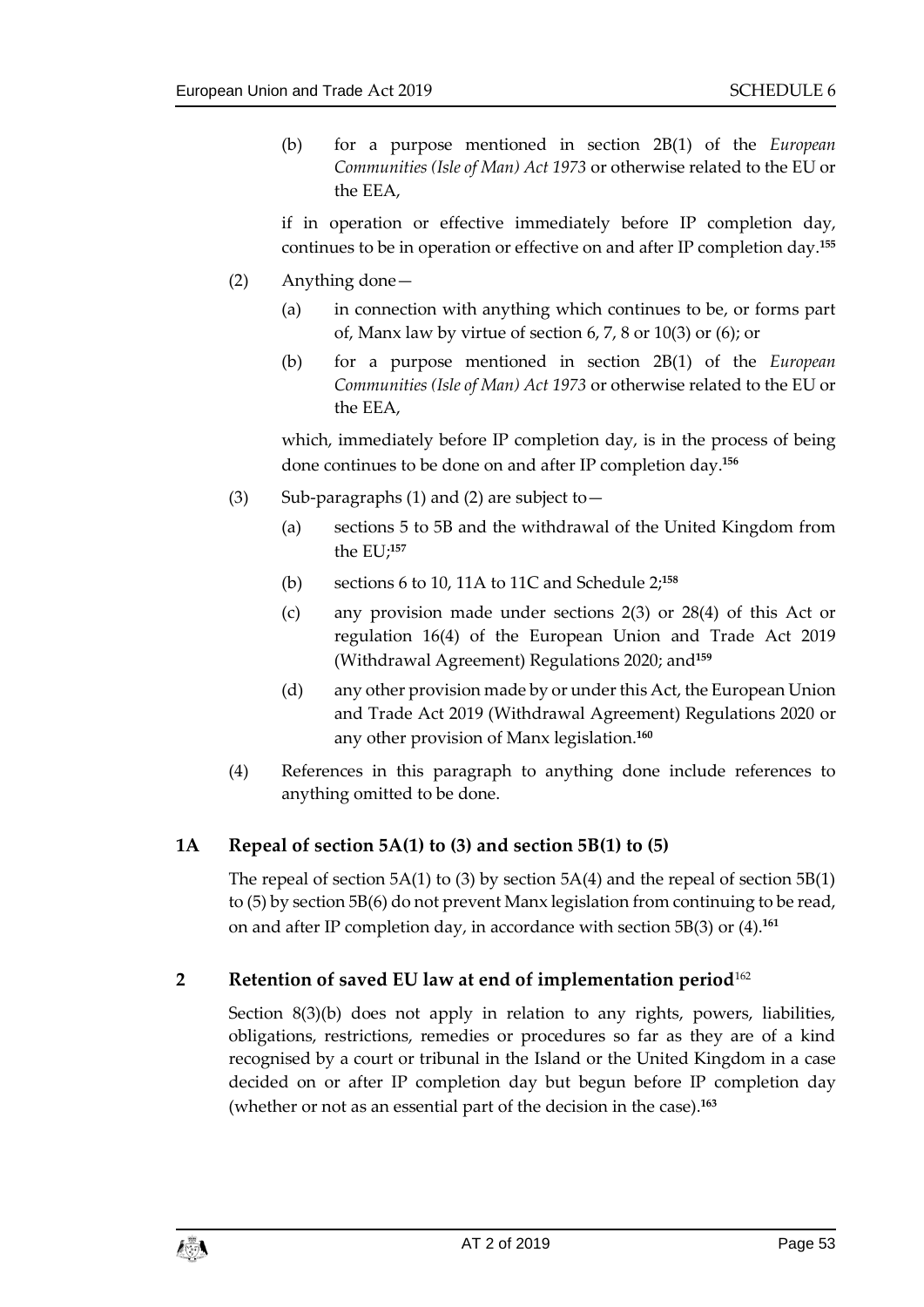(b) for a purpose mentioned in section 2B(1) of the *European Communities (Isle of Man) Act 1973* or otherwise related to the EU or the EEA,

if in operation or effective immediately before IP completion day, continues to be in operation or effective on and after IP completion day.[155]

(2) Anything done—

(a) in connection with anything which continues to be, or forms part of, Manx law by virtue of section 6, 7, 8 or 10(3) or (6); or

(b) for a purpose mentioned in section 2B(1) of the *European Communities (Isle of Man) Act 1973* or otherwise related to the EU or the EEA,

which, immediately before IP completion day, is in the process of being done continues to be done on and after IP completion day.[156]

(3) Sub-paragraphs (1) and (2) are subject to—

(a) sections 5 to 5B and the withdrawal of the United Kingdom from the EU;[157]

(b) sections 6 to 10, 11A to 11C and Schedule 2;[158]

(c) any provision made under sections 2(3) or 28(4) of this Act or regulation 16(4) of the European Union and Trade Act 2019 (Withdrawal Agreement) Regulations 2020; and[159]

(d) any other provision made by or under this Act, the European Union and Trade Act 2019 (Withdrawal Agreement) Regulations 2020 or any other provision of Manx legislation.[160]

(4) References in this paragraph to anything done include references to anything omitted to be done.

### 1A Repeal of section 5A(1) to (3) and section 5B(1) to (5)

The repeal of section 5A(1) to (3) by section 5A(4) and the repeal of section 5B(1) to (5) by section 5B(6) do not prevent Manx legislation from continuing to be read, on and after IP completion day, in accordance with section 5B(3) or (4).[161]

### 2 Retention of saved EU law at end of implementation period[162]

Section 8(3)(b) does not apply in relation to any rights, powers, liabilities, obligations, restrictions, remedies or procedures so far as they are of a kind recognised by a court or tribunal in the Island or the United Kingdom in a case decided on or after IP completion day but begun before IP completion day (whether or not as an essential part of the decision in the case).[163]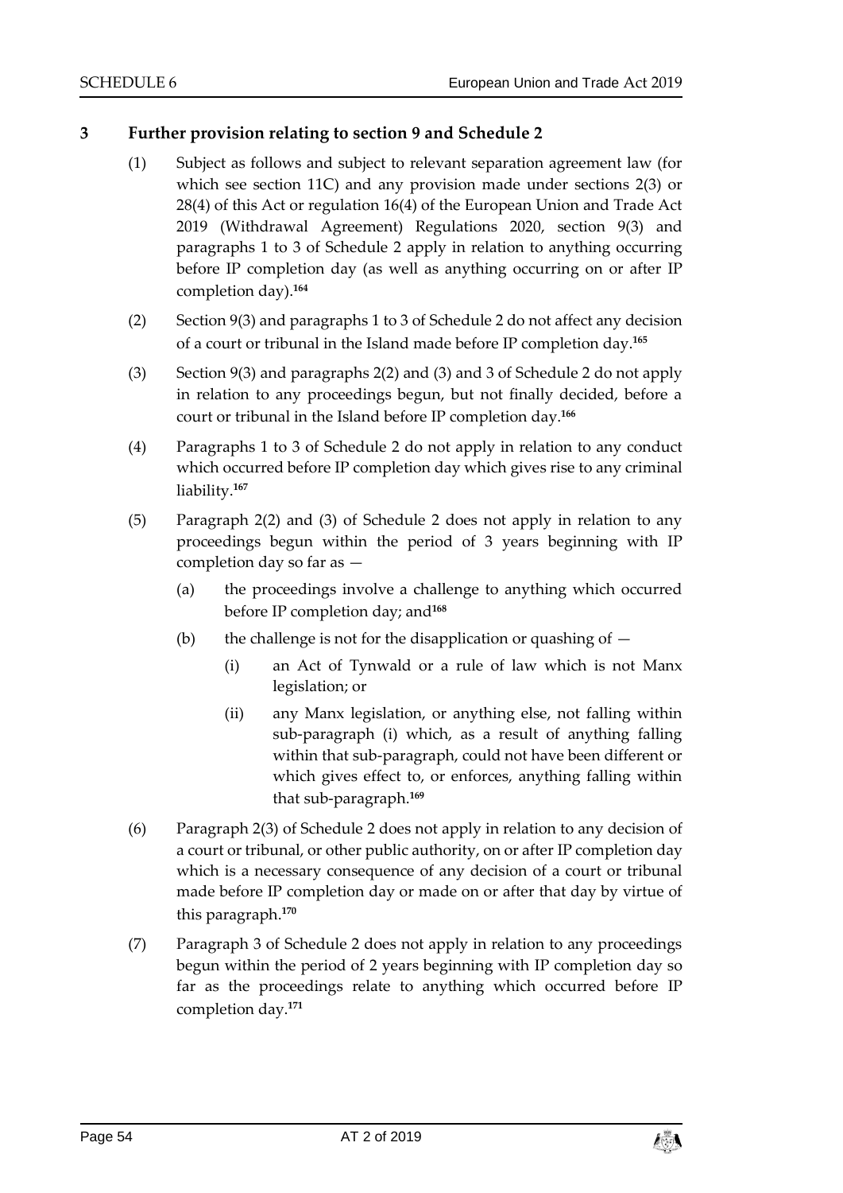### 3 Further provision relating to section 9 and Schedule 2

(1) Subject as follows and subject to relevant separation agreement law (for which see section 11C) and any provision made under sections 2(3) or 28(4) of this Act or regulation 16(4) of the European Union and Trade Act 2019 (Withdrawal Agreement) Regulations 2020, section 9(3) and paragraphs 1 to 3 of Schedule 2 apply in relation to anything occurring before IP completion day (as well as anything occurring on or after IP completion day).[164]

(2) Section 9(3) and paragraphs 1 to 3 of Schedule 2 do not affect any decision of a court or tribunal in the Island made before IP completion day.[165]

(3) Section 9(3) and paragraphs 2(2) and (3) and 3 of Schedule 2 do not apply in relation to any proceedings begun, but not finally decided, before a court or tribunal in the Island before IP completion day.[166]

(4) Paragraphs 1 to 3 of Schedule 2 do not apply in relation to any conduct which occurred before IP completion day which gives rise to any criminal liability.[167]

(5) Paragraph 2(2) and (3) of Schedule 2 does not apply in relation to any proceedings begun within the period of 3 years beginning with IP completion day so far as —

- (a) the proceedings involve a challenge to anything which occurred before IP completion day; and[168]
- (b) the challenge is not for the disapplication or quashing of —
  - (i) an Act of Tynwald or a rule of law which is not Manx legislation; or
  - (ii) any Manx legislation, or anything else, not falling within sub-paragraph (i) which, as a result of anything falling within that sub-paragraph, could not have been different or which gives effect to, or enforces, anything falling within that sub-paragraph.[169]

(6) Paragraph 2(3) of Schedule 2 does not apply in relation to any decision of a court or tribunal, or other public authority, on or after IP completion day which is a necessary consequence of any decision of a court or tribunal made before IP completion day or made on or after that day by virtue of this paragraph.[170]

(7) Paragraph 3 of Schedule 2 does not apply in relation to any proceedings begun within the period of 2 years beginning with IP completion day so far as the proceedings relate to anything which occurred before IP completion day.[171]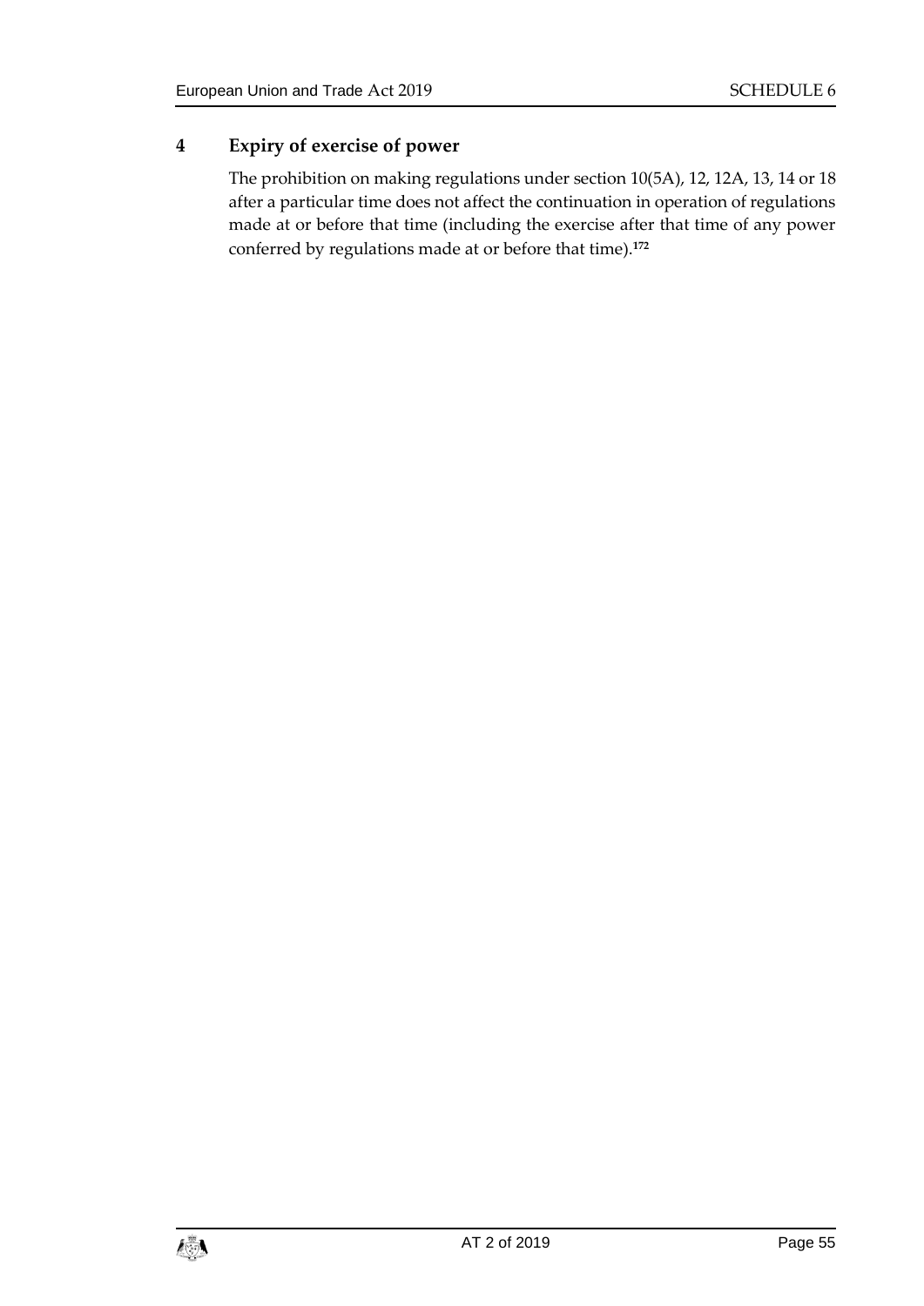## 4 Expiry of exercise of power

The prohibition on making regulations under section 10(5A), 12, 12A, 13, 14 or 18 after a particular time does not affect the continuation in operation of regulations made at or before that time (including the exercise after that time of any power conferred by regulations made at or before that time).[172]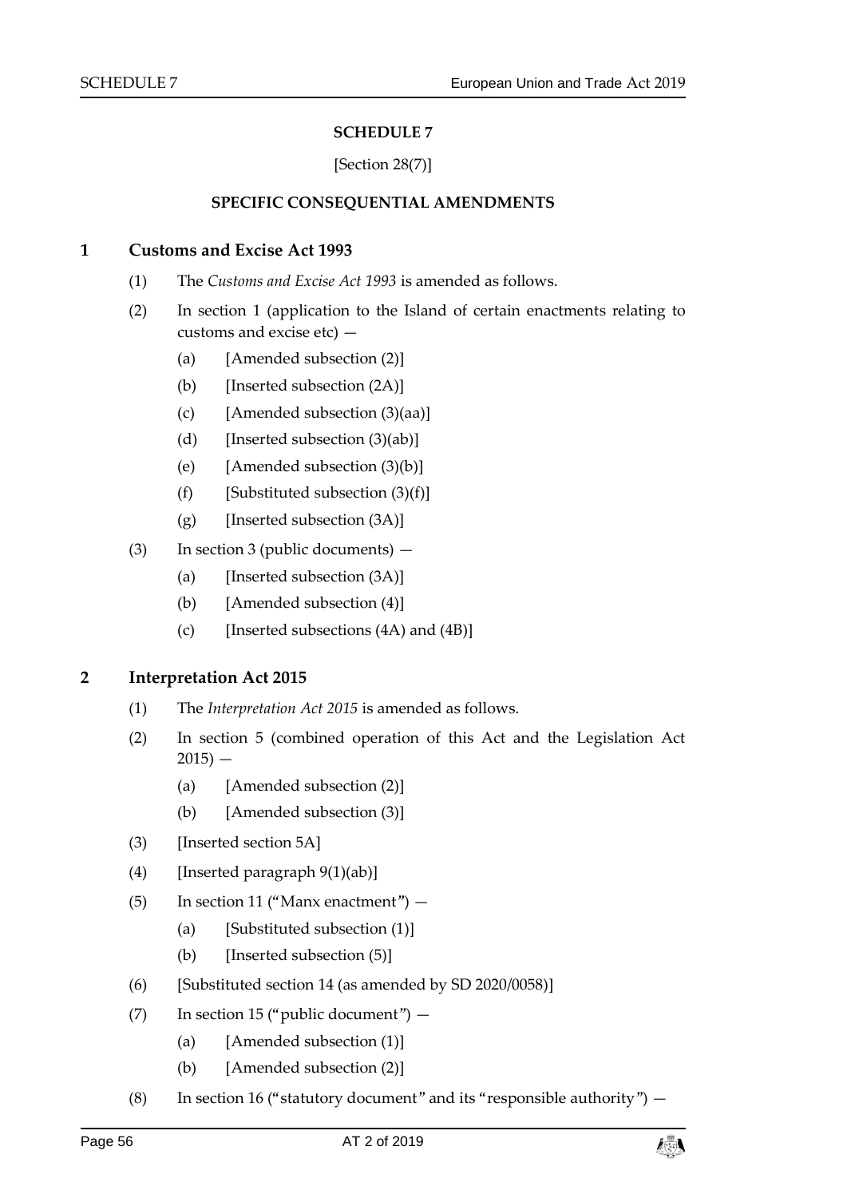## SCHEDULE 7

[Section 28(7)]

### SPECIFIC CONSEQUENTIAL AMENDMENTS

**1 Customs and Excise Act 1993**

(1) The *Customs and Excise Act 1993* is amended as follows.

(2) In section 1 (application to the Island of certain enactments relating to customs and excise etc) —

- (a) [Amended subsection (2)]
- (b) [Inserted subsection (2A)]
- (c) [Amended subsection (3)(aa)]
- (d) [Inserted subsection (3)(ab)]
- (e) [Amended subsection (3)(b)]
- (f) [Substituted subsection (3)(f)]
- (g) [Inserted subsection (3A)]

(3) In section 3 (public documents) —

- (a) [Inserted subsection (3A)]
- (b) [Amended subsection (4)]
- (c) [Inserted subsections (4A) and (4B)]

**2 Interpretation Act 2015**

(1) The *Interpretation Act 2015* is amended as follows.

(2) In section 5 (combined operation of this Act and the Legislation Act 2015) —

- (a) [Amended subsection (2)]
- (b) [Amended subsection (3)]

(3) [Inserted section 5A]

(4) [Inserted paragraph 9(1)(ab)]

(5) In section 11 ("Manx enactment") —

- (a) [Substituted subsection (1)]
- (b) [Inserted subsection (5)]

(6) [Substituted section 14 (as amended by SD 2020/0058)]

(7) In section 15 ("public document") —

- (a) [Amended subsection (1)]
- (b) [Amended subsection (2)]

(8) In section 16 ("statutory document" and its "responsible authority") —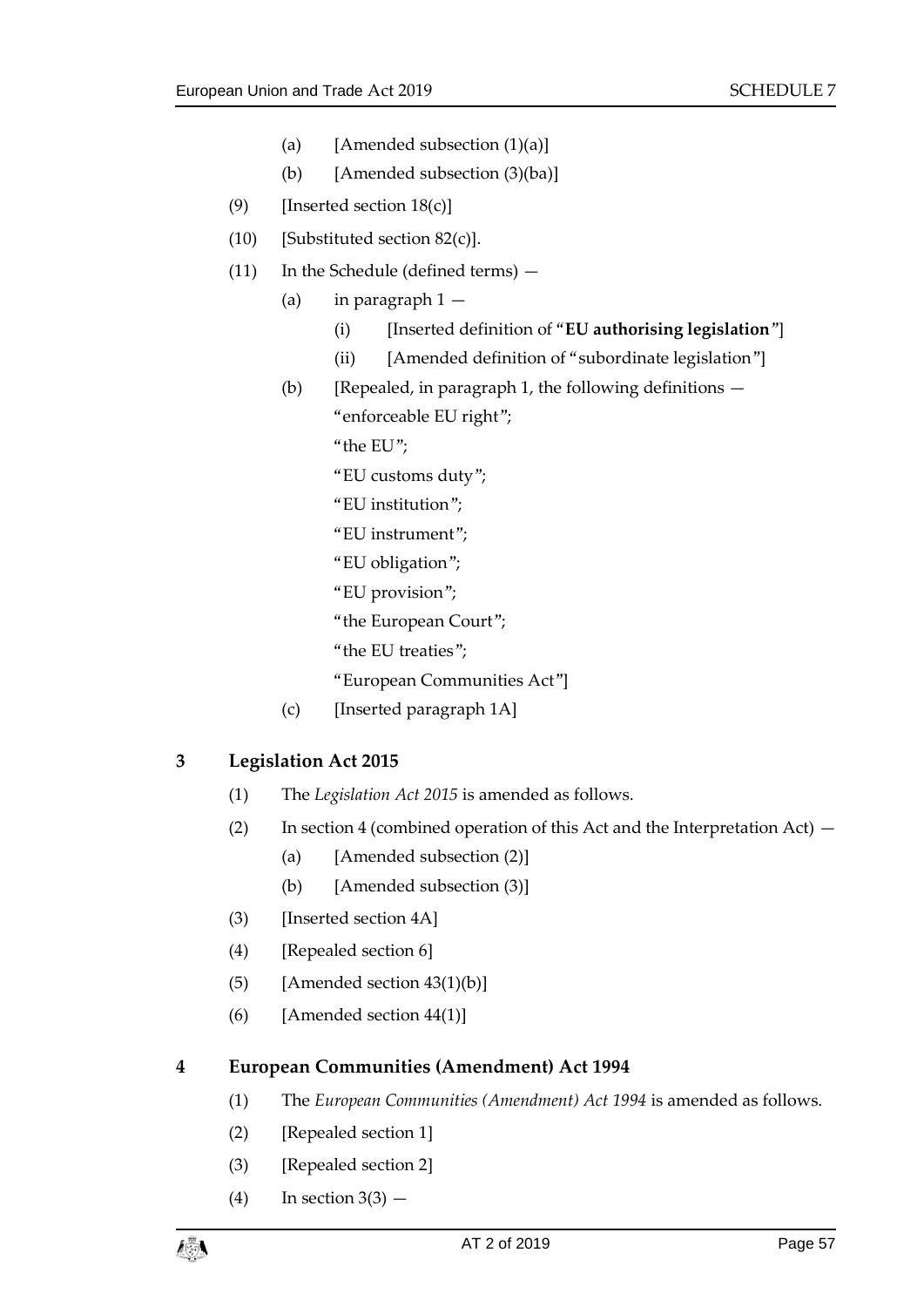(a) [Amended subsection (1)(a)]

(b) [Amended subsection (3)(ba)]

(9) [Inserted section 18(c)]

(10) [Substituted section 82(c)].

(11) In the Schedule (defined terms) —

(a) in paragraph 1 —

(i) [Inserted definition of "**EU authorising legislation**"]

(ii) [Amended definition of "subordinate legislation"]

(b) [Repealed, in paragraph 1, the following definitions —

"enforceable EU right";

"the EU";

"EU customs duty";

"EU institution";

"EU instrument";

"EU obligation";

"EU provision";

"the European Court";

"the EU treaties";

"European Communities Act"]

(c) [Inserted paragraph 1A]

## 3 Legislation Act 2015

(1) The *Legislation Act 2015* is amended as follows.

(2) In section 4 (combined operation of this Act and the Interpretation Act) —

(a) [Amended subsection (2)]

(b) [Amended subsection (3)]

(3) [Inserted section 4A]

(4) [Repealed section 6]

(5) [Amended section 43(1)(b)]

(6) [Amended section 44(1)]

## 4 European Communities (Amendment) Act 1994

(1) The *European Communities (Amendment) Act 1994* is amended as follows.

(2) [Repealed section 1]

(3) [Repealed section 2]

(4) In section 3(3) —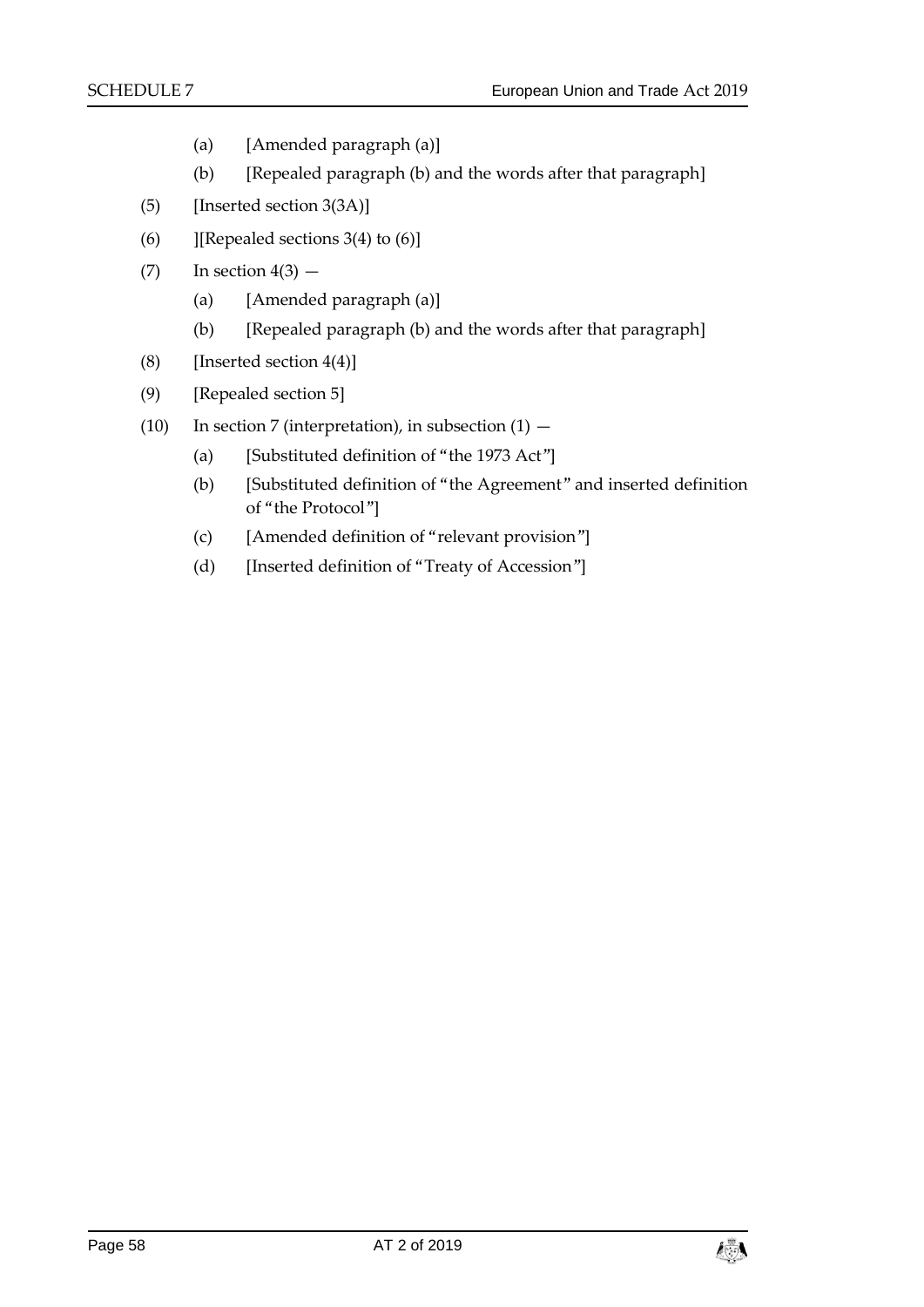(a) [Amended paragraph (a)]

(b) [Repealed paragraph (b) and the words after that paragraph]

(5) [Inserted section 3(3A)]

(6) ][Repealed sections 3(4) to (6)]

(7) In section 4(3) —

(a) [Amended paragraph (a)]

(b) [Repealed paragraph (b) and the words after that paragraph]

(8) [Inserted section 4(4)]

(9) [Repealed section 5]

(10) In section 7 (interpretation), in subsection (1) —

(a) [Substituted definition of "the 1973 Act"]

(b) [Substituted definition of "the Agreement" and inserted definition of "the Protocol"]

(c) [Amended definition of "relevant provision"]

(d) [Inserted definition of "Treaty of Accession"]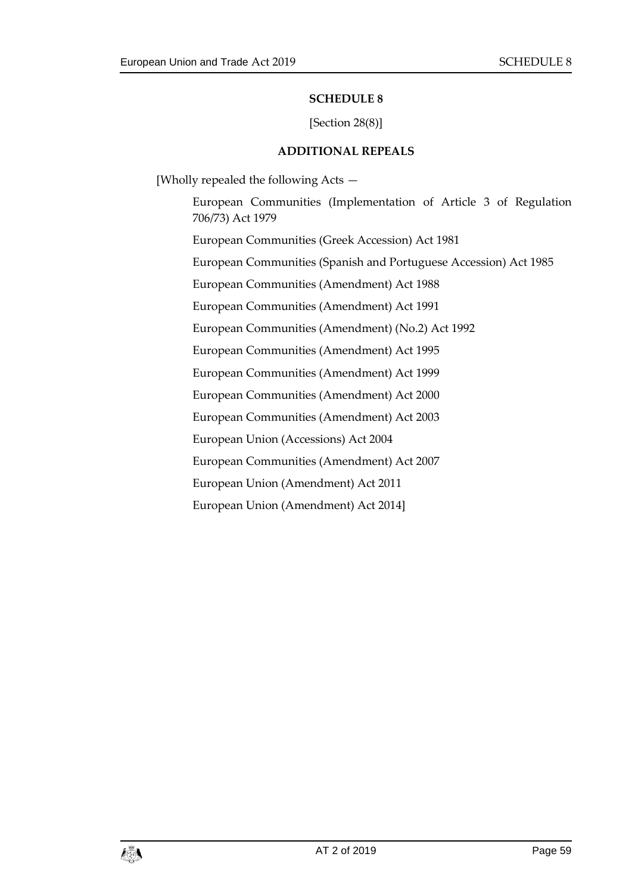## SCHEDULE 8

[Section 28(8)]

### ADDITIONAL REPEALS

[Wholly repealed the following Acts —

European Communities (Implementation of Article 3 of Regulation 706/73) Act 1979

European Communities (Greek Accession) Act 1981

European Communities (Spanish and Portuguese Accession) Act 1985

European Communities (Amendment) Act 1988

European Communities (Amendment) Act 1991

European Communities (Amendment) (No.2) Act 1992

European Communities (Amendment) Act 1995

European Communities (Amendment) Act 1999

European Communities (Amendment) Act 2000

European Communities (Amendment) Act 2003

European Union (Accessions) Act 2004

European Communities (Amendment) Act 2007

European Union (Amendment) Act 2011

European Union (Amendment) Act 2014]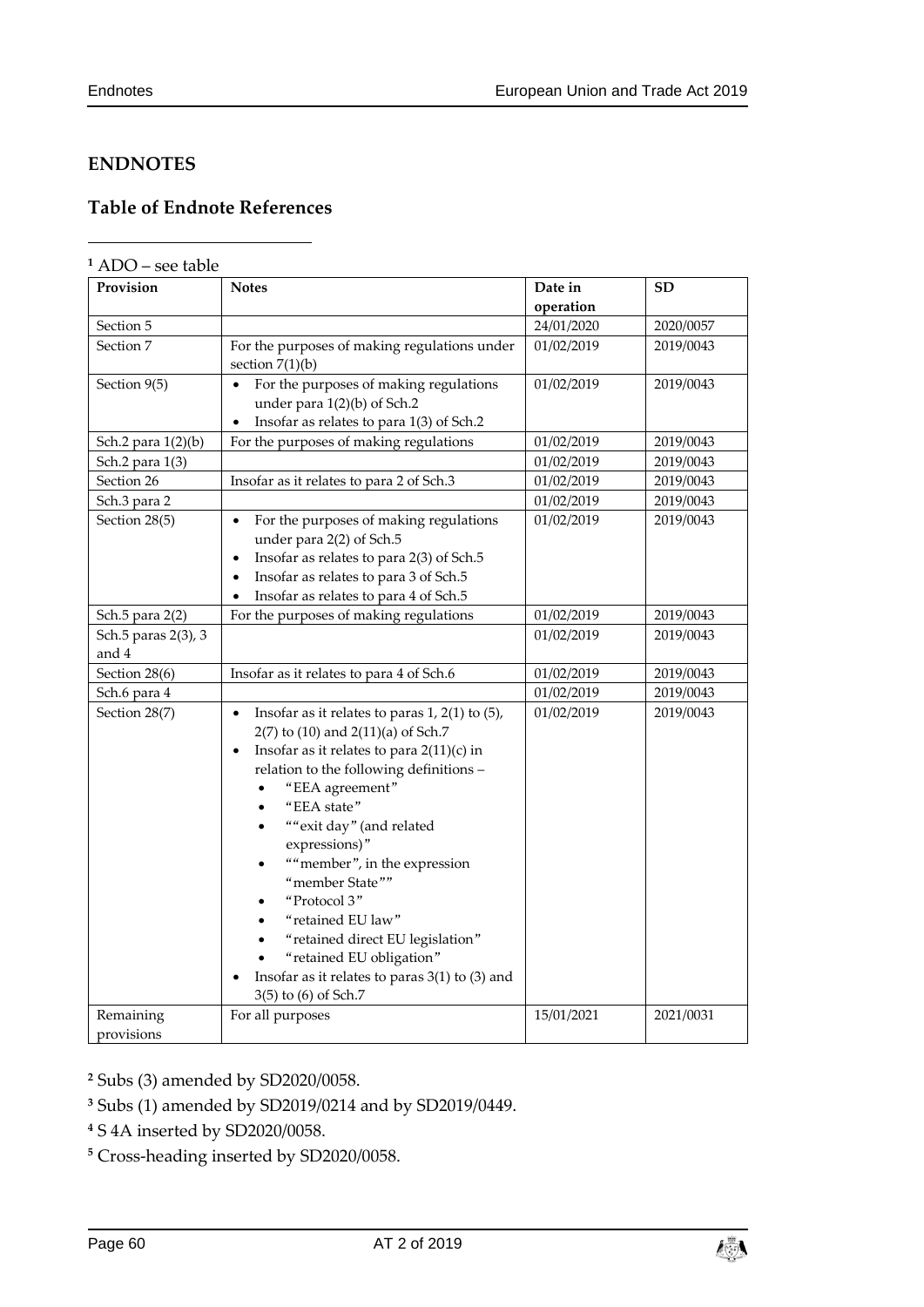## ENDNOTES

### Table of Endnote References

[1] ADO – see table

| Provision | Notes | Date in operation | SD |
|---|---|---|---|
| Section 5 | | 24/01/2020 | 2020/0057 |
| Section 7 | For the purposes of making regulations under section 7(1)(b) | 01/02/2019 | 2019/0043 |
| Section 9(5) | • For the purposes of making regulations under para 1(2)(b) of Sch.2<br>• Insofar as relates to para 1(3) of Sch.2 | 01/02/2019 | 2019/0043 |
| Sch.2 para 1(2)(b) | For the purposes of making regulations | 01/02/2019 | 2019/0043 |
| Sch.2 para 1(3) | | 01/02/2019 | 2019/0043 |
| Section 26 | Insofar as it relates to para 2 of Sch.3 | 01/02/2019 | 2019/0043 |
| Sch.3 para 2 | | 01/02/2019 | 2019/0043 |
| Section 28(5) | • For the purposes of making regulations under para 2(2) of Sch.5<br>• Insofar as relates to para 2(3) of Sch.5<br>• Insofar as relates to para 3 of Sch.5<br>• Insofar as relates to para 4 of Sch.5 | 01/02/2019 | 2019/0043 |
| Sch.5 para 2(2) | For the purposes of making regulations | 01/02/2019 | 2019/0043 |
| Sch.5 paras 2(3), 3 and 4 | | 01/02/2019 | 2019/0043 |
| Section 28(6) | Insofar as it relates to para 4 of Sch.6 | 01/02/2019 | 2019/0043 |
| Sch.6 para 4 | | 01/02/2019 | 2019/0043 |
| Section 28(7) | • Insofar as it relates to paras 1, 2(1) to (5), 2(7) to (10) and 2(11)(a) of Sch.7<br>• Insofar as it relates to para 2(11)(c) in relation to the following definitions –<br>• "EEA agreement"<br>• "EEA state"<br>• ""exit day" (and related expressions)"<br>• ""member", in the expression "member State""<br>• "Protocol 3"<br>• "retained EU law"<br>• "retained direct EU legislation"<br>• "retained EU obligation"<br>• Insofar as it relates to paras 3(1) to (3) and 3(5) to (6) of Sch.7 | 01/02/2019 | 2019/0043 |
| Remaining provisions | For all purposes | 15/01/2021 | 2021/0031 |

[2] Subs (3) amended by SD2020/0058.

[3] Subs (1) amended by SD2019/0214 and by SD2019/0449.

[4] S 4A inserted by SD2020/0058.

[5] Cross-heading inserted by SD2020/0058.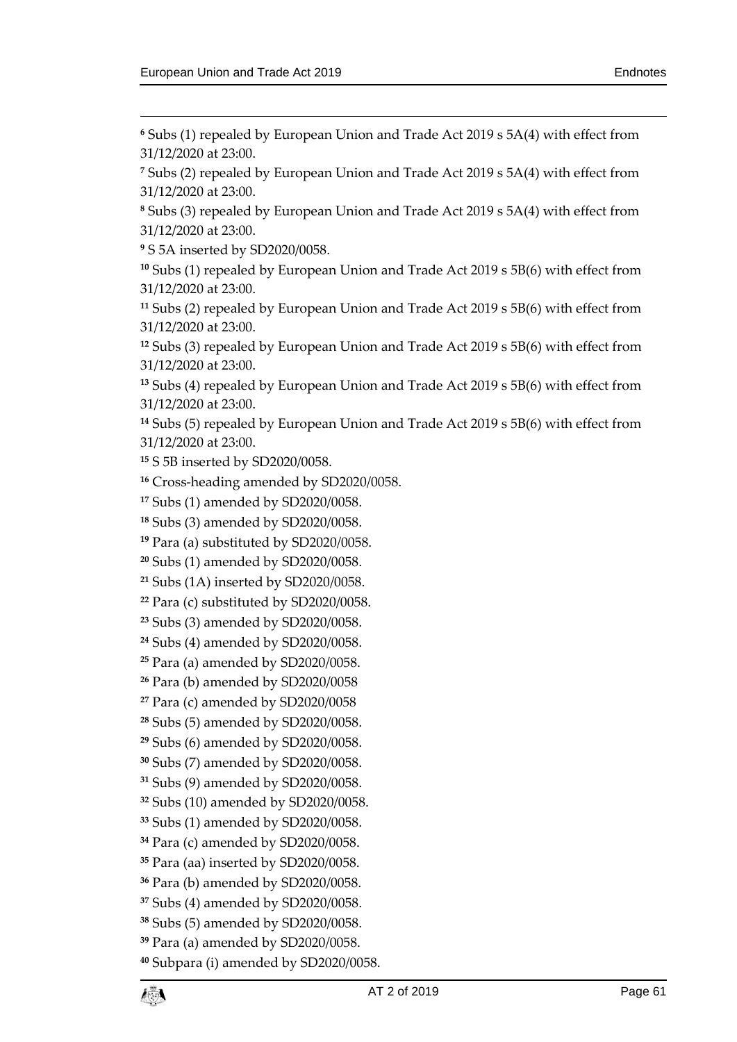[6] Subs (1) repealed by European Union and Trade Act 2019 s 5A(4) with effect from 31/12/2020 at 23:00.

[7] Subs (2) repealed by European Union and Trade Act 2019 s 5A(4) with effect from 31/12/2020 at 23:00.

[8] Subs (3) repealed by European Union and Trade Act 2019 s 5A(4) with effect from 31/12/2020 at 23:00.

[9] S 5A inserted by SD2020/0058.

[10] Subs (1) repealed by European Union and Trade Act 2019 s 5B(6) with effect from 31/12/2020 at 23:00.

[11] Subs (2) repealed by European Union and Trade Act 2019 s 5B(6) with effect from 31/12/2020 at 23:00.

[12] Subs (3) repealed by European Union and Trade Act 2019 s 5B(6) with effect from 31/12/2020 at 23:00.

[13] Subs (4) repealed by European Union and Trade Act 2019 s 5B(6) with effect from 31/12/2020 at 23:00.

[14] Subs (5) repealed by European Union and Trade Act 2019 s 5B(6) with effect from 31/12/2020 at 23:00.

[15] S 5B inserted by SD2020/0058.

[16] Cross-heading amended by SD2020/0058.

[17] Subs (1) amended by SD2020/0058.

[18] Subs (3) amended by SD2020/0058.

[19] Para (a) substituted by SD2020/0058.

[20] Subs (1) amended by SD2020/0058.

[21] Subs (1A) inserted by SD2020/0058.

[22] Para (c) substituted by SD2020/0058.

[23] Subs (3) amended by SD2020/0058.

[24] Subs (4) amended by SD2020/0058.

[25] Para (a) amended by SD2020/0058.

[26] Para (b) amended by SD2020/0058

[27] Para (c) amended by SD2020/0058

[28] Subs (5) amended by SD2020/0058.

[29] Subs (6) amended by SD2020/0058.

[30] Subs (7) amended by SD2020/0058.

[31] Subs (9) amended by SD2020/0058.

[32] Subs (10) amended by SD2020/0058.

[33] Subs (1) amended by SD2020/0058.

[34] Para (c) amended by SD2020/0058.

[35] Para (aa) inserted by SD2020/0058.

[36] Para (b) amended by SD2020/0058.

[37] Subs (4) amended by SD2020/0058.

[38] Subs (5) amended by SD2020/0058.

[39] Para (a) amended by SD2020/0058.

[40] Subpara (i) amended by SD2020/0058.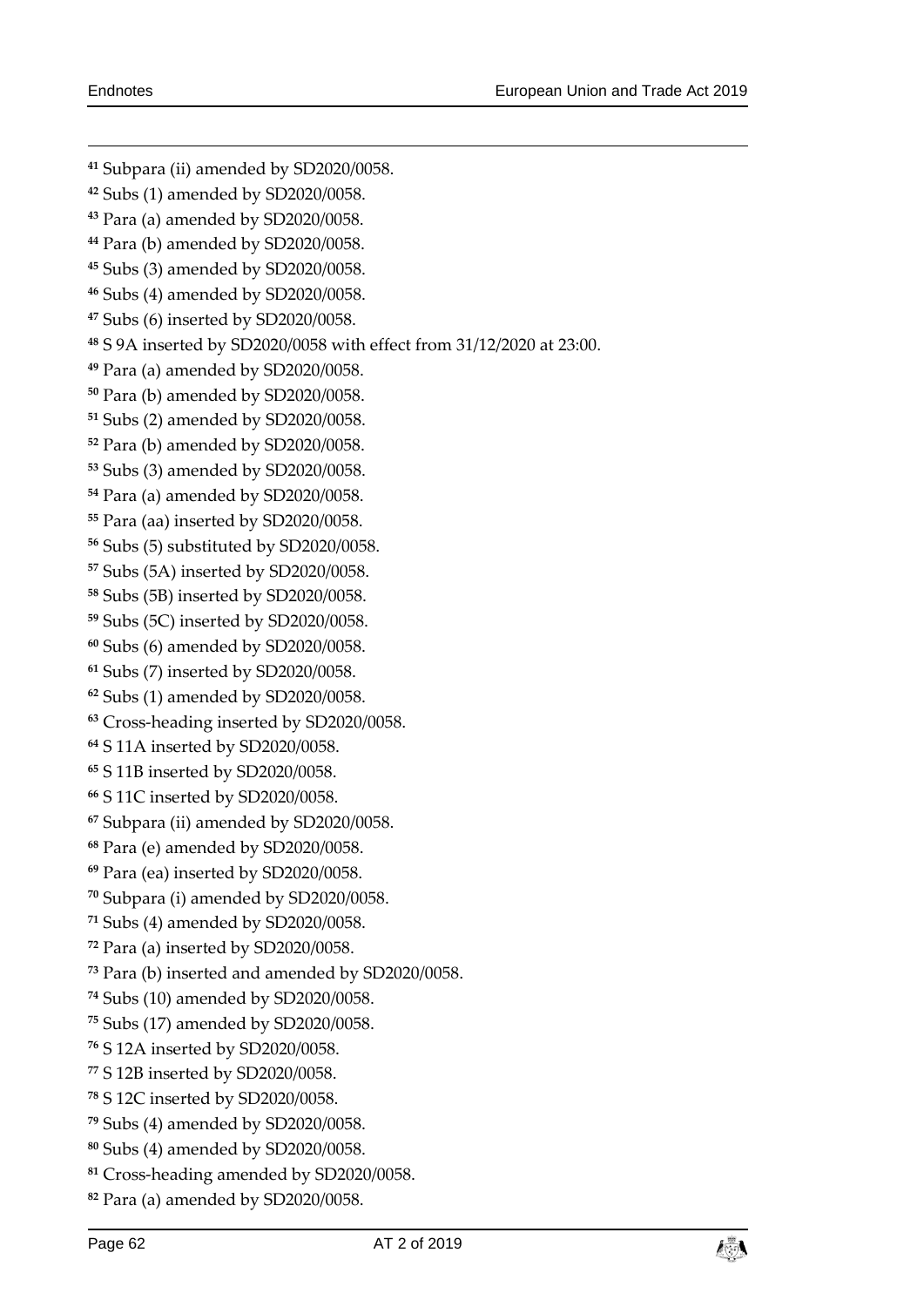[41] Subpara (ii) amended by SD2020/0058.

[42] Subs (1) amended by SD2020/0058.

[43] Para (a) amended by SD2020/0058.

[44] Para (b) amended by SD2020/0058.

[45] Subs (3) amended by SD2020/0058.

[46] Subs (4) amended by SD2020/0058.

[47] Subs (6) inserted by SD2020/0058.

[48] S 9A inserted by SD2020/0058 with effect from 31/12/2020 at 23:00.

[49] Para (a) amended by SD2020/0058.

[50] Para (b) amended by SD2020/0058.

[51] Subs (2) amended by SD2020/0058.

[52] Para (b) amended by SD2020/0058.

[53] Subs (3) amended by SD2020/0058.

[54] Para (a) amended by SD2020/0058.

[55] Para (aa) inserted by SD2020/0058.

[56] Subs (5) substituted by SD2020/0058.

[57] Subs (5A) inserted by SD2020/0058.

[58] Subs (5B) inserted by SD2020/0058.

[59] Subs (5C) inserted by SD2020/0058.

[60] Subs (6) amended by SD2020/0058.

[61] Subs (7) inserted by SD2020/0058.

[62] Subs (1) amended by SD2020/0058.

[63] Cross-heading inserted by SD2020/0058.

[64] S 11A inserted by SD2020/0058.

[65] S 11B inserted by SD2020/0058.

[66] S 11C inserted by SD2020/0058.

[67] Subpara (ii) amended by SD2020/0058.

[68] Para (e) amended by SD2020/0058.

[69] Para (ea) inserted by SD2020/0058.

[70] Subpara (i) amended by SD2020/0058.

[71] Subs (4) amended by SD2020/0058.

[72] Para (a) inserted by SD2020/0058.

[73] Para (b) inserted and amended by SD2020/0058.

[74] Subs (10) amended by SD2020/0058.

[75] Subs (17) amended by SD2020/0058.

[76] S 12A inserted by SD2020/0058.

[77] S 12B inserted by SD2020/0058.

[78] S 12C inserted by SD2020/0058.

[79] Subs (4) amended by SD2020/0058.

[80] Subs (4) amended by SD2020/0058.

[81] Cross-heading amended by SD2020/0058.

[82] Para (a) amended by SD2020/0058.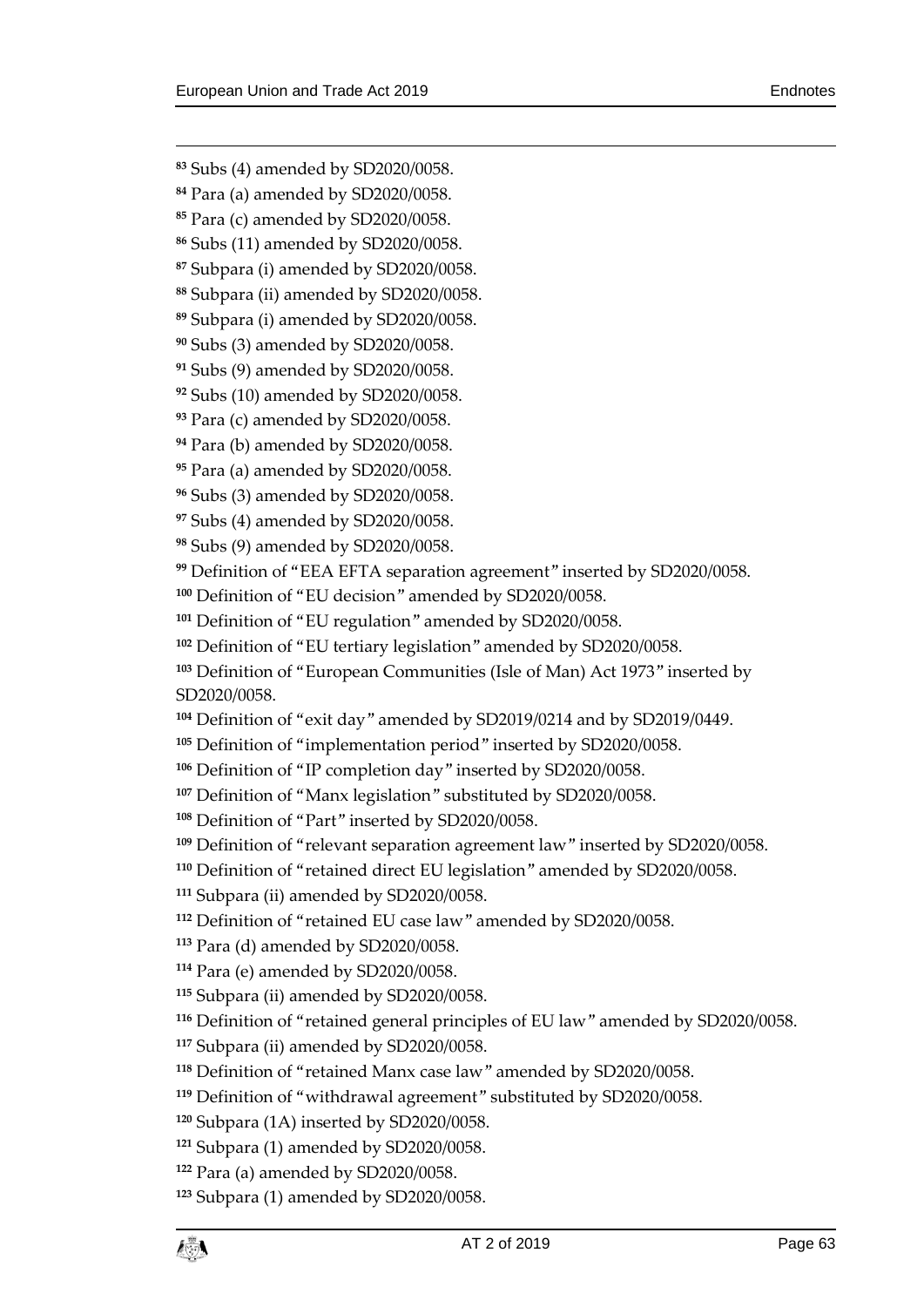[83] Subs (4) amended by SD2020/0058.

[84] Para (a) amended by SD2020/0058.

[85] Para (c) amended by SD2020/0058.

[86] Subs (11) amended by SD2020/0058.

[87] Subpara (i) amended by SD2020/0058.

[88] Subpara (ii) amended by SD2020/0058.

[89] Subpara (i) amended by SD2020/0058.

[90] Subs (3) amended by SD2020/0058.

[91] Subs (9) amended by SD2020/0058.

[92] Subs (10) amended by SD2020/0058.

[93] Para (c) amended by SD2020/0058.

[94] Para (b) amended by SD2020/0058.

[95] Para (a) amended by SD2020/0058.

[96] Subs (3) amended by SD2020/0058.

[97] Subs (4) amended by SD2020/0058.

[98] Subs (9) amended by SD2020/0058.

[99] Definition of "EEA EFTA separation agreement" inserted by SD2020/0058.

[100] Definition of "EU decision" amended by SD2020/0058.

[101] Definition of "EU regulation" amended by SD2020/0058.

[102] Definition of "EU tertiary legislation" amended by SD2020/0058.

[103] Definition of "European Communities (Isle of Man) Act 1973" inserted by SD2020/0058.

[104] Definition of "exit day" amended by SD2019/0214 and by SD2019/0449.

[105] Definition of "implementation period" inserted by SD2020/0058.

[106] Definition of "IP completion day" inserted by SD2020/0058.

[107] Definition of "Manx legislation" substituted by SD2020/0058.

[108] Definition of "Part" inserted by SD2020/0058.

[109] Definition of "relevant separation agreement law" inserted by SD2020/0058.

[110] Definition of "retained direct EU legislation" amended by SD2020/0058.

[111] Subpara (ii) amended by SD2020/0058.

[112] Definition of "retained EU case law" amended by SD2020/0058.

[113] Para (d) amended by SD2020/0058.

[114] Para (e) amended by SD2020/0058.

[115] Subpara (ii) amended by SD2020/0058.

[116] Definition of "retained general principles of EU law" amended by SD2020/0058.

[117] Subpara (ii) amended by SD2020/0058.

[118] Definition of "retained Manx case law" amended by SD2020/0058.

[119] Definition of "withdrawal agreement" substituted by SD2020/0058.

[120] Subpara (1A) inserted by SD2020/0058.

[121] Subpara (1) amended by SD2020/0058.

[122] Para (a) amended by SD2020/0058.

[123] Subpara (1) amended by SD2020/0058.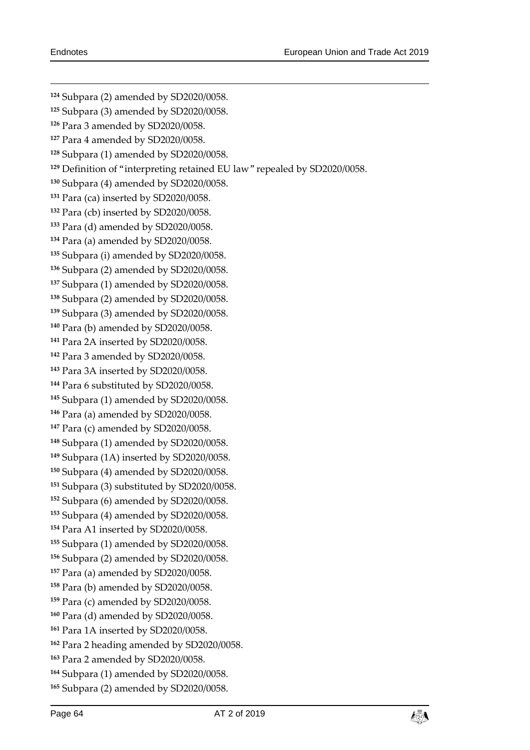[124] Subpara (2) amended by SD2020/0058.

[125] Subpara (3) amended by SD2020/0058.

[126] Para 3 amended by SD2020/0058.

[127] Para 4 amended by SD2020/0058.

[128] Subpara (1) amended by SD2020/0058.

[129] Definition of "interpreting retained EU law" repealed by SD2020/0058.

[130] Subpara (4) amended by SD2020/0058.

[131] Para (ca) inserted by SD2020/0058.

[132] Para (cb) inserted by SD2020/0058.

[133] Para (d) amended by SD2020/0058.

[134] Para (a) amended by SD2020/0058.

[135] Subpara (i) amended by SD2020/0058.

[136] Subpara (2) amended by SD2020/0058.

[137] Subpara (1) amended by SD2020/0058.

[138] Subpara (2) amended by SD2020/0058.

[139] Subpara (3) amended by SD2020/0058.

[140] Para (b) amended by SD2020/0058.

[141] Para 2A inserted by SD2020/0058.

[142] Para 3 amended by SD2020/0058.

[143] Para 3A inserted by SD2020/0058.

[144] Para 6 substituted by SD2020/0058.

[145] Subpara (1) amended by SD2020/0058.

[146] Para (a) amended by SD2020/0058.

[147] Para (c) amended by SD2020/0058.

[148] Subpara (1) amended by SD2020/0058.

[149] Subpara (1A) inserted by SD2020/0058.

[150] Subpara (4) amended by SD2020/0058.

[151] Subpara (3) substituted by SD2020/0058.

[152] Subpara (6) amended by SD2020/0058.

[153] Subpara (4) amended by SD2020/0058.

[154] Para A1 inserted by SD2020/0058.

[155] Subpara (1) amended by SD2020/0058.

[156] Subpara (2) amended by SD2020/0058.

[157] Para (a) amended by SD2020/0058.

[158] Para (b) amended by SD2020/0058.

[159] Para (c) amended by SD2020/0058.

[160] Para (d) amended by SD2020/0058.

[161] Para 1A inserted by SD2020/0058.

[162] Para 2 heading amended by SD2020/0058.

[163] Para 2 amended by SD2020/0058.

[164] Subpara (1) amended by SD2020/0058.

[165] Subpara (2) amended by SD2020/0058.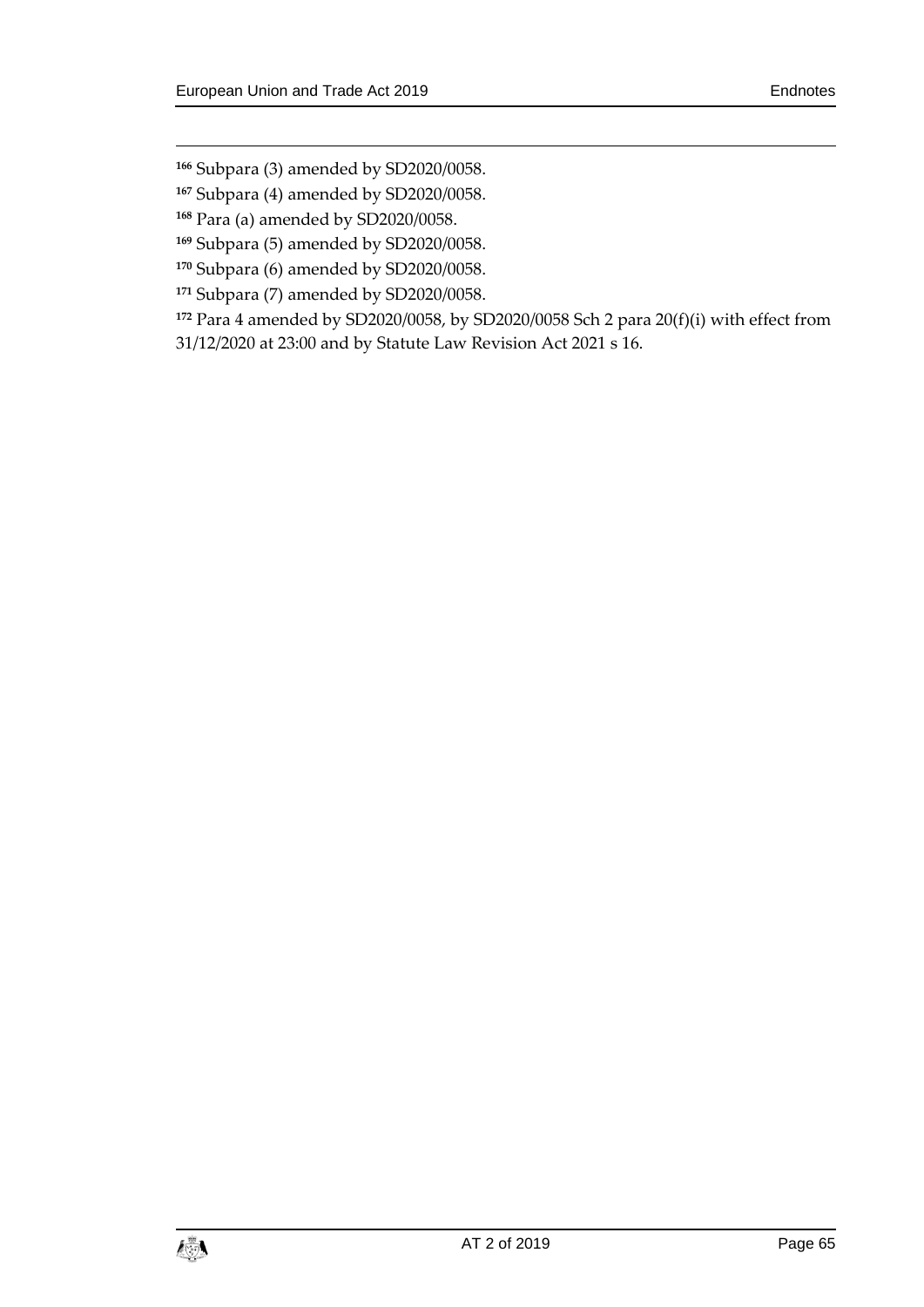[166] Subpara (3) amended by SD2020/0058.

[167] Subpara (4) amended by SD2020/0058.

[168] Para (a) amended by SD2020/0058.

[169] Subpara (5) amended by SD2020/0058.

[170] Subpara (6) amended by SD2020/0058.

[171] Subpara (7) amended by SD2020/0058.

[172] Para 4 amended by SD2020/0058, by SD2020/0058 Sch 2 para 20(f)(i) with effect from 31/12/2020 at 23:00 and by Statute Law Revision Act 2021 s 16.